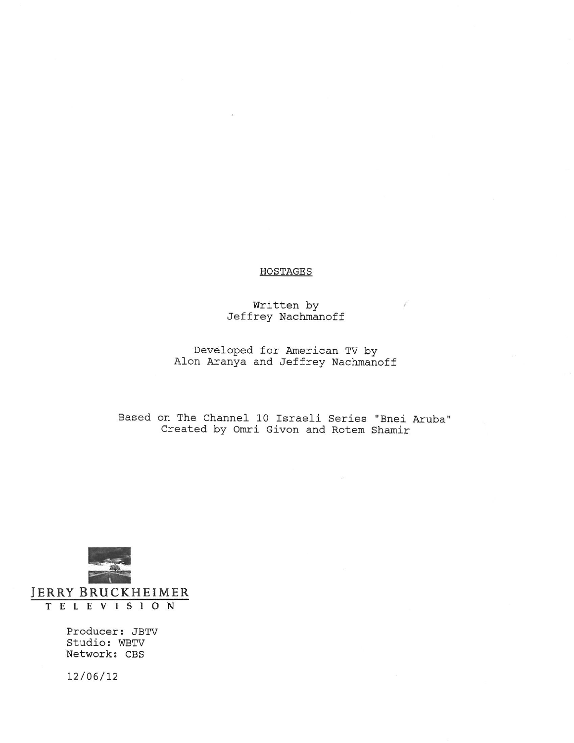# HOSTAGES

Written by
Jeffrey Nachmanoff

Developed for American TV by
Alon Aranya and Jeffrey Nachmanoff

Based on The Channel 10 Israeli Series "Bnei Aruba"
Created by Omri Givon and Rotem Shamir

JERRY BRUCKHEIMER
TELEVISION

Producer: JBTV
Studio: WBTV
Network: CBS

12/06/12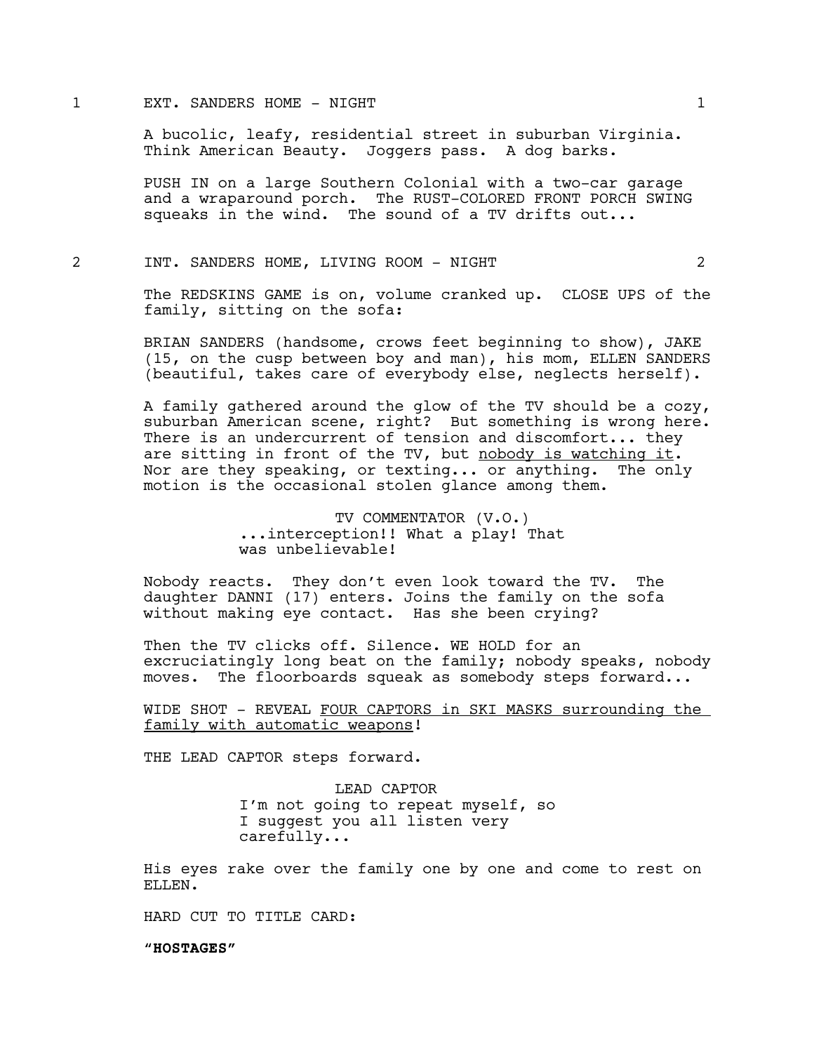1 EXT. SANDERS HOME - NIGHT 1

A bucolic, leafy, residential street in suburban Virginia. Think American Beauty. Joggers pass. A dog barks.

PUSH IN on a large Southern Colonial with a two-car garage and a wraparound porch. The RUST-COLORED FRONT PORCH SWING squeaks in the wind. The sound of a TV drifts out...

2 INT. SANDERS HOME, LIVING ROOM - NIGHT 2

The REDSKINS GAME is on, volume cranked up. CLOSE UPS of the family, sitting on the sofa:

BRIAN SANDERS (handsome, crows feet beginning to show), JAKE (15, on the cusp between boy and man), his mom, ELLEN SANDERS (beautiful, takes care of everybody else, neglects herself).

A family gathered around the glow of the TV should be a cozy, suburban American scene, right? But something is wrong here. There is an undercurrent of tension and discomfort... they are sitting in front of the TV, but <u>nobody is watching it</u>. Nor are they speaking, or texting... or anything. The only motion is the occasional stolen glance among them.

TV COMMENTATOR (V.O.)
...interception!! What a play! That was unbelievable!

Nobody reacts. They don't even look toward the TV. The daughter DANNI (17) enters. Joins the family on the sofa without making eye contact. Has she been crying?

Then the TV clicks off. Silence. WE HOLD for an excruciatingly long beat on the family; nobody speaks, nobody moves. The floorboards squeak as somebody steps forward...

WIDE SHOT - REVEAL <u>FOUR CAPTORS in SKI MASKS surrounding the family with automatic weapons</u>!

THE LEAD CAPTOR steps forward.

LEAD CAPTOR
I'm not going to repeat myself, so I suggest you all listen very carefully...

His eyes rake over the family one by one and come to rest on ELLEN.

HARD CUT TO TITLE CARD:

**"HOSTAGES"**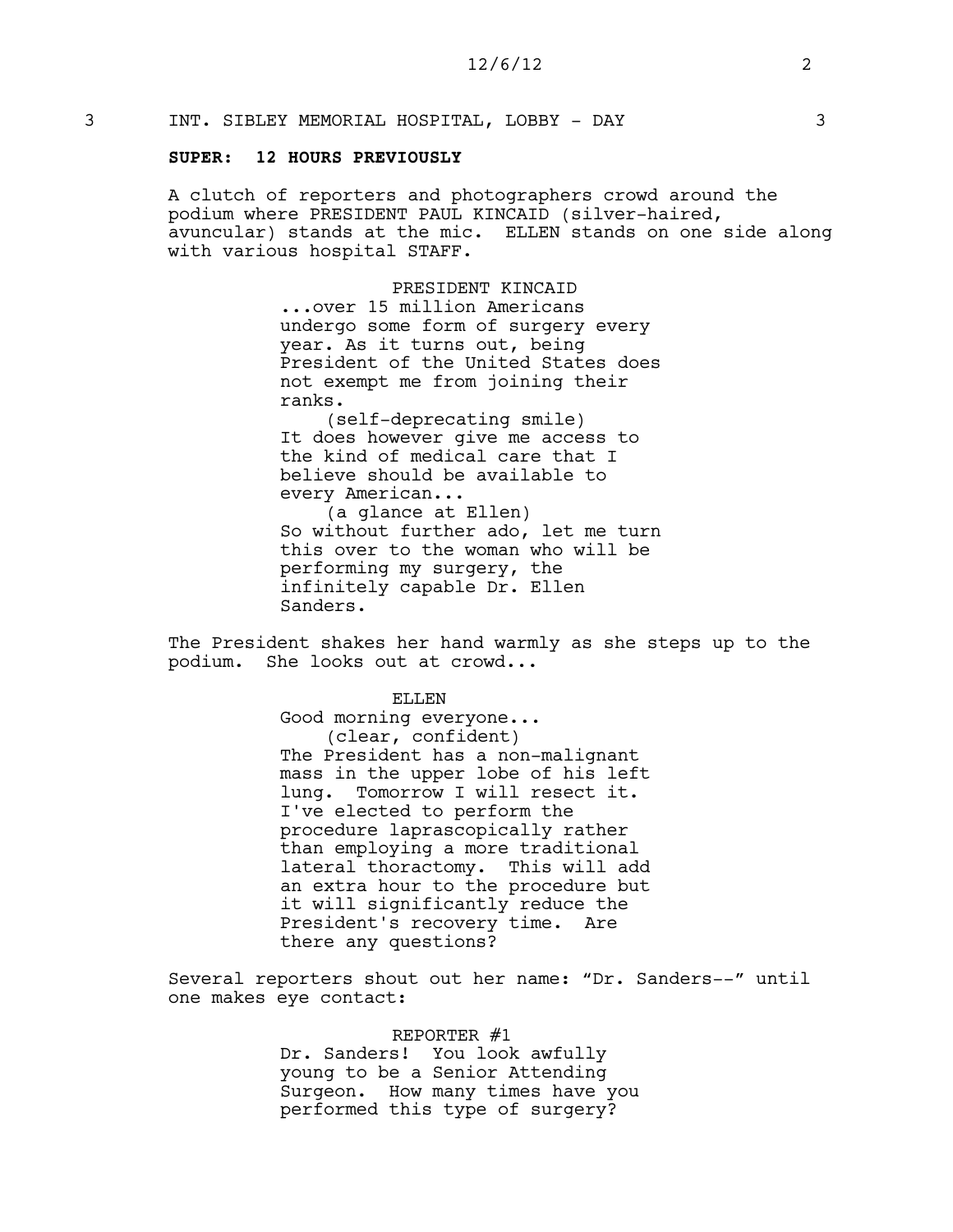3 INT. SIBLEY MEMORIAL HOSPITAL, LOBBY - DAY 3

**SUPER: 12 HOURS PREVIOUSLY**

A clutch of reporters and photographers crowd around the podium where PRESIDENT PAUL KINCAID (silver-haired, avuncular) stands at the mic. ELLEN stands on one side along with various hospital STAFF.

PRESIDENT KINCAID
...over 15 million Americans undergo some form of surgery every year. As it turns out, being President of the United States does not exempt me from joining their ranks.
(self-deprecating smile)
It does however give me access to the kind of medical care that I believe should be available to every American...
(a glance at Ellen)
So without further ado, let me turn this over to the woman who will be performing my surgery, the infinitely capable Dr. Ellen Sanders.

The President shakes her hand warmly as she steps up to the podium. She looks out at crowd...

ELLEN
Good morning everyone...
(clear, confident)
The President has a non-malignant mass in the upper lobe of his left lung. Tomorrow I will resect it. I've elected to perform the procedure laprascopically rather than employing a more traditional lateral thoractomy. This will add an extra hour to the procedure but it will significantly reduce the President's recovery time. Are there any questions?

Several reporters shout out her name: "Dr. Sanders--" until one makes eye contact:

REPORTER #1
Dr. Sanders! You look awfully young to be a Senior Attending Surgeon. How many times have you performed this type of surgery?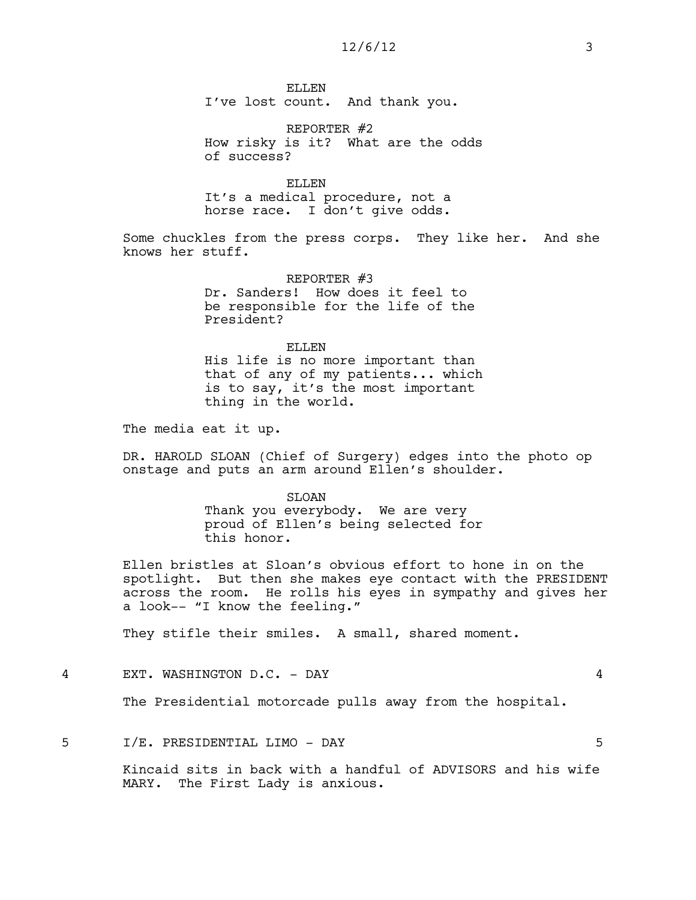ELLEN
I've lost count. And thank you.

REPORTER #2
How risky is it? What are the odds of success?

ELLEN
It's a medical procedure, not a horse race. I don't give odds.

Some chuckles from the press corps. They like her. And she knows her stuff.

REPORTER #3
Dr. Sanders! How does it feel to be responsible for the life of the President?

ELLEN
His life is no more important than that of any of my patients... which is to say, it's the most important thing in the world.

The media eat it up.

DR. HAROLD SLOAN (Chief of Surgery) edges into the photo op onstage and puts an arm around Ellen's shoulder.

SLOAN
Thank you everybody. We are very proud of Ellen's being selected for this honor.

Ellen bristles at Sloan's obvious effort to hone in on the spotlight. But then she makes eye contact with the PRESIDENT across the room. He rolls his eyes in sympathy and gives her a look-- "I know the feeling."

They stifle their smiles. A small, shared moment.

4 EXT. WASHINGTON D.C. - DAY 4

The Presidential motorcade pulls away from the hospital.

5 I/E. PRESIDENTIAL LIMO - DAY 5

Kincaid sits in back with a handful of ADVISORS and his wife MARY. The First Lady is anxious.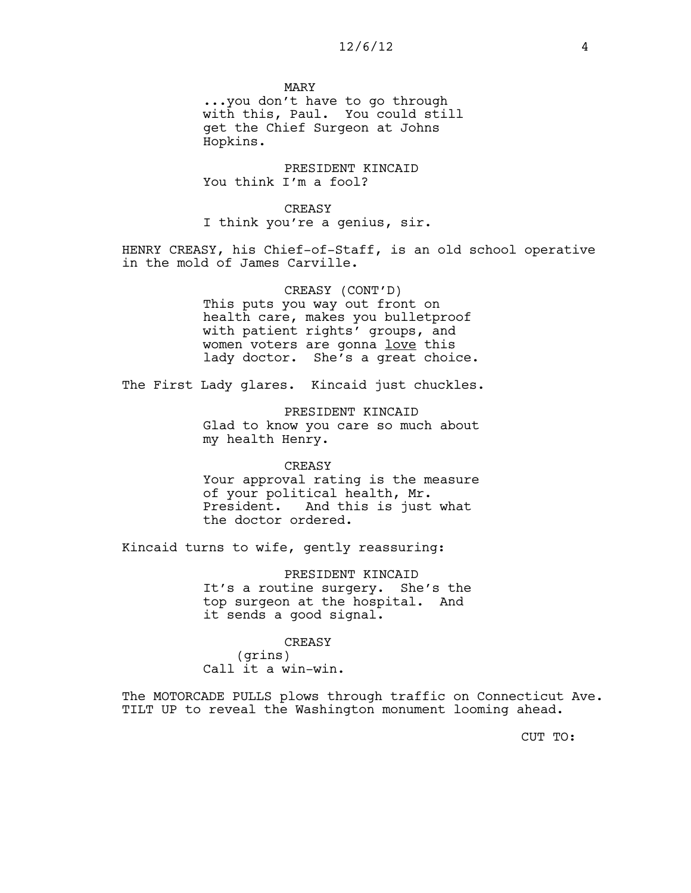MARY
...you don't have to go through with this, Paul. You could still get the Chief Surgeon at Johns Hopkins.

PRESIDENT KINCAID
You think I'm a fool?

CREASY
I think you're a genius, sir.

HENRY CREASY, his Chief-of-Staff, is an old school operative in the mold of James Carville.

CREASY (CONT'D)
This puts you way out front on health care, makes you bulletproof with patient rights' groups, and women voters are gonna <u>love</u> this lady doctor. She's a great choice.

The First Lady glares. Kincaid just chuckles.

PRESIDENT KINCAID
Glad to know you care so much about my health Henry.

CREASY
Your approval rating is the measure of your political health, Mr. President. And this is just what the doctor ordered.

Kincaid turns to wife, gently reassuring:

PRESIDENT KINCAID
It's a routine surgery. She's the top surgeon at the hospital. And it sends a good signal.

CREASY
(grins)
Call it a win-win.

The MOTORCADE PULLS plows through traffic on Connecticut Ave. TILT UP to reveal the Washington monument looming ahead.

CUT TO: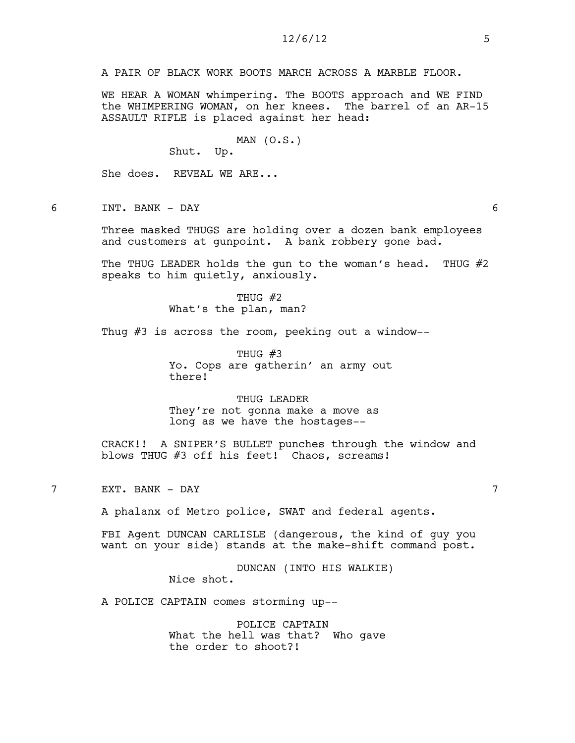A PAIR OF BLACK WORK BOOTS MARCH ACROSS A MARBLE FLOOR.

WE HEAR A WOMAN whimpering. The BOOTS approach and WE FIND the WHIMPERING WOMAN, on her knees. The barrel of an AR-15 ASSAULT RIFLE is placed against her head:

MAN (O.S.)
Shut. Up.

She does. REVEAL WE ARE...

6 INT. BANK - DAY 6

Three masked THUGS are holding over a dozen bank employees and customers at gunpoint. A bank robbery gone bad.

The THUG LEADER holds the gun to the woman's head. THUG #2 speaks to him quietly, anxiously.

THUG #2
What's the plan, man?

Thug #3 is across the room, peeking out a window--

THUG #3
Yo. Cops are gatherin' an army out there!

THUG LEADER
They're not gonna make a move as long as we have the hostages--

CRACK!! A SNIPER'S BULLET punches through the window and blows THUG #3 off his feet! Chaos, screams!

7 EXT. BANK - DAY 7

A phalanx of Metro police, SWAT and federal agents.

FBI Agent DUNCAN CARLISLE (dangerous, the kind of guy you want on your side) stands at the make-shift command post.

DUNCAN (INTO HIS WALKIE)
Nice shot.

A POLICE CAPTAIN comes storming up--

POLICE CAPTAIN
What the hell was that? Who gave the order to shoot?!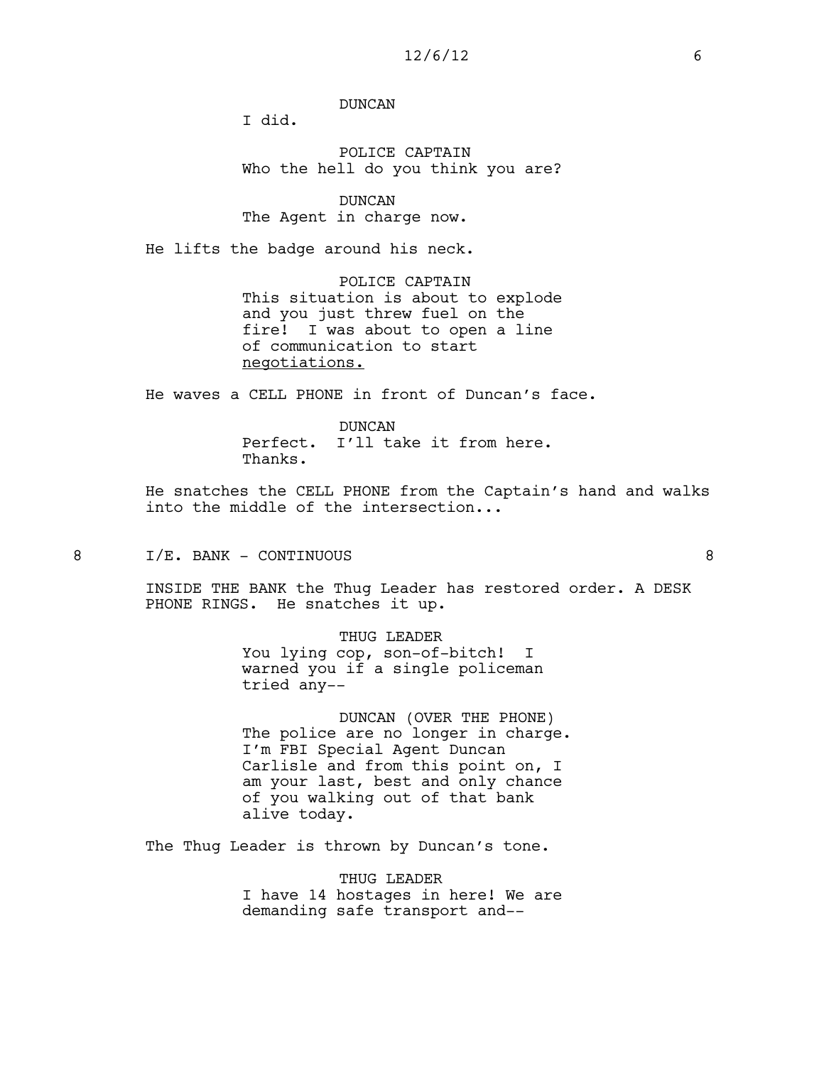DUNCAN
I did.

POLICE CAPTAIN
Who the hell do you think you are?

DUNCAN
The Agent in charge now.

He lifts the badge around his neck.

POLICE CAPTAIN
This situation is about to explode and you just threw fuel on the fire! I was about to open a line of communication to start <u>negotiations.</u>

He waves a CELL PHONE in front of Duncan's face.

DUNCAN
Perfect. I'll take it from here. Thanks.

He snatches the CELL PHONE from the Captain's hand and walks into the middle of the intersection...

8 I/E. BANK - CONTINUOUS 8

INSIDE THE BANK the Thug Leader has restored order. A DESK PHONE RINGS. He snatches it up.

THUG LEADER
You lying cop, son-of-bitch! I warned you if a single policeman tried any--

DUNCAN (OVER THE PHONE)
The police are no longer in charge. I'm FBI Special Agent Duncan Carlisle and from this point on, I am your last, best and only chance of you walking out of that bank alive today.

The Thug Leader is thrown by Duncan's tone.

THUG LEADER
I have 14 hostages in here! We are demanding safe transport and--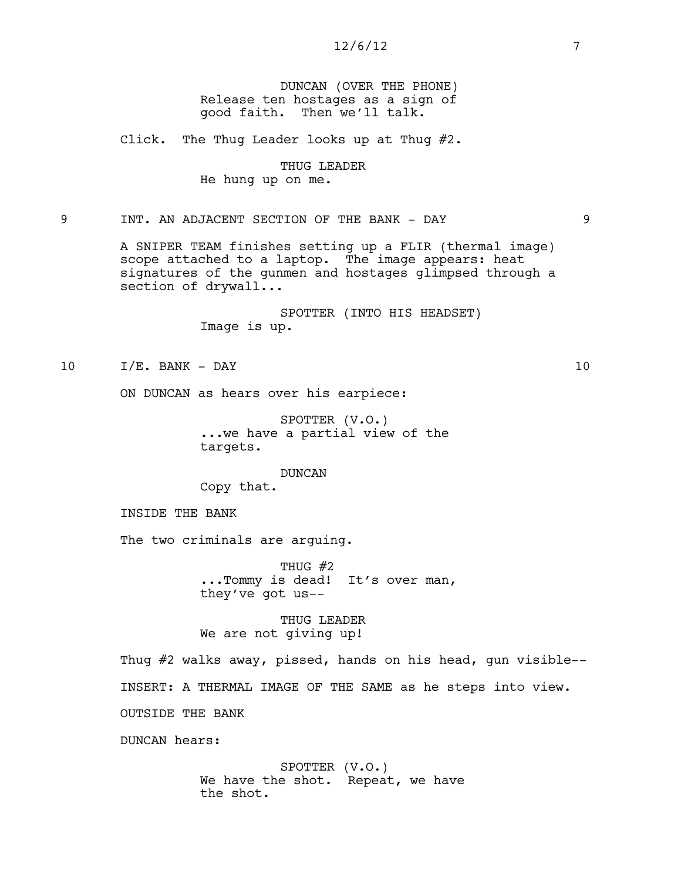DUNCAN (OVER THE PHONE)
Release ten hostages as a sign of good faith. Then we'll talk.

Click. The Thug Leader looks up at Thug #2.

THUG LEADER
He hung up on me.

9 INT. AN ADJACENT SECTION OF THE BANK - DAY 9

A SNIPER TEAM finishes setting up a FLIR (thermal image) scope attached to a laptop. The image appears: heat signatures of the gunmen and hostages glimpsed through a section of drywall...

SPOTTER (INTO HIS HEADSET)
Image is up.

10 I/E. BANK - DAY 10

ON DUNCAN as hears over his earpiece:

SPOTTER (V.O.)
...we have a partial view of the targets.

DUNCAN
Copy that.

INSIDE THE BANK

The two criminals are arguing.

THUG #2
...Tommy is dead! It's over man, they've got us--

THUG LEADER
We are not giving up!

Thug #2 walks away, pissed, hands on his head, gun visible--

INSERT: A THERMAL IMAGE OF THE SAME as he steps into view.

OUTSIDE THE BANK

DUNCAN hears:

SPOTTER (V.O.)
We have the shot. Repeat, we have the shot.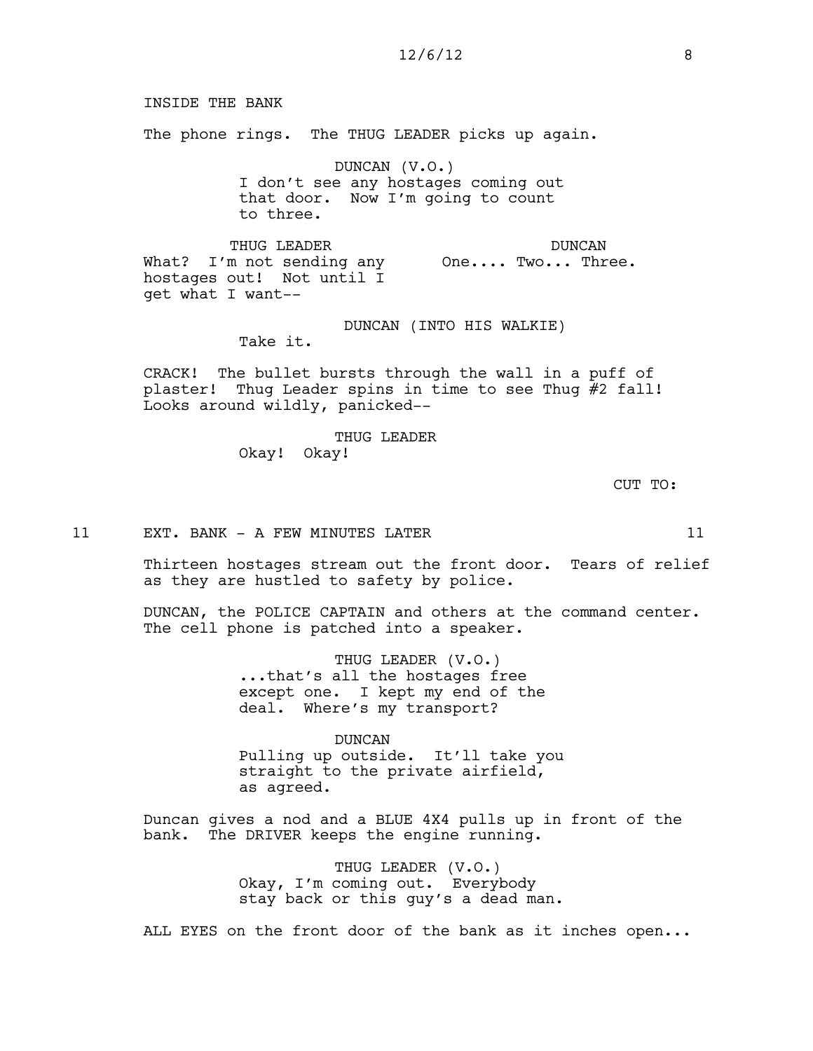INSIDE THE BANK

The phone rings. The THUG LEADER picks up again.

DUNCAN (V.O.)
I don't see any hostages coming out that door. Now I'm going to count to three.

THUG LEADER
What? I'm not sending any hostages out! Not until I get what I want--

DUNCAN
One.... Two... Three.

DUNCAN (INTO HIS WALKIE)
Take it.

CRACK! The bullet bursts through the wall in a puff of plaster! Thug Leader spins in time to see Thug #2 fall! Looks around wildly, panicked--

THUG LEADER
Okay! Okay!

CUT TO:

11 EXT. BANK - A FEW MINUTES LATER 11

Thirteen hostages stream out the front door. Tears of relief as they are hustled to safety by police.

DUNCAN, the POLICE CAPTAIN and others at the command center. The cell phone is patched into a speaker.

THUG LEADER (V.O.)
...that's all the hostages free except one. I kept my end of the deal. Where's my transport?

DUNCAN
Pulling up outside. It'll take you straight to the private airfield, as agreed.

Duncan gives a nod and a BLUE 4X4 pulls up in front of the bank. The DRIVER keeps the engine running.

THUG LEADER (V.O.)
Okay, I'm coming out. Everybody stay back or this guy's a dead man.

ALL EYES on the front door of the bank as it inches open...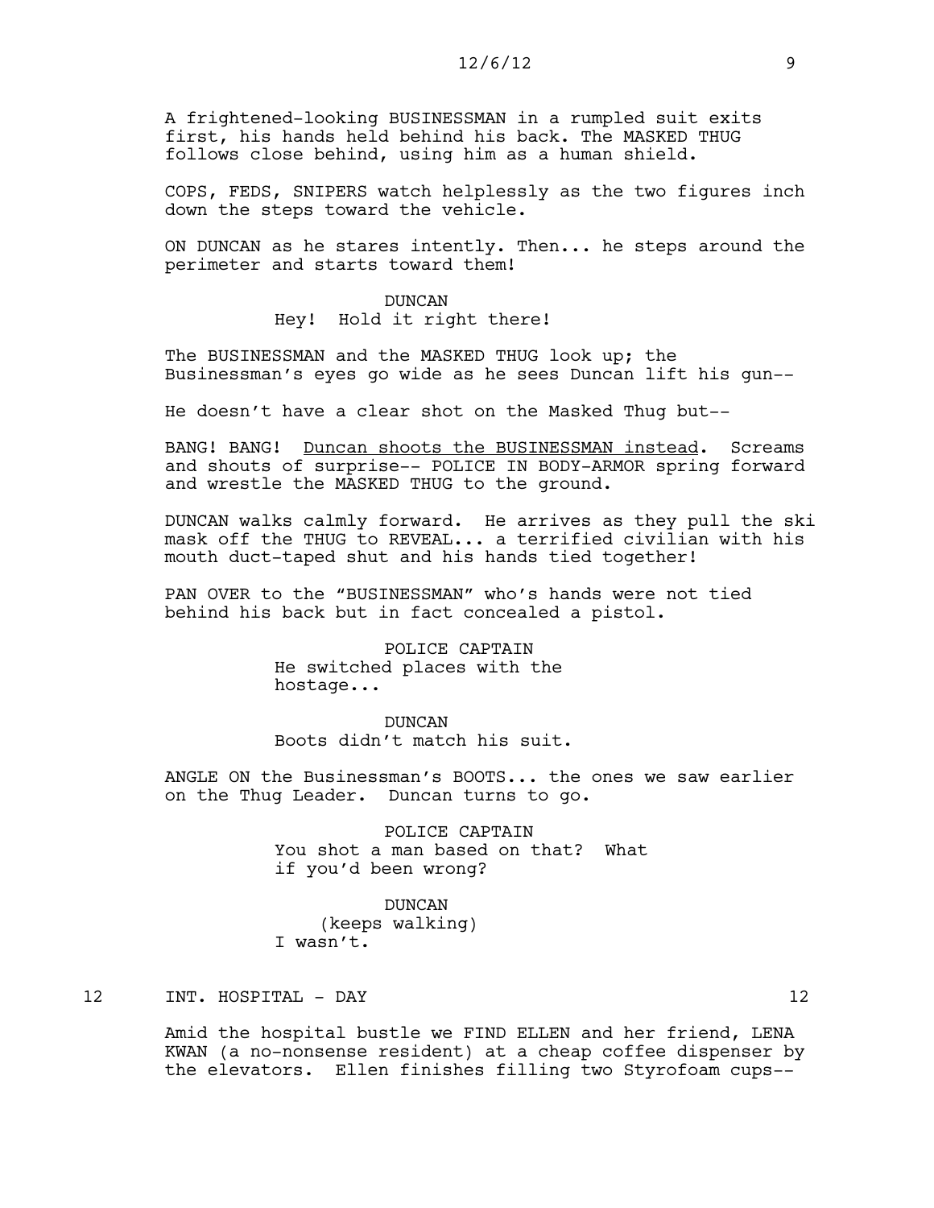A frightened-looking BUSINESSMAN in a rumpled suit exits first, his hands held behind his back. The MASKED THUG follows close behind, using him as a human shield.

COPS, FEDS, SNIPERS watch helplessly as the two figures inch down the steps toward the vehicle.

ON DUNCAN as he stares intently. Then... he steps around the perimeter and starts toward them!

DUNCAN
Hey! Hold it right there!

The BUSINESSMAN and the MASKED THUG look up; the Businessman's eyes go wide as he sees Duncan lift his gun--

He doesn't have a clear shot on the Masked Thug but--

BANG! BANG! Duncan shoots the BUSINESSMAN instead. Screams and shouts of surprise-- POLICE IN BODY-ARMOR spring forward and wrestle the MASKED THUG to the ground.

DUNCAN walks calmly forward. He arrives as they pull the ski mask off the THUG to REVEAL... a terrified civilian with his mouth duct-taped shut and his hands tied together!

PAN OVER to the "BUSINESSMAN" who's hands were not tied behind his back but in fact concealed a pistol.

POLICE CAPTAIN
He switched places with the hostage...

DUNCAN
Boots didn't match his suit.

ANGLE ON the Businessman's BOOTS... the ones we saw earlier on the Thug Leader. Duncan turns to go.

POLICE CAPTAIN
You shot a man based on that? What if you'd been wrong?

DUNCAN
(keeps walking)
I wasn't.

12 INT. HOSPITAL - DAY 12

Amid the hospital bustle we FIND ELLEN and her friend, LENA KWAN (a no-nonsense resident) at a cheap coffee dispenser by the elevators. Ellen finishes filling two Styrofoam cups--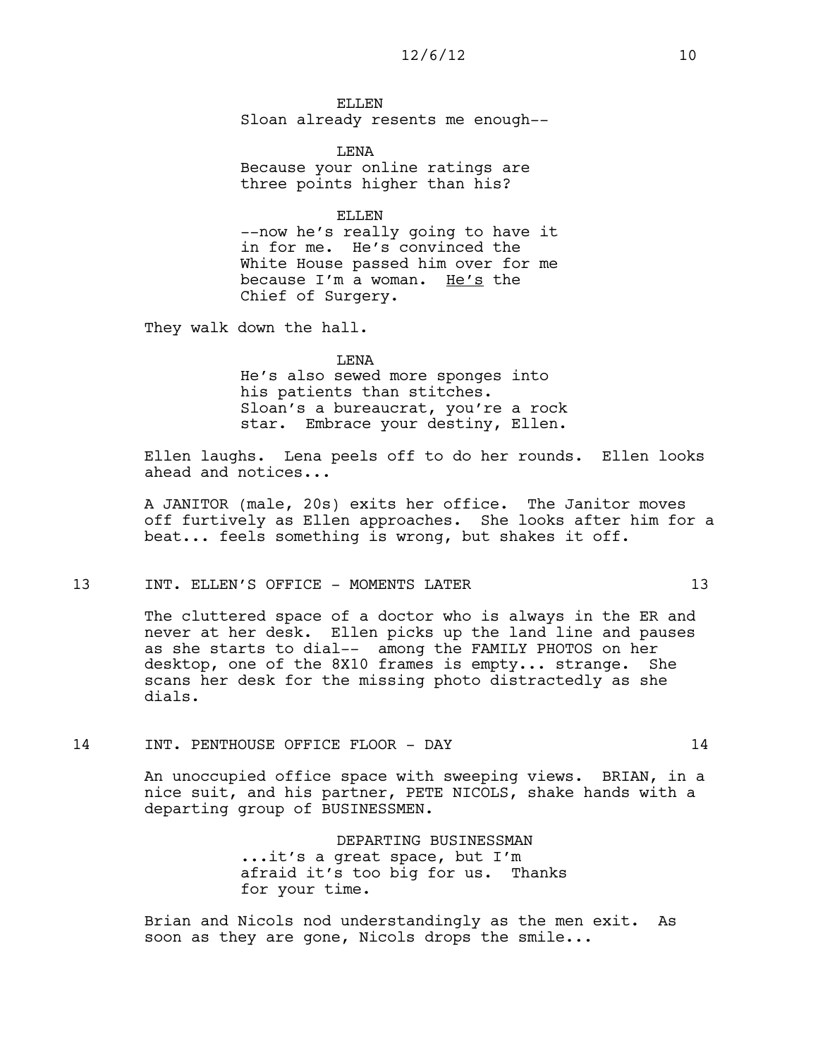ELLEN
Sloan already resents me enough--

LENA
Because your online ratings are three points higher than his?

ELLEN
--now he's really going to have it in for me. He's convinced the White House passed him over for me because I'm a woman. <u>He's</u> the Chief of Surgery.

They walk down the hall.

LENA
He's also sewed more sponges into his patients than stitches. Sloan's a bureaucrat, you're a rock star. Embrace your destiny, Ellen.

Ellen laughs. Lena peels off to do her rounds. Ellen looks ahead and notices...

A JANITOR (male, 20s) exits her office. The Janitor moves off furtively as Ellen approaches. She looks after him for a beat... feels something is wrong, but shakes it off.

13 INT. ELLEN'S OFFICE - MOMENTS LATER 13

The cluttered space of a doctor who is always in the ER and never at her desk. Ellen picks up the land line and pauses as she starts to dial-- among the FAMILY PHOTOS on her desktop, one of the 8X10 frames is empty... strange. She scans her desk for the missing photo distractedly as she dials.

14 INT. PENTHOUSE OFFICE FLOOR - DAY 14

An unoccupied office space with sweeping views. BRIAN, in a nice suit, and his partner, PETE NICOLS, shake hands with a departing group of BUSINESSMEN.

DEPARTING BUSINESSMAN
...it's a great space, but I'm afraid it's too big for us. Thanks for your time.

Brian and Nicols nod understandingly as the men exit. As soon as they are gone, Nicols drops the smile...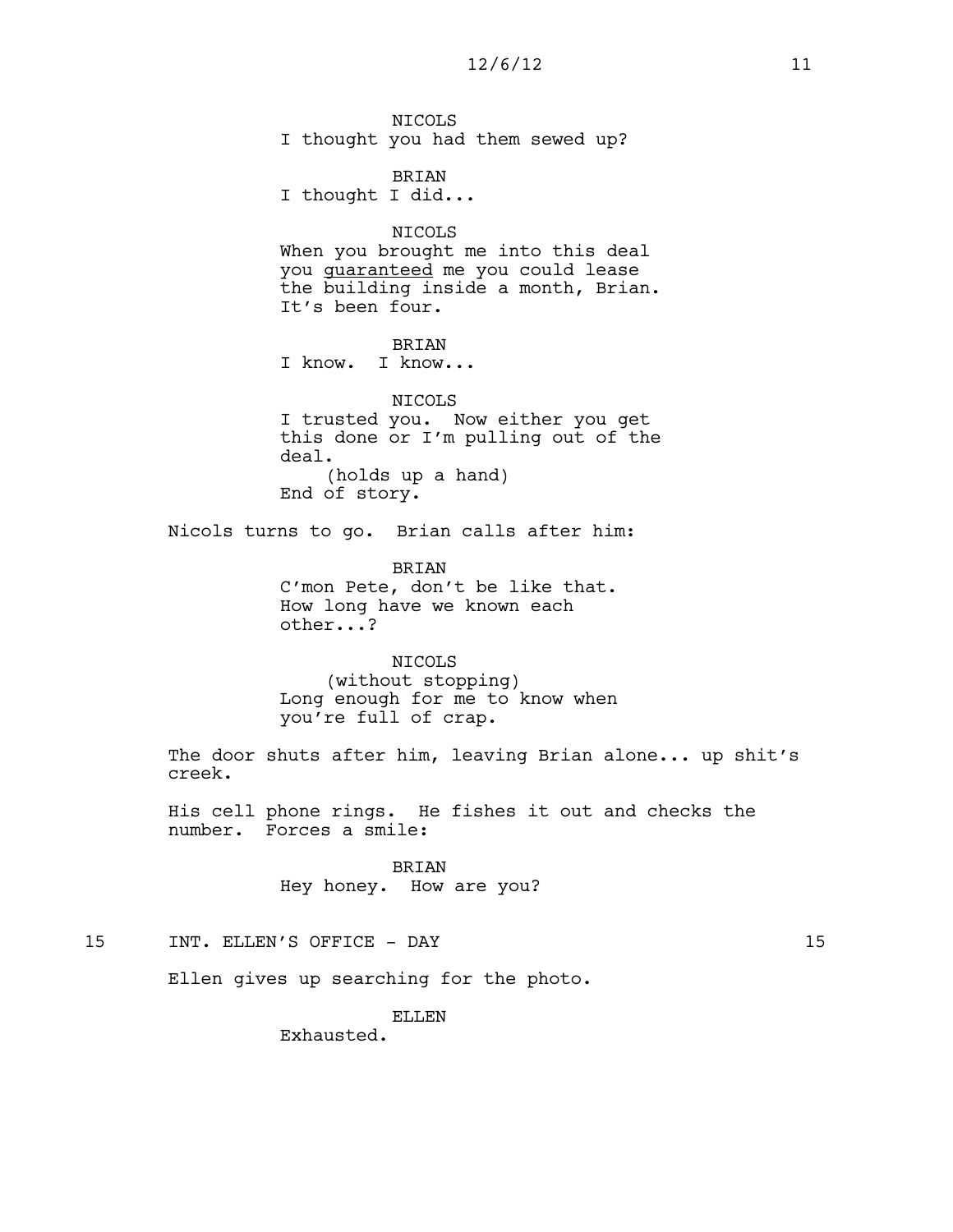NICOLS
I thought you had them sewed up?

BRIAN
I thought I did...

NICOLS
When you brought me into this deal you <u>guaranteed</u> me you could lease the building inside a month, Brian. It's been four.

BRIAN
I know. I know...

NICOLS
I trusted you. Now either you get this done or I'm pulling out of the deal.
(holds up a hand)
End of story.

Nicols turns to go. Brian calls after him:

BRIAN
C'mon Pete, don't be like that. How long have we known each other...?

NICOLS
(without stopping)
Long enough for me to know when you're full of crap.

The door shuts after him, leaving Brian alone... up shit's creek.

His cell phone rings. He fishes it out and checks the number. Forces a smile:

BRIAN
Hey honey. How are you?

15 INT. ELLEN'S OFFICE - DAY 15

Ellen gives up searching for the photo.

ELLEN
Exhausted.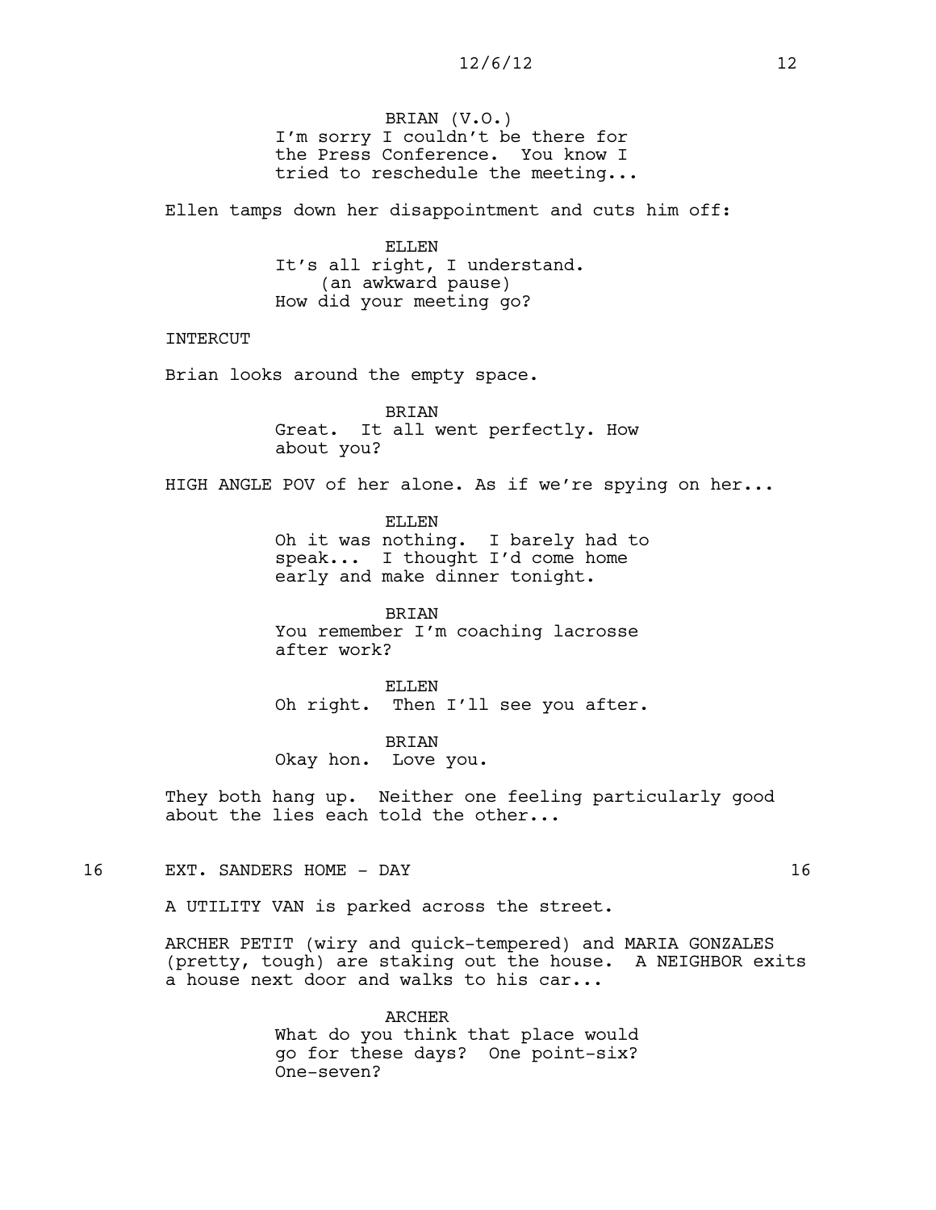BRIAN (V.O.)
I'm sorry I couldn't be there for the Press Conference. You know I tried to reschedule the meeting...

Ellen tamps down her disappointment and cuts him off:

ELLEN
It's all right, I understand.
(an awkward pause)
How did your meeting go?

INTERCUT

Brian looks around the empty space.

BRIAN
Great. It all went perfectly. How about you?

HIGH ANGLE POV of her alone. As if we're spying on her...

ELLEN
Oh it was nothing. I barely had to speak... I thought I'd come home early and make dinner tonight.

BRIAN
You remember I'm coaching lacrosse after work?

ELLEN
Oh right. Then I'll see you after.

BRIAN
Okay hon. Love you.

They both hang up. Neither one feeling particularly good about the lies each told the other...

16 EXT. SANDERS HOME - DAY 16

A UTILITY VAN is parked across the street.

ARCHER PETIT (wiry and quick-tempered) and MARIA GONZALES (pretty, tough) are staking out the house. A NEIGHBOR exits a house next door and walks to his car...

ARCHER
What do you think that place would go for these days? One point-six? One-seven?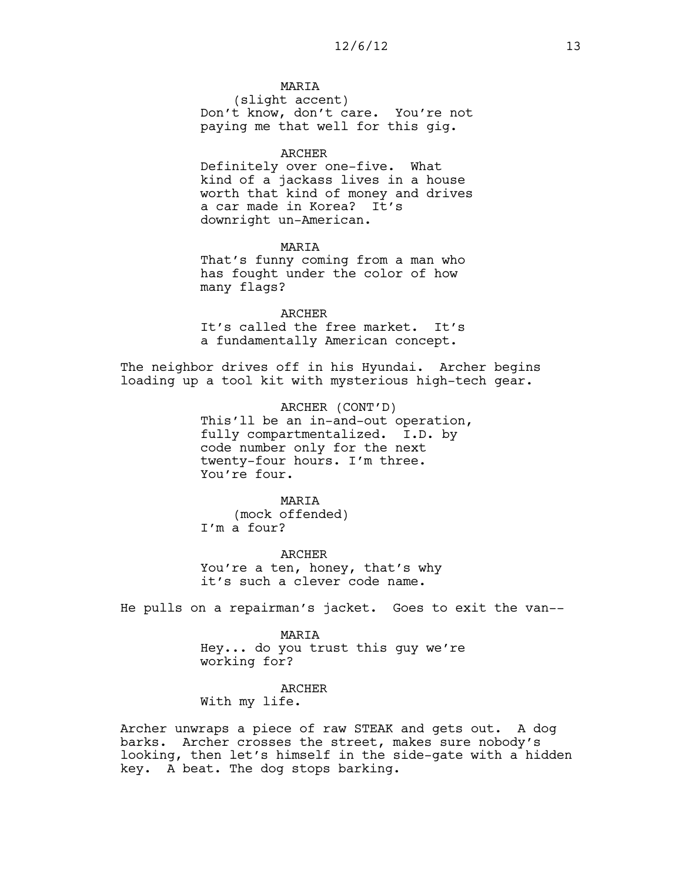MARIA
(slight accent)
Don't know, don't care. You're not paying me that well for this gig.

ARCHER
Definitely over one-five. What kind of a jackass lives in a house worth that kind of money and drives a car made in Korea? It's downright un-American.

MARIA
That's funny coming from a man who has fought under the color of how many flags?

ARCHER
It's called the free market. It's a fundamentally American concept.

The neighbor drives off in his Hyundai. Archer begins loading up a tool kit with mysterious high-tech gear.

ARCHER (CONT'D)
This'll be an in-and-out operation, fully compartmentalized. I.D. by code number only for the next twenty-four hours. I'm three. You're four.

MARIA
(mock offended)
I'm a four?

ARCHER
You're a ten, honey, that's why it's such a clever code name.

He pulls on a repairman's jacket. Goes to exit the van--

MARIA
Hey... do you trust this guy we're working for?

ARCHER
With my life.

Archer unwraps a piece of raw STEAK and gets out. A dog barks. Archer crosses the street, makes sure nobody's looking, then let's himself in the side-gate with a hidden key. A beat. The dog stops barking.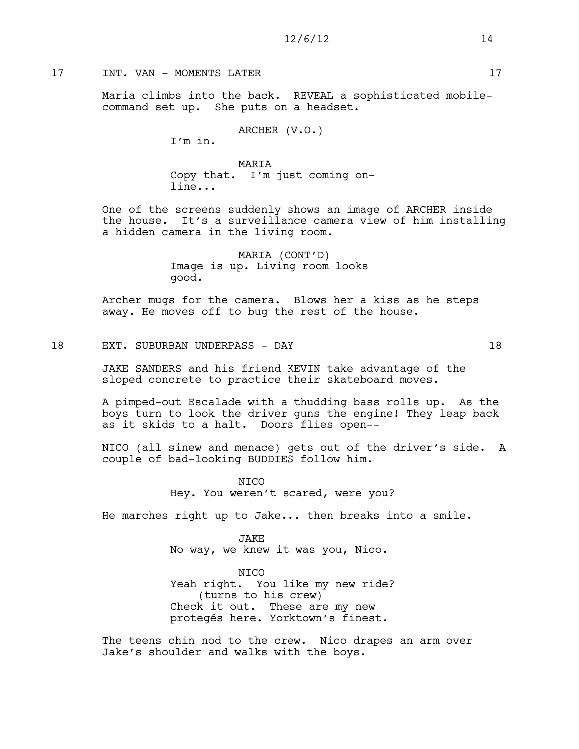17 INT. VAN - MOMENTS LATER 17

Maria climbs into the back. REVEAL a sophisticated mobile-command set up. She puts on a headset.

ARCHER (V.O.)
I'm in.

MARIA
Copy that. I'm just coming on-line...

One of the screens suddenly shows an image of ARCHER inside the house. It's a surveillance camera view of him installing a hidden camera in the living room.

MARIA (CONT'D)
Image is up. Living room looks good.

Archer mugs for the camera. Blows her a kiss as he steps away. He moves off to bug the rest of the house.

18 EXT. SUBURBAN UNDERPASS - DAY 18

JAKE SANDERS and his friend KEVIN take advantage of the sloped concrete to practice their skateboard moves.

A pimped-out Escalade with a thudding bass rolls up. As the boys turn to look the driver guns the engine! They leap back as it skids to a halt. Doors flies open--

NICO (all sinew and menace) gets out of the driver's side. A couple of bad-looking BUDDIES follow him.

NICO
Hey. You weren't scared, were you?

He marches right up to Jake... then breaks into a smile.

JAKE
No way, we knew it was you, Nico.

NICO
Yeah right. You like my new ride?
(turns to his crew)
Check it out. These are my new protegés here. Yorktown's finest.

The teens chin nod to the crew. Nico drapes an arm over Jake's shoulder and walks with the boys.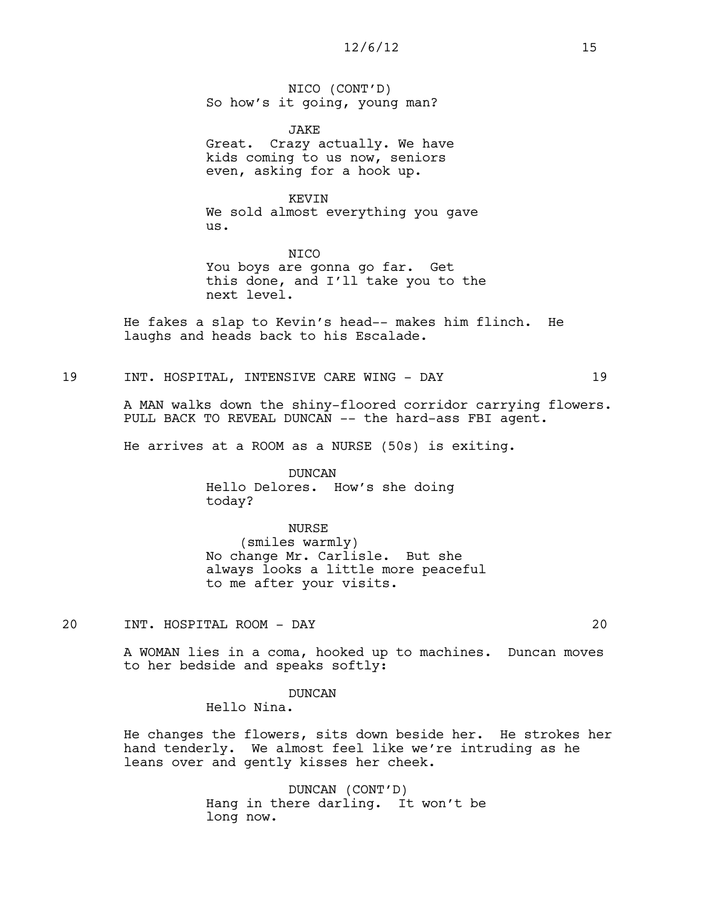NICO (CONT'D)
So how's it going, young man?

JAKE
Great. Crazy actually. We have kids coming to us now, seniors even, asking for a hook up.

KEVIN
We sold almost everything you gave us.

NICO
You boys are gonna go far. Get this done, and I'll take you to the next level.

He fakes a slap to Kevin's head-- makes him flinch. He laughs and heads back to his Escalade.

19 INT. HOSPITAL, INTENSIVE CARE WING - DAY 19

A MAN walks down the shiny-floored corridor carrying flowers. PULL BACK TO REVEAL DUNCAN -- the hard-ass FBI agent.

He arrives at a ROOM as a NURSE (50s) is exiting.

DUNCAN
Hello Delores. How's she doing today?

NURSE
(smiles warmly)
No change Mr. Carlisle. But she always looks a little more peaceful to me after your visits.

20 INT. HOSPITAL ROOM - DAY 20

A WOMAN lies in a coma, hooked up to machines. Duncan moves to her bedside and speaks softly:

DUNCAN
Hello Nina.

He changes the flowers, sits down beside her. He strokes her hand tenderly. We almost feel like we're intruding as he leans over and gently kisses her cheek.

DUNCAN (CONT'D)
Hang in there darling. It won't be long now.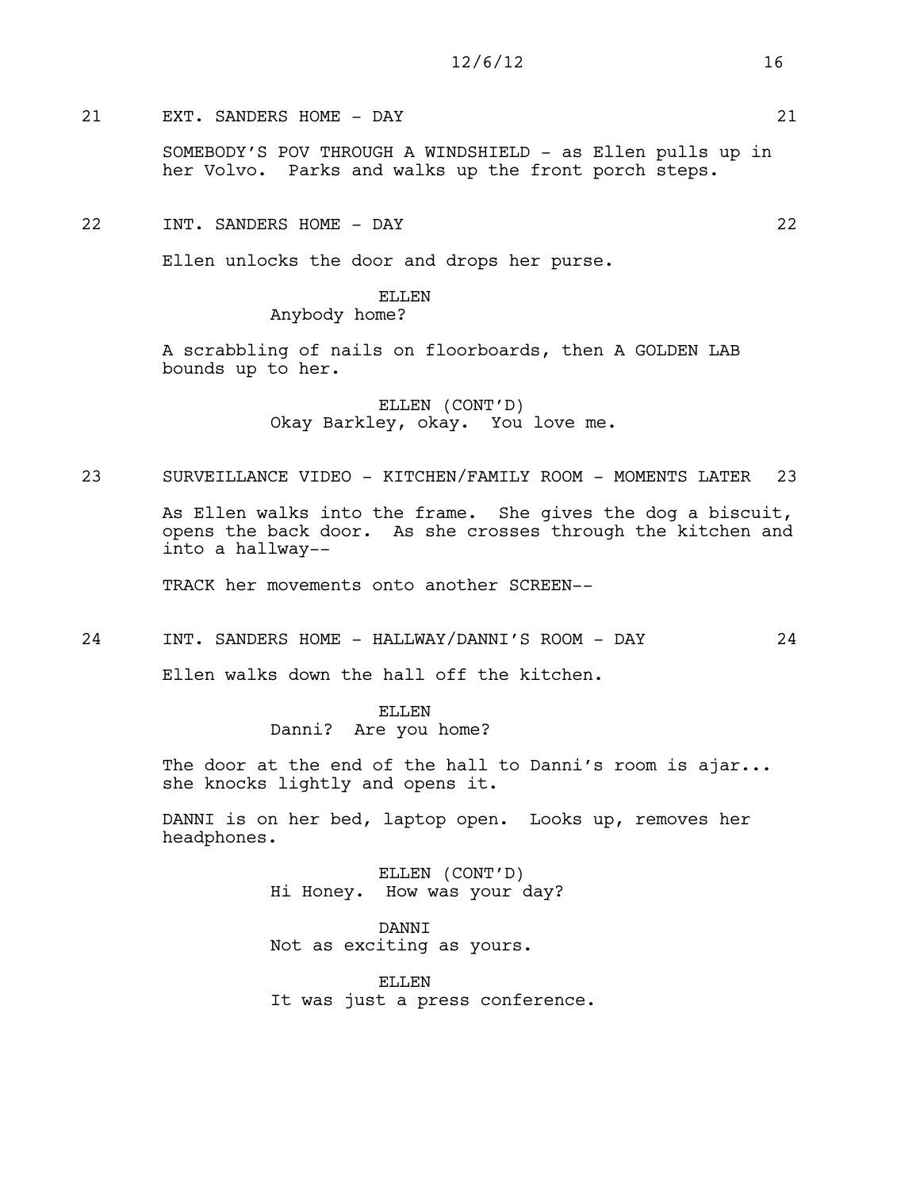21 EXT. SANDERS HOME - DAY 21

SOMEBODY'S POV THROUGH A WINDSHIELD - as Ellen pulls up in her Volvo. Parks and walks up the front porch steps.

22 INT. SANDERS HOME - DAY 22

Ellen unlocks the door and drops her purse.

ELLEN
Anybody home?

A scrabbling of nails on floorboards, then A GOLDEN LAB bounds up to her.

ELLEN (CONT'D)
Okay Barkley, okay. You love me.

23 SURVEILLANCE VIDEO - KITCHEN/FAMILY ROOM - MOMENTS LATER 23

As Ellen walks into the frame. She gives the dog a biscuit, opens the back door. As she crosses through the kitchen and into a hallway--

TRACK her movements onto another SCREEN--

24 INT. SANDERS HOME - HALLWAY/DANNI'S ROOM - DAY 24

Ellen walks down the hall off the kitchen.

ELLEN
Danni? Are you home?

The door at the end of the hall to Danni's room is ajar... she knocks lightly and opens it.

DANNI is on her bed, laptop open. Looks up, removes her headphones.

ELLEN (CONT'D)
Hi Honey. How was your day?

DANNI
Not as exciting as yours.

ELLEN
It was just a press conference.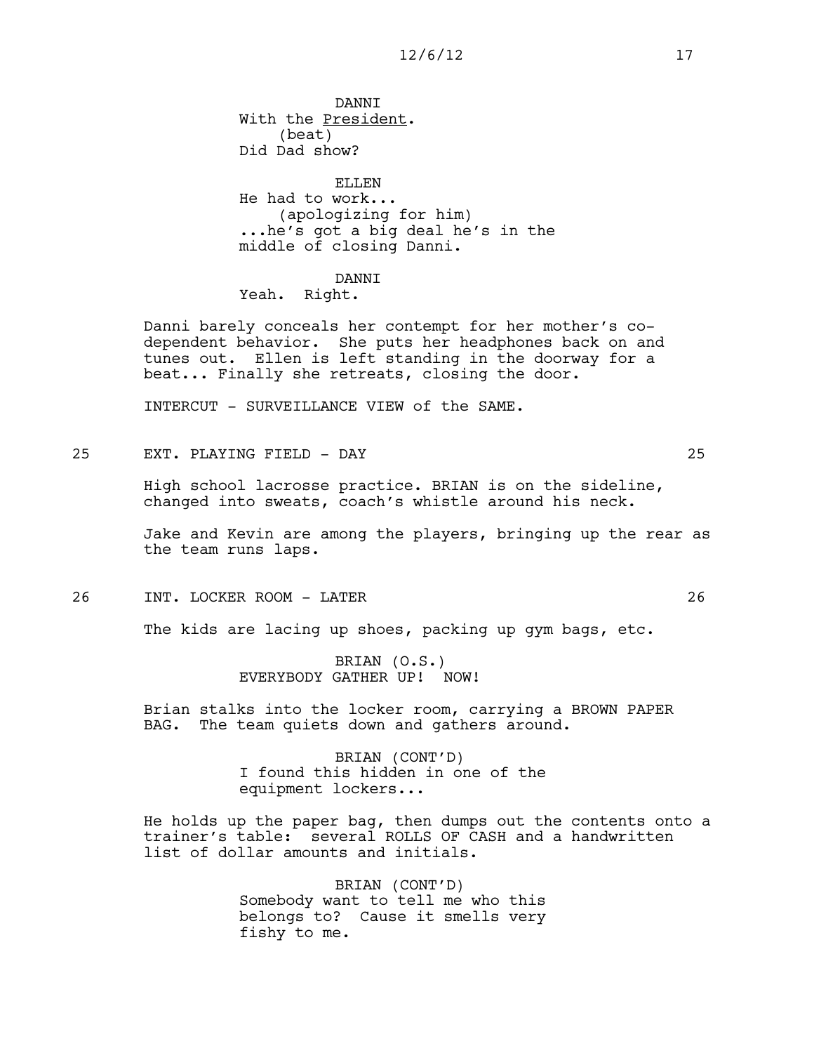DANNI
With the <u>President</u>.
(beat)
Did Dad show?

ELLEN
He had to work...
(apologizing for him)
...he's got a big deal he's in the middle of closing Danni.

DANNI
Yeah. Right.

Danni barely conceals her contempt for her mother's co-dependent behavior. She puts her headphones back on and tunes out. Ellen is left standing in the doorway for a beat... Finally she retreats, closing the door.

INTERCUT - SURVEILLANCE VIEW of the SAME.

25 EXT. PLAYING FIELD - DAY 25

High school lacrosse practice. BRIAN is on the sideline, changed into sweats, coach's whistle around his neck.

Jake and Kevin are among the players, bringing up the rear as the team runs laps.

26 INT. LOCKER ROOM - LATER 26

The kids are lacing up shoes, packing up gym bags, etc.

BRIAN (O.S.)
EVERYBODY GATHER UP! NOW!

Brian stalks into the locker room, carrying a BROWN PAPER BAG. The team quiets down and gathers around.

BRIAN (CONT'D)
I found this hidden in one of the equipment lockers...

He holds up the paper bag, then dumps out the contents onto a trainer's table: several ROLLS OF CASH and a handwritten list of dollar amounts and initials.

BRIAN (CONT'D)
Somebody want to tell me who this belongs to? Cause it smells very fishy to me.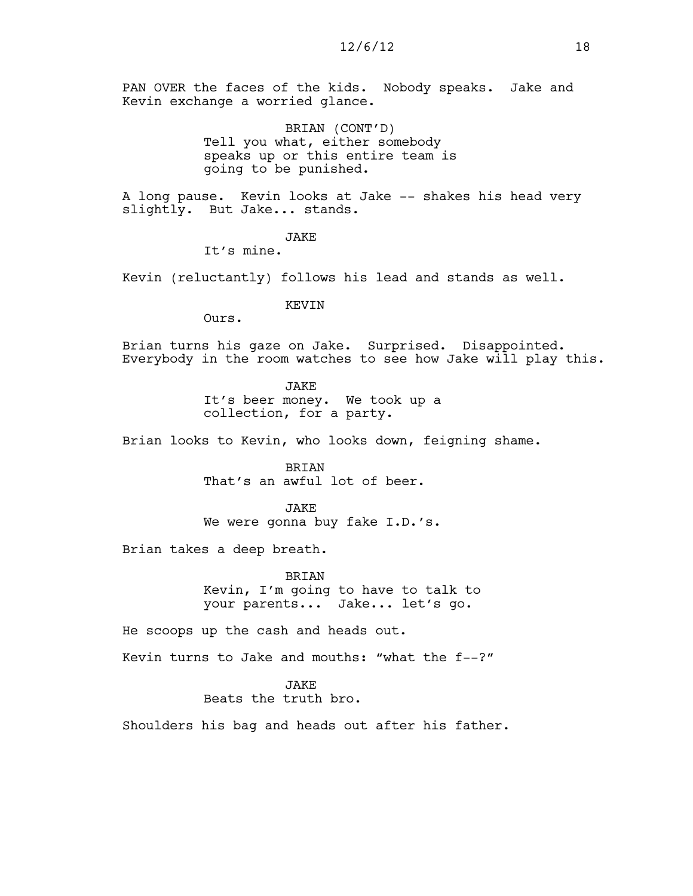PAN OVER the faces of the kids. Nobody speaks. Jake and Kevin exchange a worried glance.

BRIAN (CONT'D)
Tell you what, either somebody speaks up or this entire team is going to be punished.

A long pause. Kevin looks at Jake -- shakes his head very slightly. But Jake... stands.

JAKE
It's mine.

Kevin (reluctantly) follows his lead and stands as well.

KEVIN
Ours.

Brian turns his gaze on Jake. Surprised. Disappointed. Everybody in the room watches to see how Jake will play this.

JAKE
It's beer money. We took up a collection, for a party.

Brian looks to Kevin, who looks down, feigning shame.

BRIAN
That's an awful lot of beer.

JAKE
We were gonna buy fake I.D.'s.

Brian takes a deep breath.

BRIAN
Kevin, I'm going to have to talk to your parents... Jake... let's go.

He scoops up the cash and heads out.

Kevin turns to Jake and mouths: "what the f--?"

JAKE
Beats the truth bro.

Shoulders his bag and heads out after his father.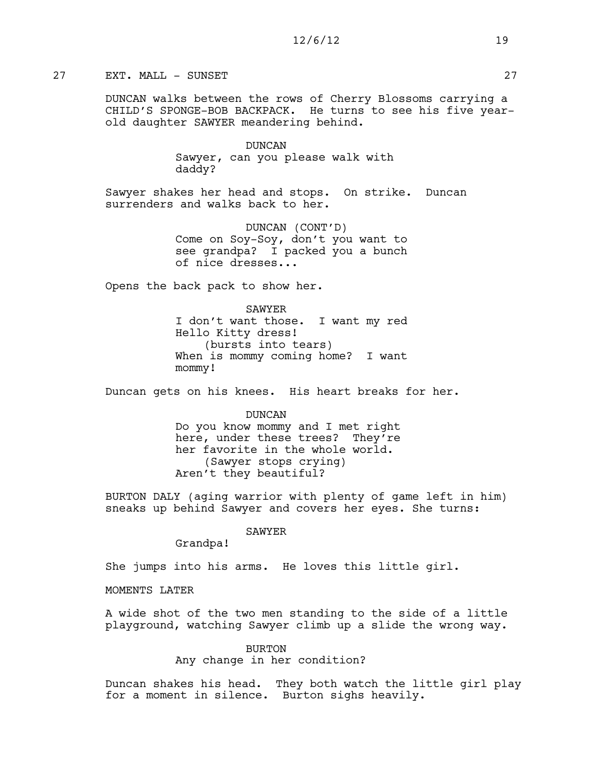27 EXT. MALL - SUNSET 27

DUNCAN walks between the rows of Cherry Blossoms carrying a CHILD'S SPONGE-BOB BACKPACK. He turns to see his five year-old daughter SAWYER meandering behind.

DUNCAN
Sawyer, can you please walk with daddy?

Sawyer shakes her head and stops. On strike. Duncan surrenders and walks back to her.

DUNCAN (CONT'D)
Come on Soy-Soy, don't you want to see grandpa? I packed you a bunch of nice dresses...

Opens the back pack to show her.

SAWYER
I don't want those. I want my red Hello Kitty dress!
(bursts into tears)
When is mommy coming home? I want mommy!

Duncan gets on his knees. His heart breaks for her.

DUNCAN
Do you know mommy and I met right here, under these trees? They're her favorite in the whole world.
(Sawyer stops crying)
Aren't they beautiful?

BURTON DALY (aging warrior with plenty of game left in him) sneaks up behind Sawyer and covers her eyes. She turns:

SAWYER
Grandpa!

She jumps into his arms. He loves this little girl.

MOMENTS LATER

A wide shot of the two men standing to the side of a little playground, watching Sawyer climb up a slide the wrong way.

BURTON
Any change in her condition?

Duncan shakes his head. They both watch the little girl play for a moment in silence. Burton sighs heavily.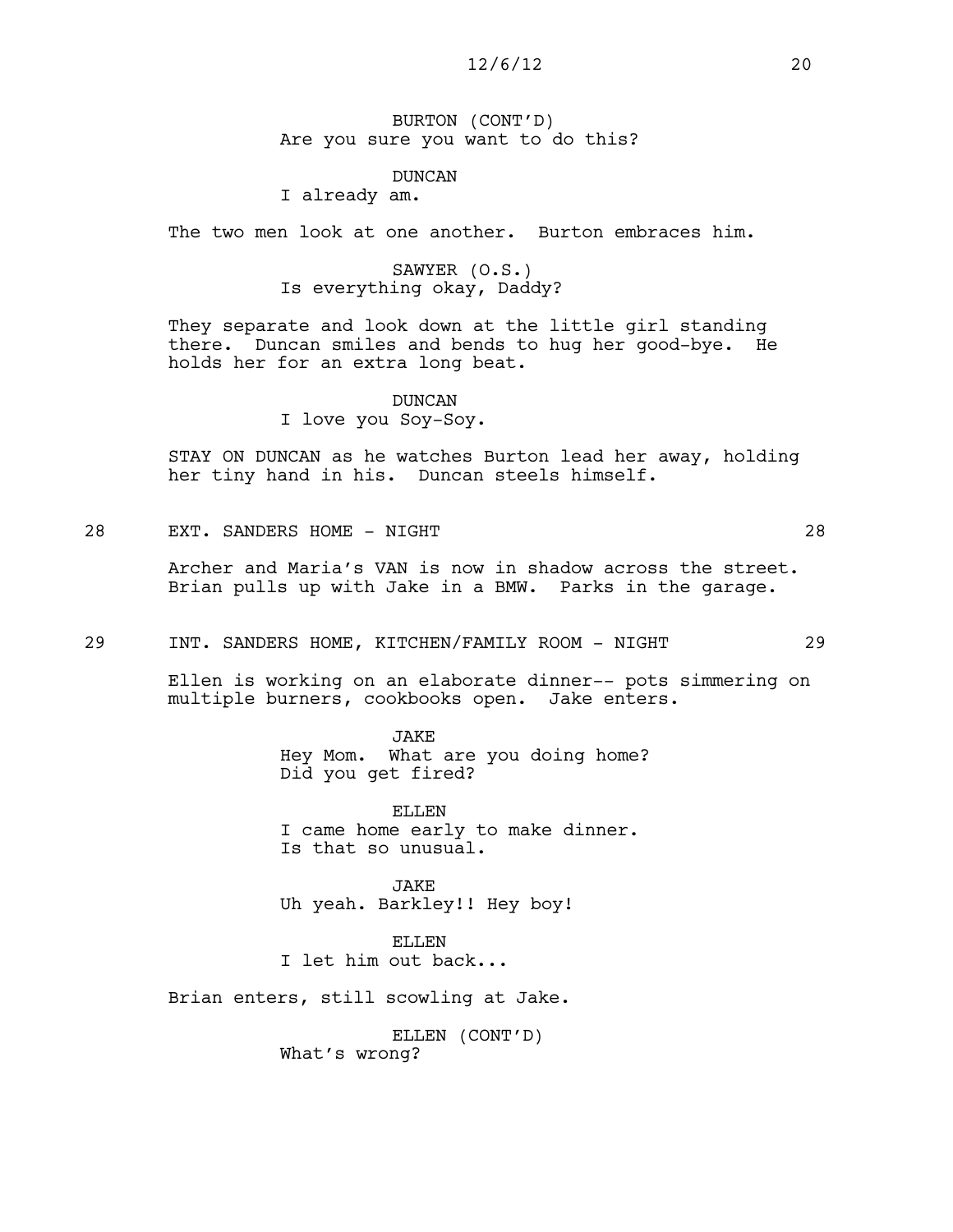BURTON (CONT'D)
Are you sure you want to do this?

DUNCAN
I already am.

The two men look at one another. Burton embraces him.

SAWYER (O.S.)
Is everything okay, Daddy?

They separate and look down at the little girl standing there. Duncan smiles and bends to hug her good-bye. He holds her for an extra long beat.

DUNCAN
I love you Soy-Soy.

STAY ON DUNCAN as he watches Burton lead her away, holding her tiny hand in his. Duncan steels himself.

28 EXT. SANDERS HOME - NIGHT 28

Archer and Maria's VAN is now in shadow across the street. Brian pulls up with Jake in a BMW. Parks in the garage.

29 INT. SANDERS HOME, KITCHEN/FAMILY ROOM - NIGHT 29

Ellen is working on an elaborate dinner-- pots simmering on multiple burners, cookbooks open. Jake enters.

JAKE
Hey Mom. What are you doing home? Did you get fired?

ELLEN
I came home early to make dinner. Is that so unusual.

JAKE
Uh yeah. Barkley!! Hey boy!

ELLEN
I let him out back...

Brian enters, still scowling at Jake.

ELLEN (CONT'D)
What's wrong?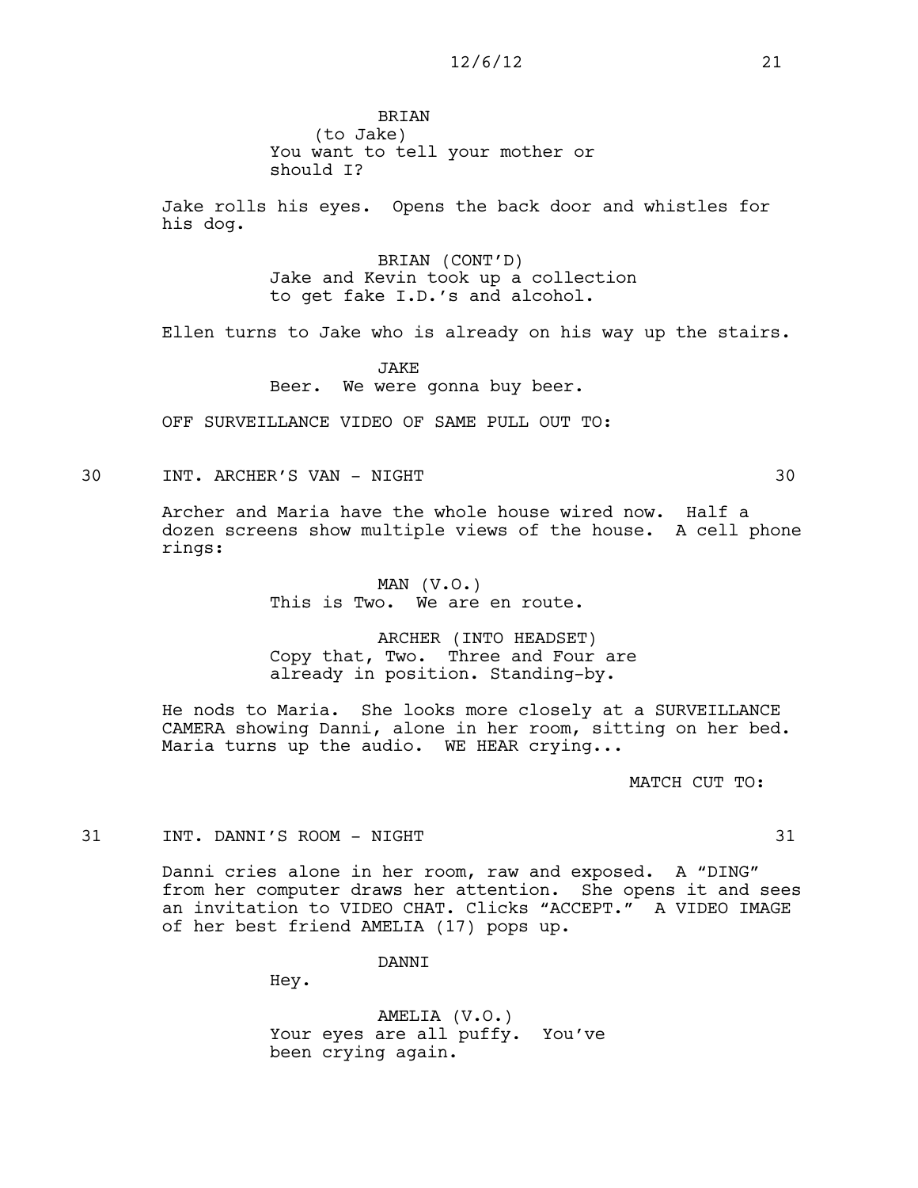BRIAN
(to Jake)
You want to tell your mother or should I?

Jake rolls his eyes. Opens the back door and whistles for his dog.

BRIAN (CONT'D)
Jake and Kevin took up a collection to get fake I.D.'s and alcohol.

Ellen turns to Jake who is already on his way up the stairs.

JAKE
Beer. We were gonna buy beer.

OFF SURVEILLANCE VIDEO OF SAME PULL OUT TO:

30 INT. ARCHER'S VAN - NIGHT 30

Archer and Maria have the whole house wired now. Half a dozen screens show multiple views of the house. A cell phone rings:

MAN (V.O.)
This is Two. We are en route.

ARCHER (INTO HEADSET)
Copy that, Two. Three and Four are already in position. Standing-by.

He nods to Maria. She looks more closely at a SURVEILLANCE CAMERA showing Danni, alone in her room, sitting on her bed. Maria turns up the audio. WE HEAR crying...

MATCH CUT TO:

31 INT. DANNI'S ROOM - NIGHT 31

Danni cries alone in her room, raw and exposed. A "DING" from her computer draws her attention. She opens it and sees an invitation to VIDEO CHAT. Clicks "ACCEPT." A VIDEO IMAGE of her best friend AMELIA (17) pops up.

DANNI
Hey.

AMELIA (V.O.)
Your eyes are all puffy. You've been crying again.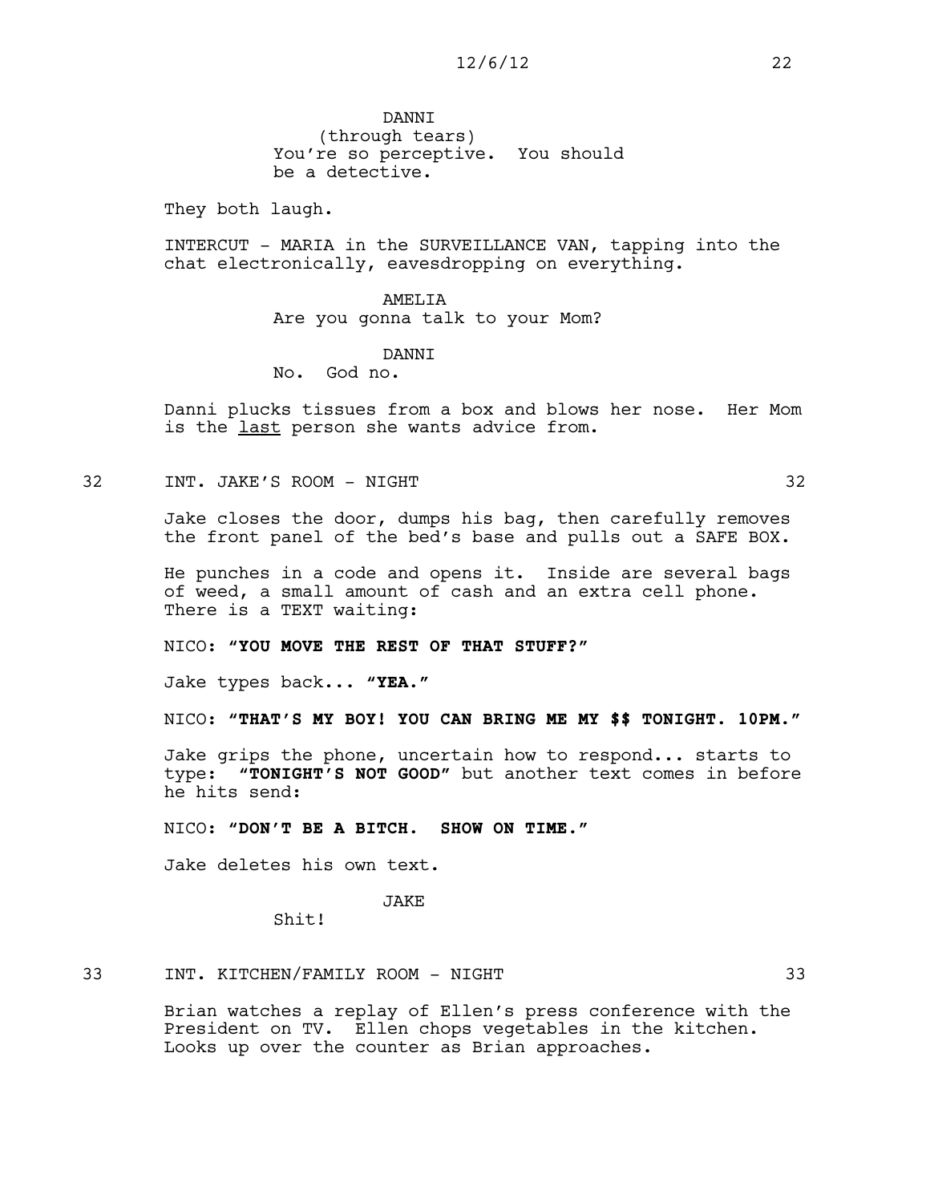DANNI
(through tears)
You're so perceptive. You should be a detective.

They both laugh.

INTERCUT - MARIA in the SURVEILLANCE VAN, tapping into the chat electronically, eavesdropping on everything.

AMELIA
Are you gonna talk to your Mom?

DANNI
No. God no.

Danni plucks tissues from a box and blows her nose. Her Mom is the last person she wants advice from.

32 INT. JAKE'S ROOM - NIGHT 32

Jake closes the door, dumps his bag, then carefully removes the front panel of the bed's base and pulls out a SAFE BOX.

He punches in a code and opens it. Inside are several bags of weed, a small amount of cash and an extra cell phone. There is a TEXT waiting:

NICO: **"YOU MOVE THE REST OF THAT STUFF?"**

Jake types back... **"YEA."**

NICO: **"THAT'S MY BOY! YOU CAN BRING ME MY $$ TONIGHT. 10PM."**

Jake grips the phone, uncertain how to respond... starts to type: **"TONIGHT'S NOT GOOD"** but another text comes in before he hits send:

NICO: **"DON'T BE A BITCH. SHOW ON TIME."**

Jake deletes his own text.

JAKE
Shit!

33 INT. KITCHEN/FAMILY ROOM - NIGHT 33

Brian watches a replay of Ellen's press conference with the President on TV. Ellen chops vegetables in the kitchen. Looks up over the counter as Brian approaches.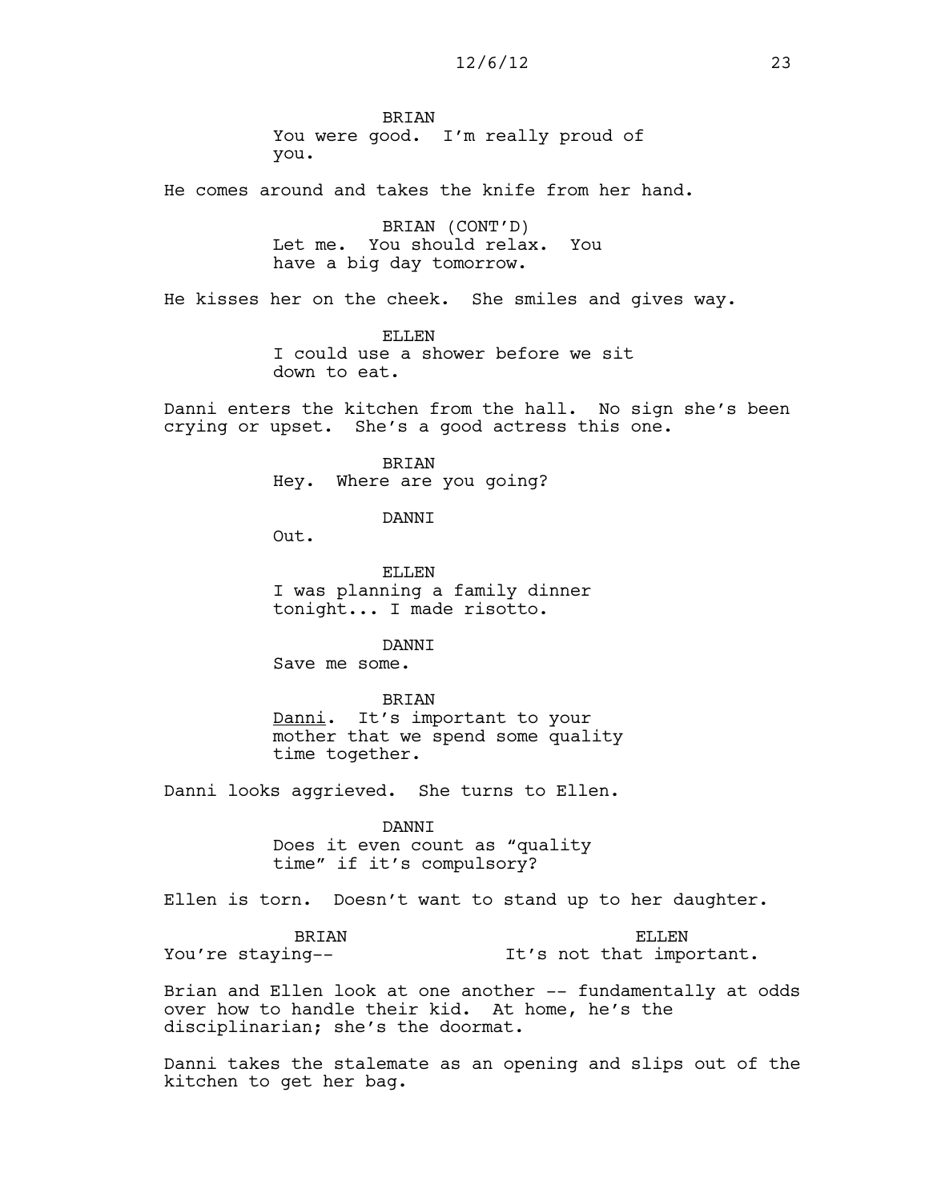BRIAN
You were good. I'm really proud of you.

He comes around and takes the knife from her hand.

BRIAN (CONT'D)
Let me. You should relax. You have a big day tomorrow.

He kisses her on the cheek. She smiles and gives way.

ELLEN
I could use a shower before we sit down to eat.

Danni enters the kitchen from the hall. No sign she's been crying or upset. She's a good actress this one.

BRIAN
Hey. Where are you going?

DANNI
Out.

ELLEN
I was planning a family dinner tonight... I made risotto.

DANNI
Save me some.

BRIAN
<u>Danni</u>. It's important to your mother that we spend some quality time together.

Danni looks aggrieved. She turns to Ellen.

DANNI
Does it even count as "quality time" if it's compulsory?

Ellen is torn. Doesn't want to stand up to her daughter.

BRIAN
You're staying--

ELLEN
It's not that important.

Brian and Ellen look at one another -- fundamentally at odds over how to handle their kid. At home, he's the disciplinarian; she's the doormat.

Danni takes the stalemate as an opening and slips out of the kitchen to get her bag.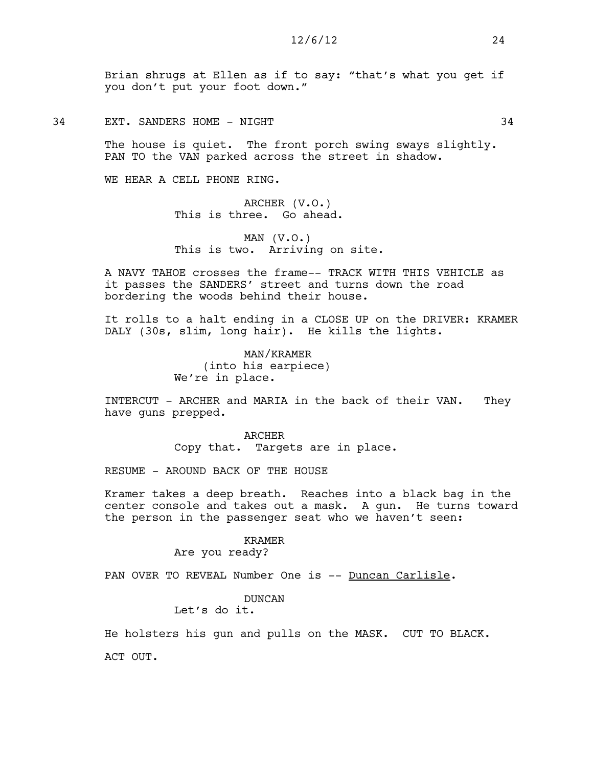Brian shrugs at Ellen as if to say: "that's what you get if you don't put your foot down."

34 EXT. SANDERS HOME - NIGHT 34

The house is quiet. The front porch swing sways slightly. PAN TO the VAN parked across the street in shadow.

WE HEAR A CELL PHONE RING.

ARCHER (V.O.)
This is three. Go ahead.

MAN (V.O.)
This is two. Arriving on site.

A NAVY TAHOE crosses the frame-- TRACK WITH THIS VEHICLE as it passes the SANDERS' street and turns down the road bordering the woods behind their house.

It rolls to a halt ending in a CLOSE UP on the DRIVER: KRAMER DALY (30s, slim, long hair). He kills the lights.

MAN/KRAMER
(into his earpiece)
We're in place.

INTERCUT - ARCHER and MARIA in the back of their VAN. They have guns prepped.

ARCHER
Copy that. Targets are in place.

RESUME - AROUND BACK OF THE HOUSE

Kramer takes a deep breath. Reaches into a black bag in the center console and takes out a mask. A gun. He turns toward the person in the passenger seat who we haven't seen:

KRAMER
Are you ready?

PAN OVER TO REVEAL Number One is -- <u>Duncan Carlisle</u>.

DUNCAN
Let's do it.

He holsters his gun and pulls on the MASK. CUT TO BLACK.

ACT OUT.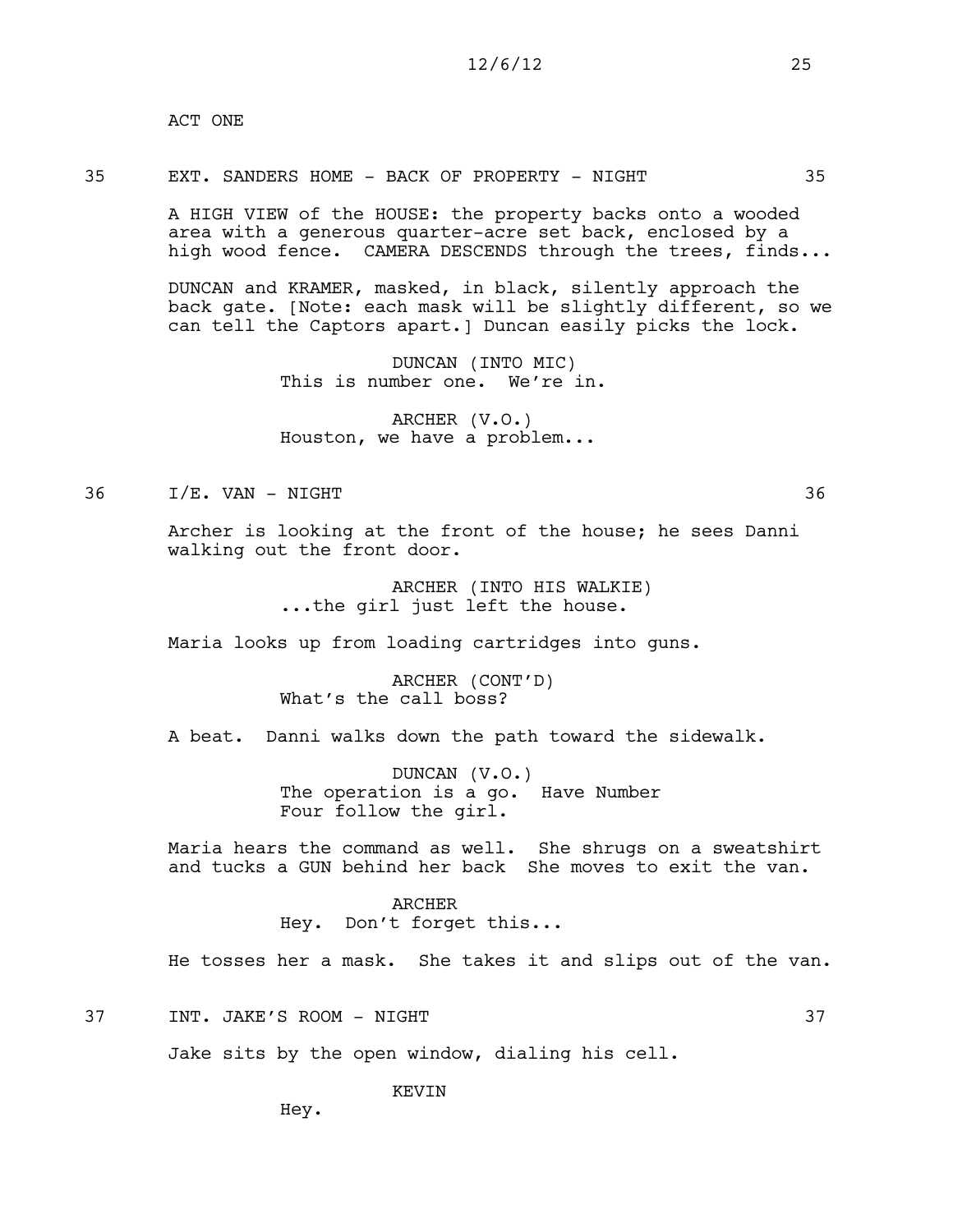ACT ONE

35 EXT. SANDERS HOME - BACK OF PROPERTY - NIGHT 35

A HIGH VIEW of the HOUSE: the property backs onto a wooded area with a generous quarter-acre set back, enclosed by a high wood fence. CAMERA DESCENDS through the trees, finds...

DUNCAN and KRAMER, masked, in black, silently approach the back gate. [Note: each mask will be slightly different, so we can tell the Captors apart.] Duncan easily picks the lock.

DUNCAN (INTO MIC)
This is number one. We're in.

ARCHER (V.O.)
Houston, we have a problem...

36 I/E. VAN - NIGHT 36

Archer is looking at the front of the house; he sees Danni walking out the front door.

ARCHER (INTO HIS WALKIE)
...the girl just left the house.

Maria looks up from loading cartridges into guns.

ARCHER (CONT'D)
What's the call boss?

A beat. Danni walks down the path toward the sidewalk.

DUNCAN (V.O.)
The operation is a go. Have Number Four follow the girl.

Maria hears the command as well. She shrugs on a sweatshirt and tucks a GUN behind her back She moves to exit the van.

ARCHER
Hey. Don't forget this...

He tosses her a mask. She takes it and slips out of the van.

37 INT. JAKE'S ROOM - NIGHT 37

Jake sits by the open window, dialing his cell.

KEVIN
Hey.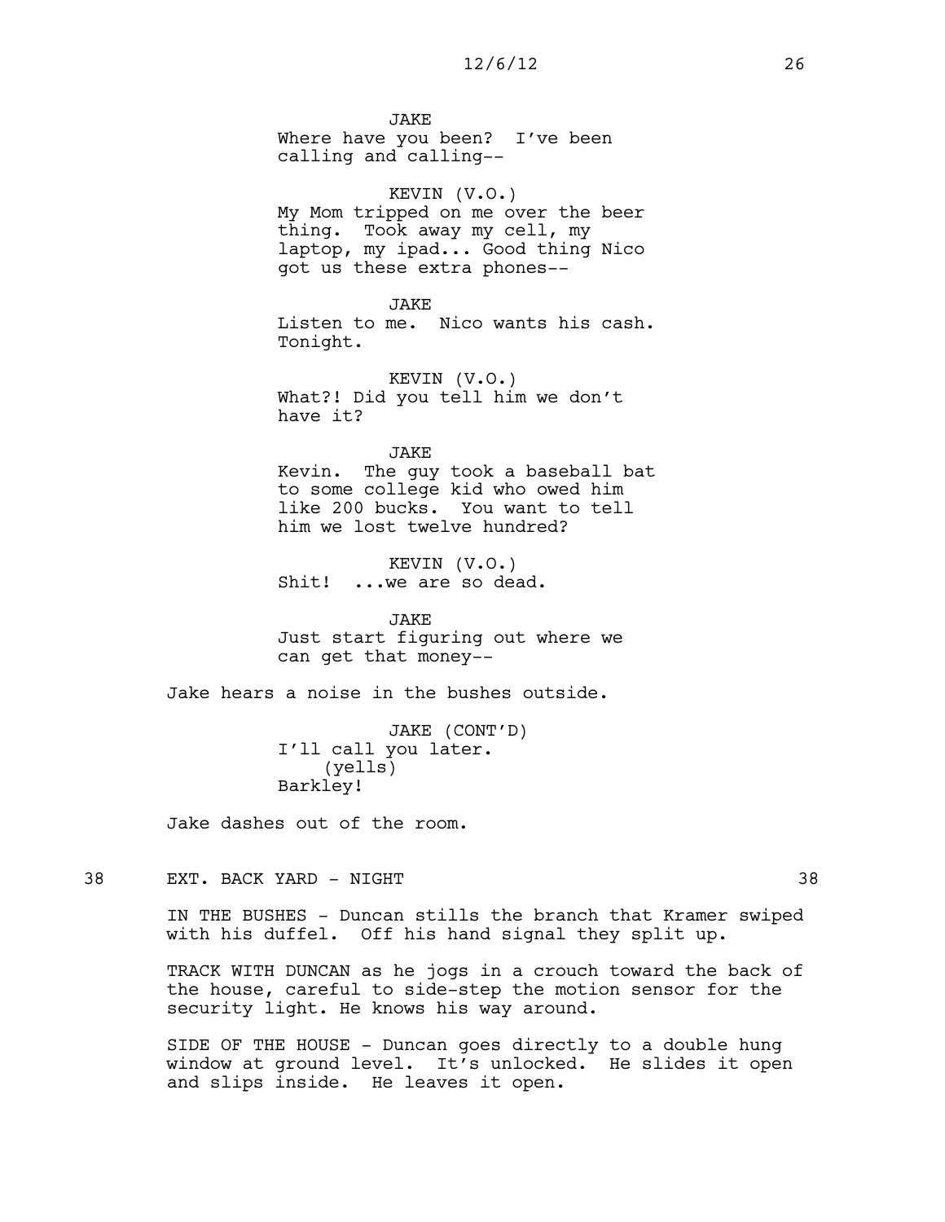JAKE
Where have you been? I've been calling and calling--

KEVIN (V.O.)
My Mom tripped on me over the beer thing. Took away my cell, my laptop, my ipad... Good thing Nico got us these extra phones--

JAKE
Listen to me. Nico wants his cash. Tonight.

KEVIN (V.O.)
What?! Did you tell him we don't have it?

JAKE
Kevin. The guy took a baseball bat to some college kid who owed him like 200 bucks. You want to tell him we lost twelve hundred?

KEVIN (V.O.)
Shit! ...we are so dead.

JAKE
Just start figuring out where we can get that money--

Jake hears a noise in the bushes outside.

JAKE (CONT'D)
I'll call you later.
(yells)
Barkley!

Jake dashes out of the room.

38 EXT. BACK YARD - NIGHT 38

IN THE BUSHES - Duncan stills the branch that Kramer swiped with his duffel. Off his hand signal they split up.

TRACK WITH DUNCAN as he jogs in a crouch toward the back of the house, careful to side-step the motion sensor for the security light. He knows his way around.

SIDE OF THE HOUSE - Duncan goes directly to a double hung window at ground level. It's unlocked. He slides it open and slips inside. He leaves it open.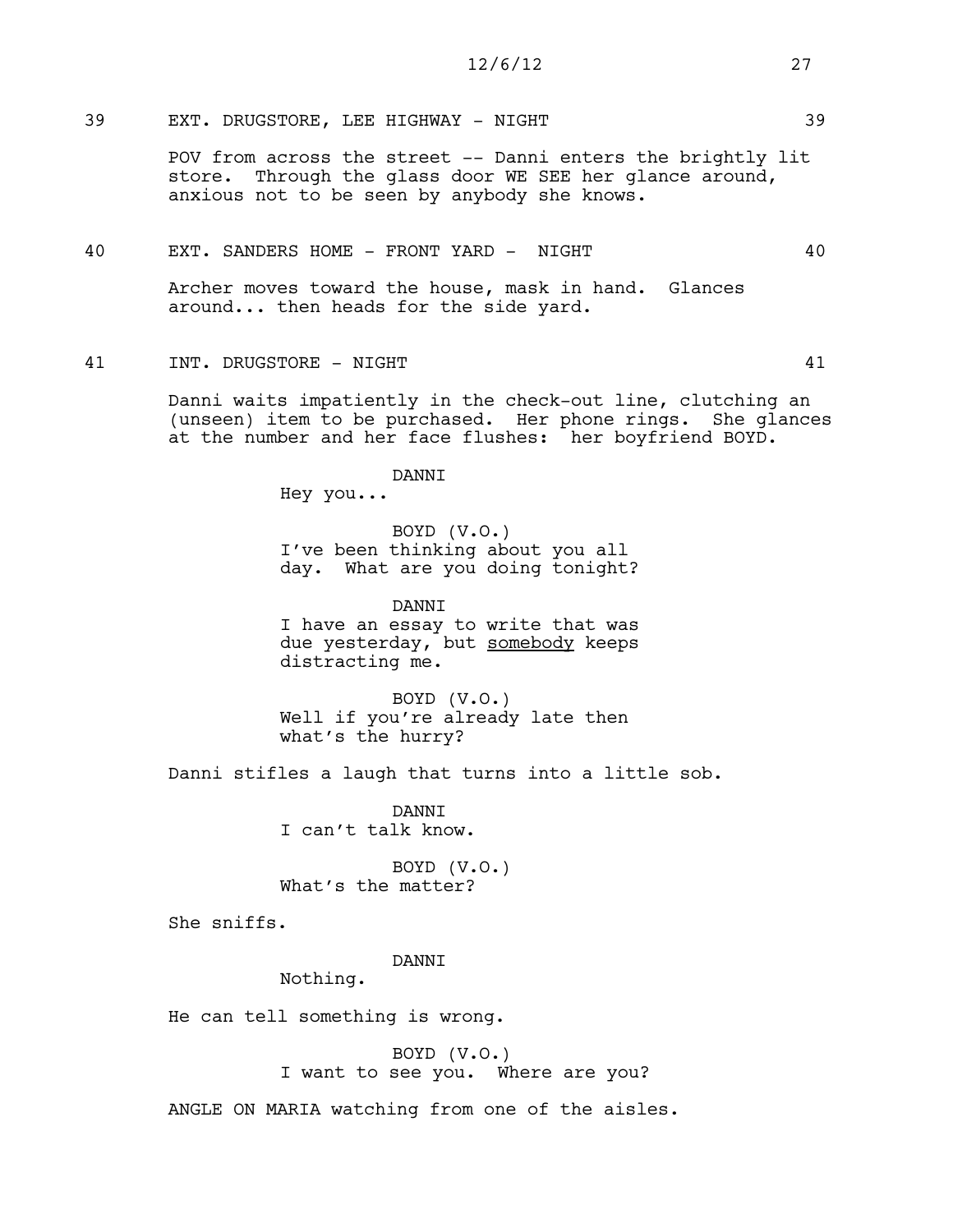39 EXT. DRUGSTORE, LEE HIGHWAY - NIGHT 39

POV from across the street -- Danni enters the brightly lit store. Through the glass door WE SEE her glance around, anxious not to be seen by anybody she knows.

40 EXT. SANDERS HOME - FRONT YARD - NIGHT 40

Archer moves toward the house, mask in hand. Glances around... then heads for the side yard.

41 INT. DRUGSTORE - NIGHT 41

Danni waits impatiently in the check-out line, clutching an (unseen) item to be purchased. Her phone rings. She glances at the number and her face flushes: her boyfriend BOYD.

DANNI
Hey you...

BOYD (V.O.)
I've been thinking about you all day. What are you doing tonight?

DANNI
I have an essay to write that was due yesterday, but <u>somebody</u> keeps distracting me.

BOYD (V.O.)
Well if you're already late then what's the hurry?

Danni stifles a laugh that turns into a little sob.

DANNI
I can't talk know.

BOYD (V.O.)
What's the matter?

She sniffs.

DANNI
Nothing.

He can tell something is wrong.

BOYD (V.O.)
I want to see you. Where are you?

ANGLE ON MARIA watching from one of the aisles.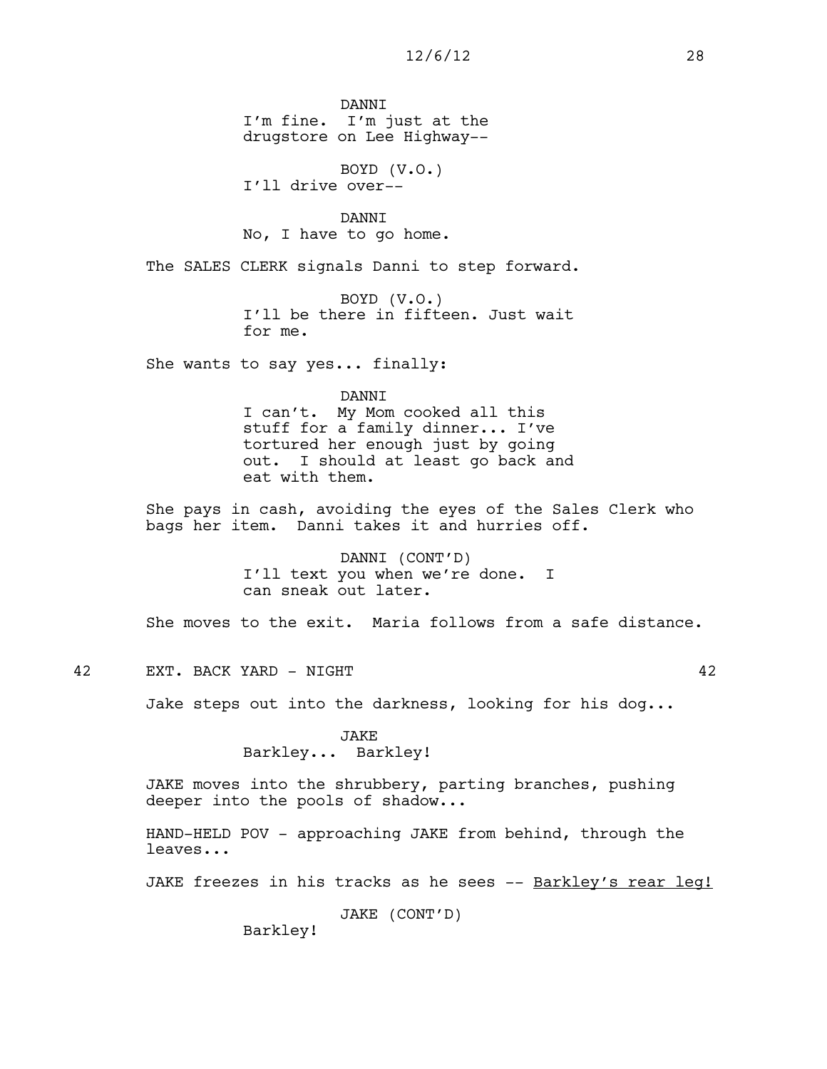DANNI
I'm fine.  I'm just at the
drugstore on Lee Highway--

BOYD (V.O.)
I'll drive over--

DANNI
No, I have to go home.

The SALES CLERK signals Danni to step forward.

BOYD (V.O.)
I'll be there in fifteen. Just wait
for me.

She wants to say yes... finally:

DANNI
I can't.  My Mom cooked all this
stuff for a family dinner... I've
tortured her enough just by going
out.  I should at least go back and
eat with them.

She pays in cash, avoiding the eyes of the Sales Clerk who bags her item.  Danni takes it and hurries off.

DANNI (CONT'D)
I'll text you when we're done.  I
can sneak out later.

She moves to the exit.  Maria follows from a safe distance.

42 EXT. BACK YARD - NIGHT 42

Jake steps out into the darkness, looking for his dog...

JAKE
Barkley...  Barkley!

JAKE moves into the shrubbery, parting branches, pushing deeper into the pools of shadow...

HAND-HELD POV - approaching JAKE from behind, through the leaves...

JAKE freezes in his tracks as he sees -- <u>Barkley's rear leg!</u>

JAKE (CONT'D)
Barkley!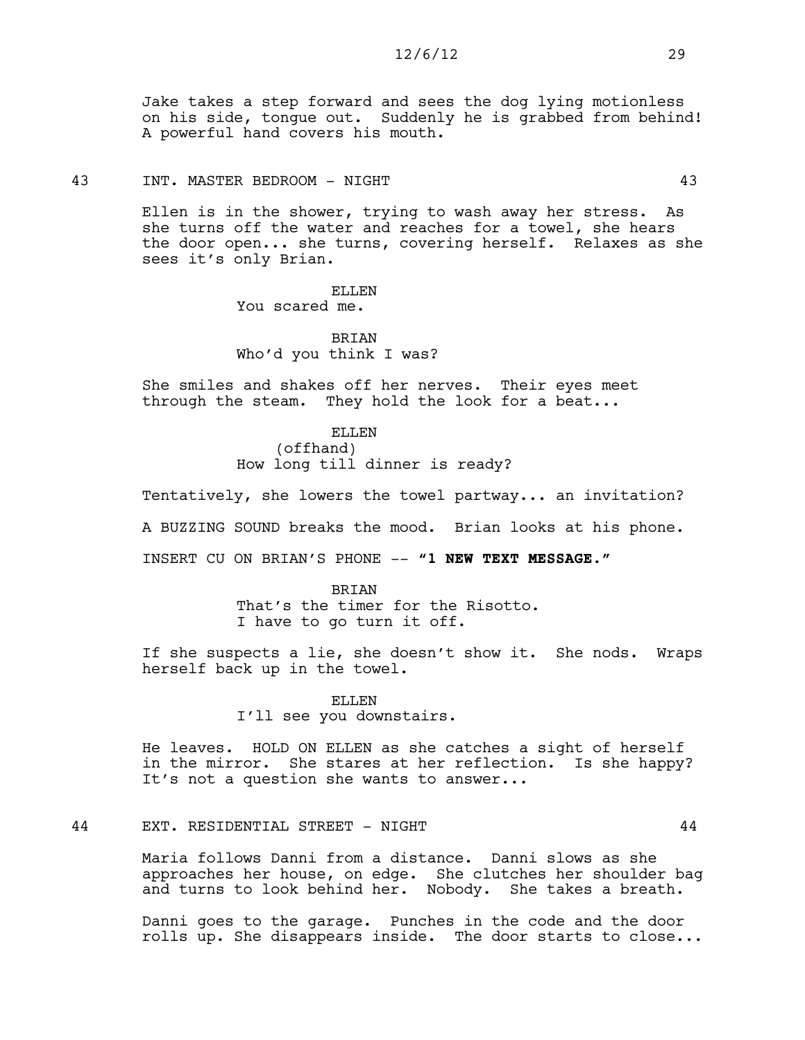Jake takes a step forward and sees the dog lying motionless on his side, tongue out. Suddenly he is grabbed from behind! A powerful hand covers his mouth.

43 INT. MASTER BEDROOM - NIGHT 43

Ellen is in the shower, trying to wash away her stress. As she turns off the water and reaches for a towel, she hears the door open... she turns, covering herself. Relaxes as she sees it's only Brian.

ELLEN
You scared me.

BRIAN
Who'd you think I was?

She smiles and shakes off her nerves. Their eyes meet through the steam. They hold the look for a beat...

ELLEN
(offhand)
How long till dinner is ready?

Tentatively, she lowers the towel partway... an invitation?

A BUZZING SOUND breaks the mood. Brian looks at his phone.

INSERT CU ON BRIAN'S PHONE -- **"1 NEW TEXT MESSAGE."**

BRIAN
That's the timer for the Risotto.
I have to go turn it off.

If she suspects a lie, she doesn't show it. She nods. Wraps herself back up in the towel.

ELLEN
I'll see you downstairs.

He leaves. HOLD ON ELLEN as she catches a sight of herself in the mirror. She stares at her reflection. Is she happy? It's not a question she wants to answer...

44 EXT. RESIDENTIAL STREET - NIGHT 44

Maria follows Danni from a distance. Danni slows as she approaches her house, on edge. She clutches her shoulder bag and turns to look behind her. Nobody. She takes a breath.

Danni goes to the garage. Punches in the code and the door rolls up. She disappears inside. The door starts to close...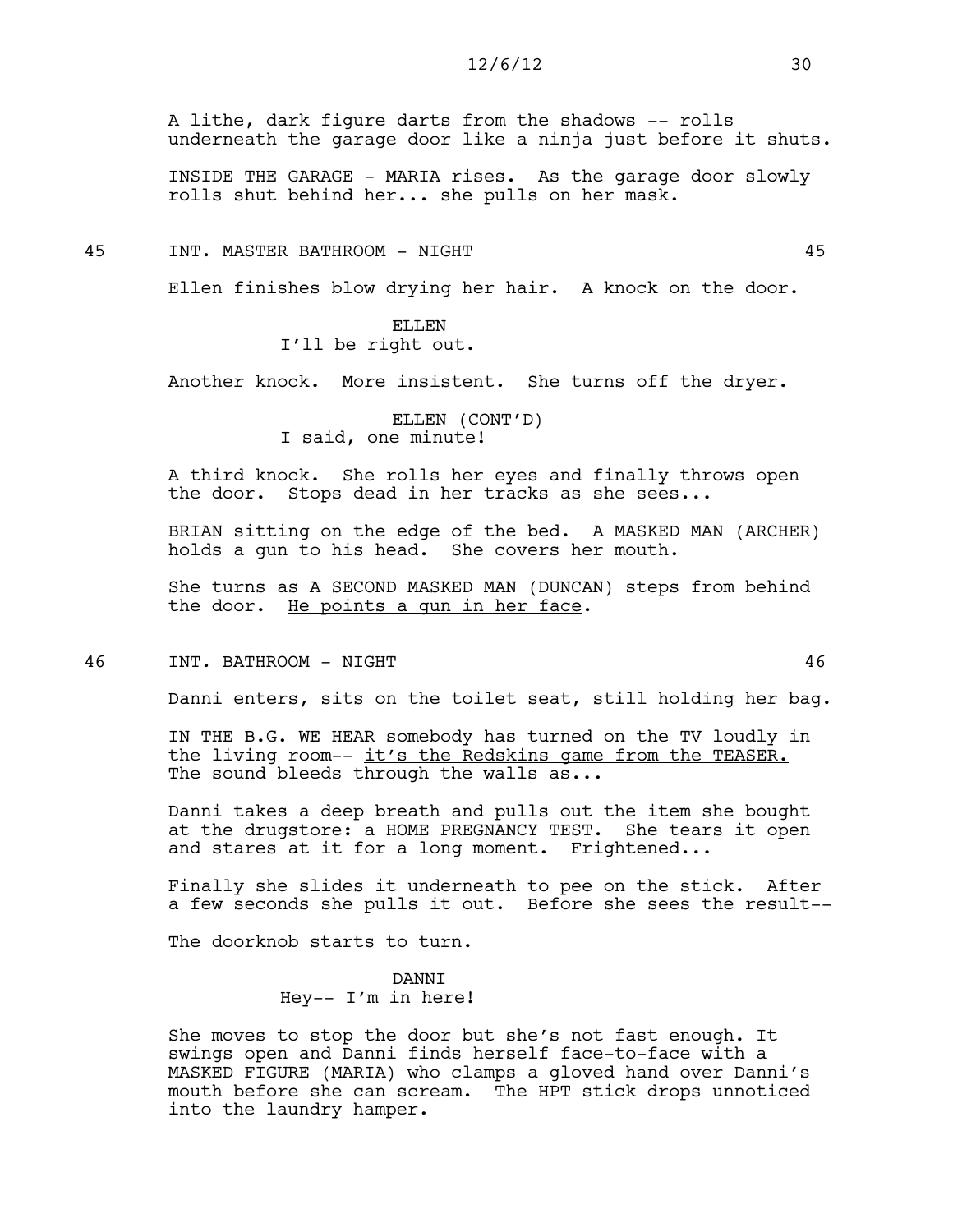A lithe, dark figure darts from the shadows -- rolls underneath the garage door like a ninja just before it shuts.

INSIDE THE GARAGE - MARIA rises. As the garage door slowly rolls shut behind her... she pulls on her mask.

45 INT. MASTER BATHROOM - NIGHT 45

Ellen finishes blow drying her hair. A knock on the door.

ELLEN
I'll be right out.

Another knock. More insistent. She turns off the dryer.

ELLEN (CONT'D)
I said, one minute!

A third knock. She rolls her eyes and finally throws open the door. Stops dead in her tracks as she sees...

BRIAN sitting on the edge of the bed. A MASKED MAN (ARCHER) holds a gun to his head. She covers her mouth.

She turns as A SECOND MASKED MAN (DUNCAN) steps from behind the door. He points a gun in her face.

46 INT. BATHROOM - NIGHT 46

Danni enters, sits on the toilet seat, still holding her bag.

IN THE B.G. WE HEAR somebody has turned on the TV loudly in the living room-- it's the Redskins game from the TEASER. The sound bleeds through the walls as...

Danni takes a deep breath and pulls out the item she bought at the drugstore: a HOME PREGNANCY TEST. She tears it open and stares at it for a long moment. Frightened...

Finally she slides it underneath to pee on the stick. After a few seconds she pulls it out. Before she sees the result--

The doorknob starts to turn.

DANNI
Hey-- I'm in here!

She moves to stop the door but she's not fast enough. It swings open and Danni finds herself face-to-face with a MASKED FIGURE (MARIA) who clamps a gloved hand over Danni's mouth before she can scream. The HPT stick drops unnoticed into the laundry hamper.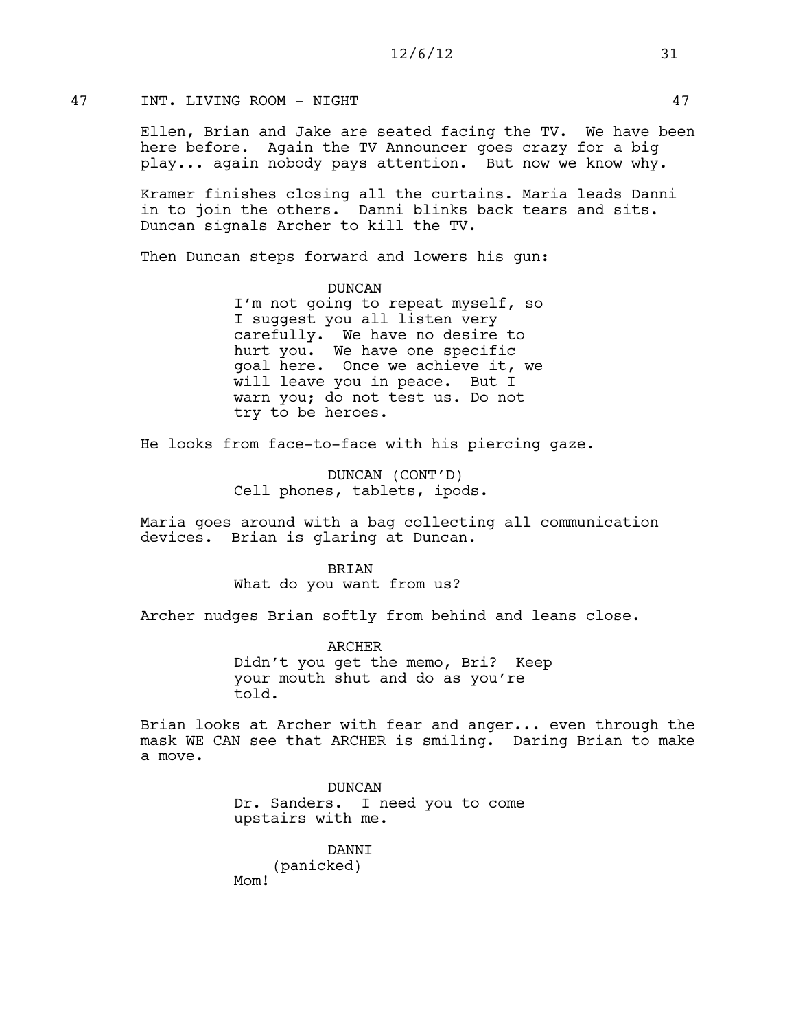47 INT. LIVING ROOM - NIGHT 47

Ellen, Brian and Jake are seated facing the TV. We have been here before. Again the TV Announcer goes crazy for a big play... again nobody pays attention. But now we know why.

Kramer finishes closing all the curtains. Maria leads Danni in to join the others. Danni blinks back tears and sits. Duncan signals Archer to kill the TV.

Then Duncan steps forward and lowers his gun:

DUNCAN
I'm not going to repeat myself, so I suggest you all listen very carefully. We have no desire to hurt you. We have one specific goal here. Once we achieve it, we will leave you in peace. But I warn you; do not test us. Do not try to be heroes.

He looks from face-to-face with his piercing gaze.

DUNCAN (CONT'D)
Cell phones, tablets, ipods.

Maria goes around with a bag collecting all communication devices. Brian is glaring at Duncan.

BRIAN
What do you want from us?

Archer nudges Brian softly from behind and leans close.

ARCHER
Didn't you get the memo, Bri? Keep your mouth shut and do as you're told.

Brian looks at Archer with fear and anger... even through the mask WE CAN see that ARCHER is smiling. Daring Brian to make a move.

DUNCAN
Dr. Sanders. I need you to come upstairs with me.

DANNI
(panicked)
Mom!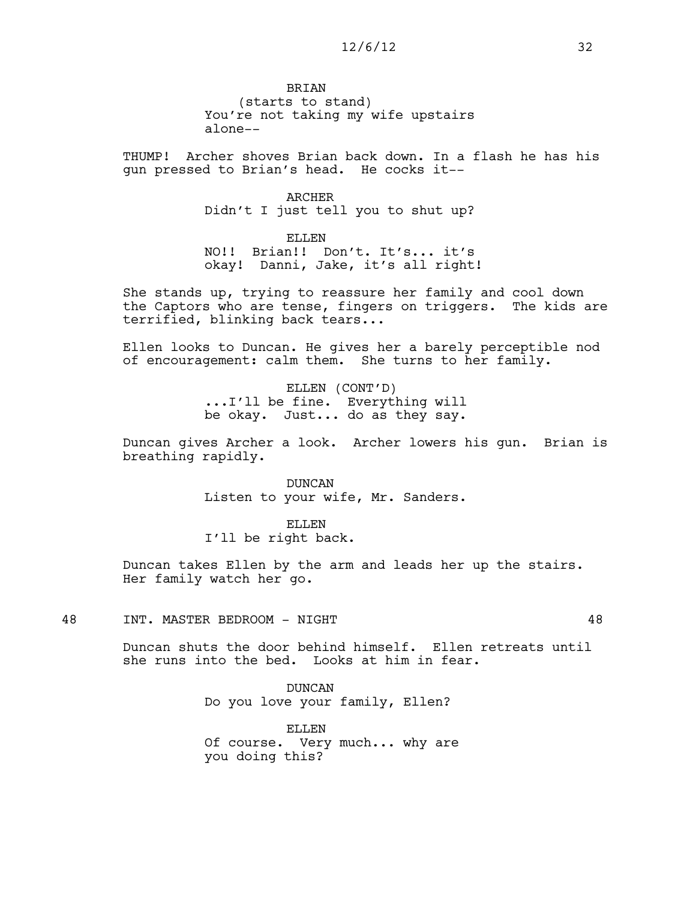BRIAN
(starts to stand)
You're not taking my wife upstairs alone--

THUMP! Archer shoves Brian back down. In a flash he has his gun pressed to Brian's head. He cocks it--

ARCHER
Didn't I just tell you to shut up?

ELLEN
NO!! Brian!! Don't. It's... it's okay! Danni, Jake, it's all right!

She stands up, trying to reassure her family and cool down the Captors who are tense, fingers on triggers. The kids are terrified, blinking back tears...

Ellen looks to Duncan. He gives her a barely perceptible nod of encouragement: calm them. She turns to her family.

ELLEN (CONT'D)
...I'll be fine. Everything will be okay. Just... do as they say.

Duncan gives Archer a look. Archer lowers his gun. Brian is breathing rapidly.

DUNCAN
Listen to your wife, Mr. Sanders.

ELLEN
I'll be right back.

Duncan takes Ellen by the arm and leads her up the stairs. Her family watch her go.

48 INT. MASTER BEDROOM - NIGHT 48

Duncan shuts the door behind himself. Ellen retreats until she runs into the bed. Looks at him in fear.

DUNCAN
Do you love your family, Ellen?

ELLEN
Of course. Very much... why are you doing this?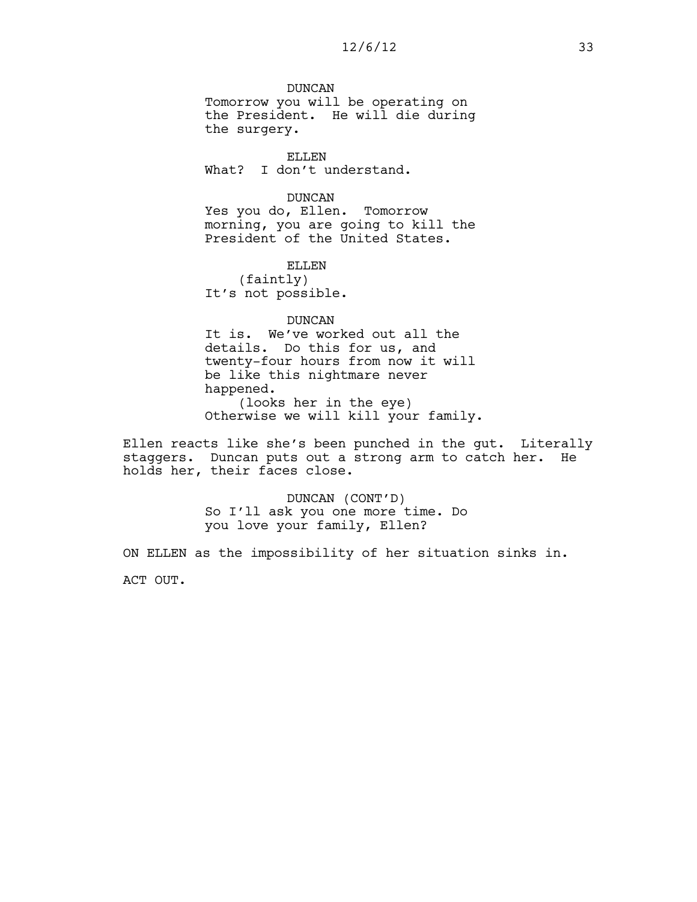DUNCAN
Tomorrow you will be operating on the President. He will die during the surgery.

ELLEN
What? I don't understand.

DUNCAN
Yes you do, Ellen. Tomorrow morning, you are going to kill the President of the United States.

ELLEN
(faintly)
It's not possible.

DUNCAN
It is. We've worked out all the details. Do this for us, and twenty-four hours from now it will be like this nightmare never happened.
(looks her in the eye)
Otherwise we will kill your family.

Ellen reacts like she's been punched in the gut. Literally staggers. Duncan puts out a strong arm to catch her. He holds her, their faces close.

DUNCAN (CONT'D)
So I'll ask you one more time. Do you love your family, Ellen?

ON ELLEN as the impossibility of her situation sinks in.

ACT OUT.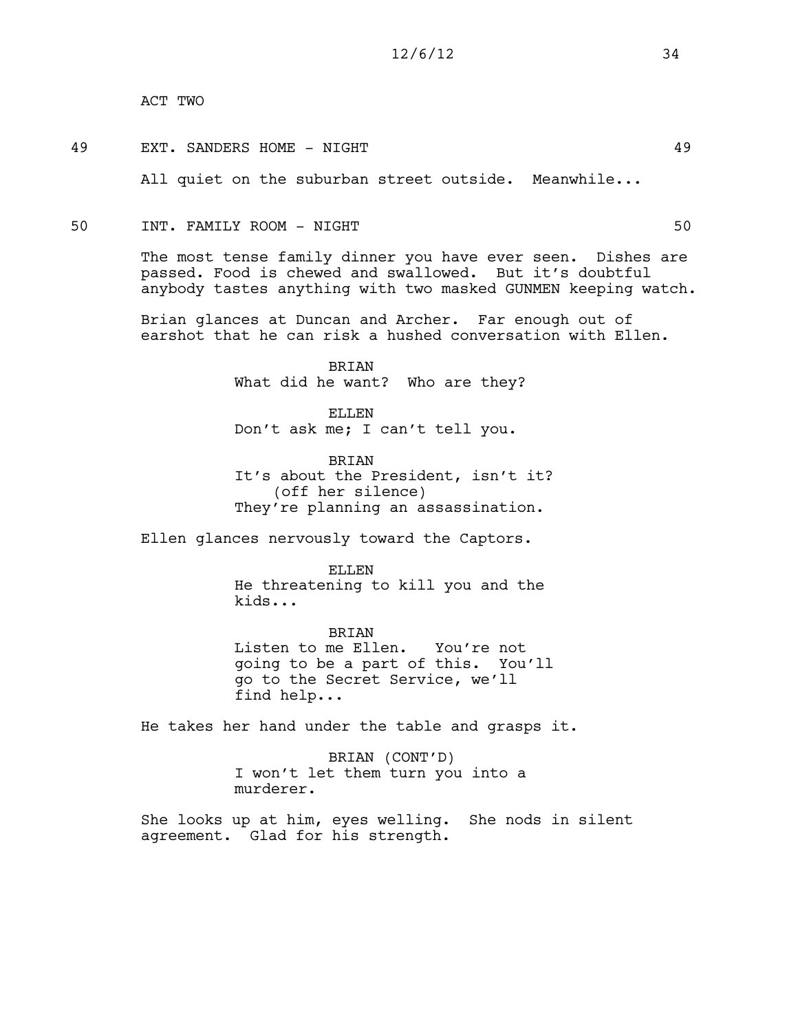ACT TWO

49 EXT. SANDERS HOME - NIGHT 49

All quiet on the suburban street outside. Meanwhile...

50 INT. FAMILY ROOM - NIGHT 50

The most tense family dinner you have ever seen. Dishes are passed. Food is chewed and swallowed. But it's doubtful anybody tastes anything with two masked GUNMEN keeping watch.

Brian glances at Duncan and Archer. Far enough out of earshot that he can risk a hushed conversation with Ellen.

BRIAN
What did he want? Who are they?

ELLEN
Don't ask me; I can't tell you.

BRIAN
It's about the President, isn't it?
(off her silence)
They're planning an assassination.

Ellen glances nervously toward the Captors.

ELLEN
He threatening to kill you and the kids...

BRIAN
Listen to me Ellen. You're not going to be a part of this. You'll go to the Secret Service, we'll find help...

He takes her hand under the table and grasps it.

BRIAN (CONT'D)
I won't let them turn you into a murderer.

She looks up at him, eyes welling. She nods in silent agreement. Glad for his strength.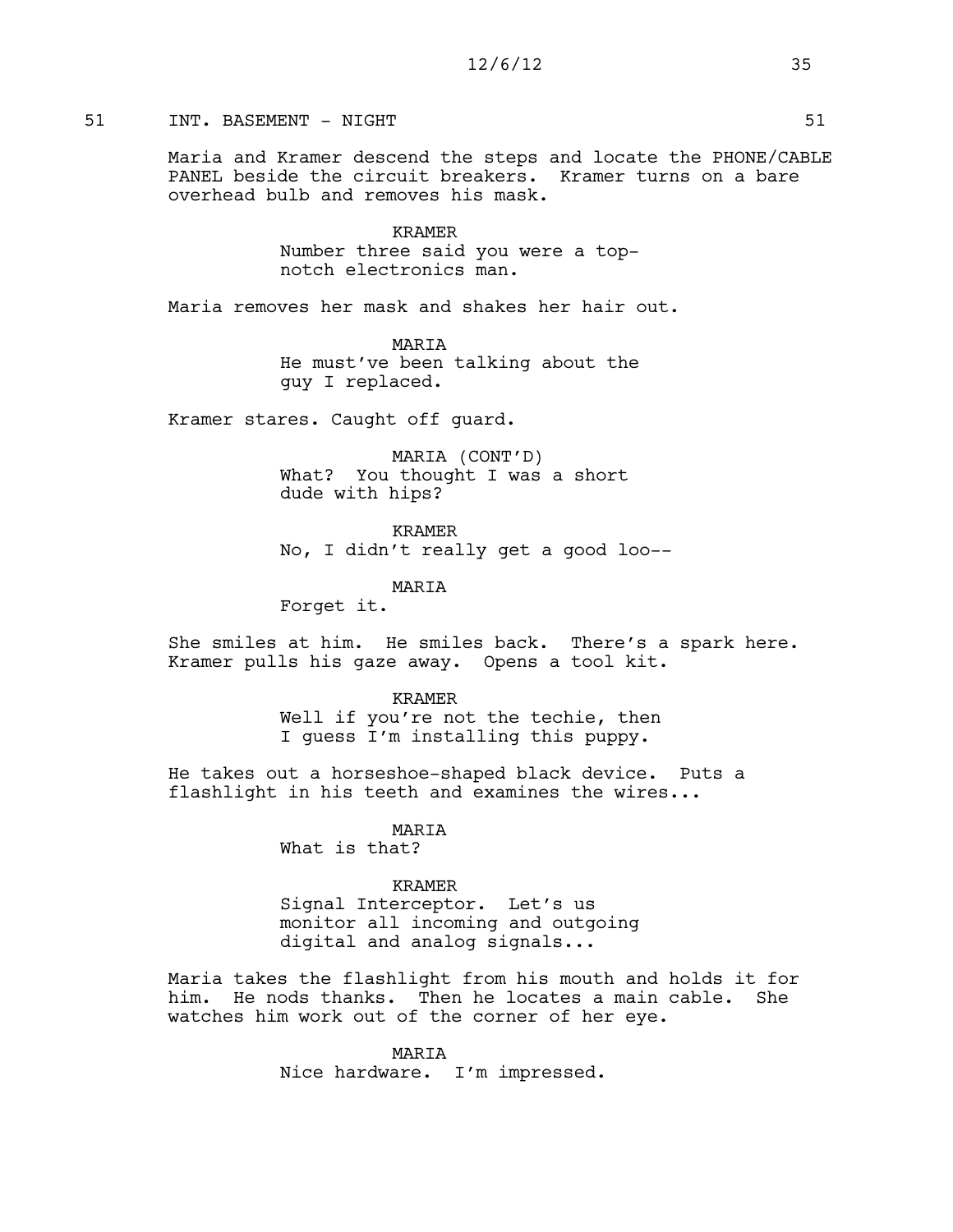51 INT. BASEMENT - NIGHT 51

Maria and Kramer descend the steps and locate the PHONE/CABLE PANEL beside the circuit breakers. Kramer turns on a bare overhead bulb and removes his mask.

KRAMER
Number three said you were a top-notch electronics man.

Maria removes her mask and shakes her hair out.

MARIA
He must've been talking about the guy I replaced.

Kramer stares. Caught off guard.

MARIA (CONT'D)
What? You thought I was a short dude with hips?

KRAMER
No, I didn't really get a good loo--

MARIA
Forget it.

She smiles at him. He smiles back. There's a spark here. Kramer pulls his gaze away. Opens a tool kit.

KRAMER
Well if you're not the techie, then I guess I'm installing this puppy.

He takes out a horseshoe-shaped black device. Puts a flashlight in his teeth and examines the wires...

MARIA
What is that?

KRAMER
Signal Interceptor. Let's us monitor all incoming and outgoing digital and analog signals...

Maria takes the flashlight from his mouth and holds it for him. He nods thanks. Then he locates a main cable. She watches him work out of the corner of her eye.

MARIA
Nice hardware. I'm impressed.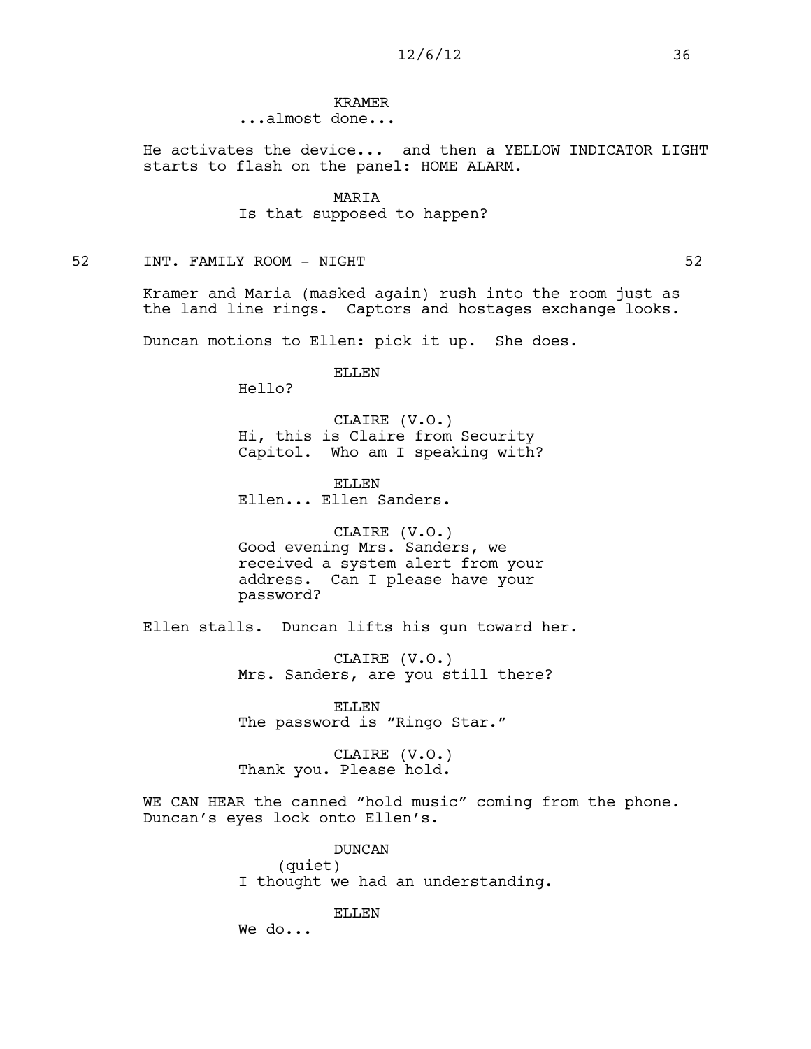KRAMER
...almost done...

He activates the device... and then a YELLOW INDICATOR LIGHT starts to flash on the panel: HOME ALARM.

MARIA
Is that supposed to happen?

52 INT. FAMILY ROOM - NIGHT 52

Kramer and Maria (masked again) rush into the room just as the land line rings. Captors and hostages exchange looks.

Duncan motions to Ellen: pick it up. She does.

ELLEN
Hello?

CLAIRE (V.O.)
Hi, this is Claire from Security Capitol. Who am I speaking with?

ELLEN
Ellen... Ellen Sanders.

CLAIRE (V.O.)
Good evening Mrs. Sanders, we received a system alert from your address. Can I please have your password?

Ellen stalls. Duncan lifts his gun toward her.

CLAIRE (V.O.)
Mrs. Sanders, are you still there?

ELLEN
The password is "Ringo Star."

CLAIRE (V.O.)
Thank you. Please hold.

WE CAN HEAR the canned "hold music" coming from the phone. Duncan's eyes lock onto Ellen's.

DUNCAN
(quiet)
I thought we had an understanding.

ELLEN
We do...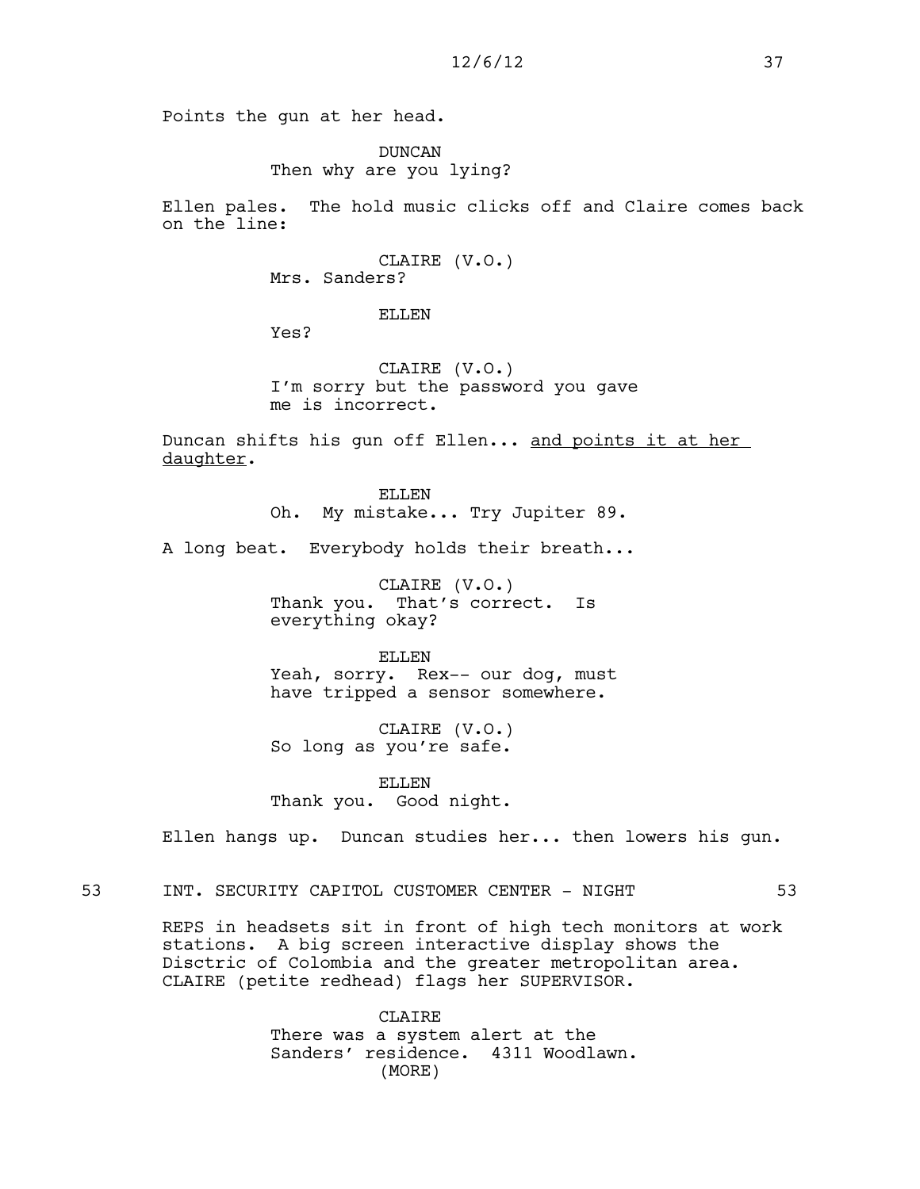Points the gun at her head.

DUNCAN
Then why are you lying?

Ellen pales. The hold music clicks off and Claire comes back on the line:

CLAIRE (V.O.)
Mrs. Sanders?

ELLEN
Yes?

CLAIRE (V.O.)
I'm sorry but the password you gave me is incorrect.

Duncan shifts his gun off Ellen... <u>and points it at her daughter</u>.

ELLEN
Oh. My mistake... Try Jupiter 89.

A long beat. Everybody holds their breath...

CLAIRE (V.O.)
Thank you. That's correct. Is everything okay?

ELLEN
Yeah, sorry. Rex-- our dog, must have tripped a sensor somewhere.

CLAIRE (V.O.)
So long as you're safe.

ELLEN
Thank you. Good night.

Ellen hangs up. Duncan studies her... then lowers his gun.

53 INT. SECURITY CAPITOL CUSTOMER CENTER - NIGHT 53

REPS in headsets sit in front of high tech monitors at work stations. A big screen interactive display shows the Disctric of Colombia and the greater metropolitan area. CLAIRE (petite redhead) flags her SUPERVISOR.

CLAIRE
There was a system alert at the Sanders' residence. 4311 Woodlawn.
(MORE)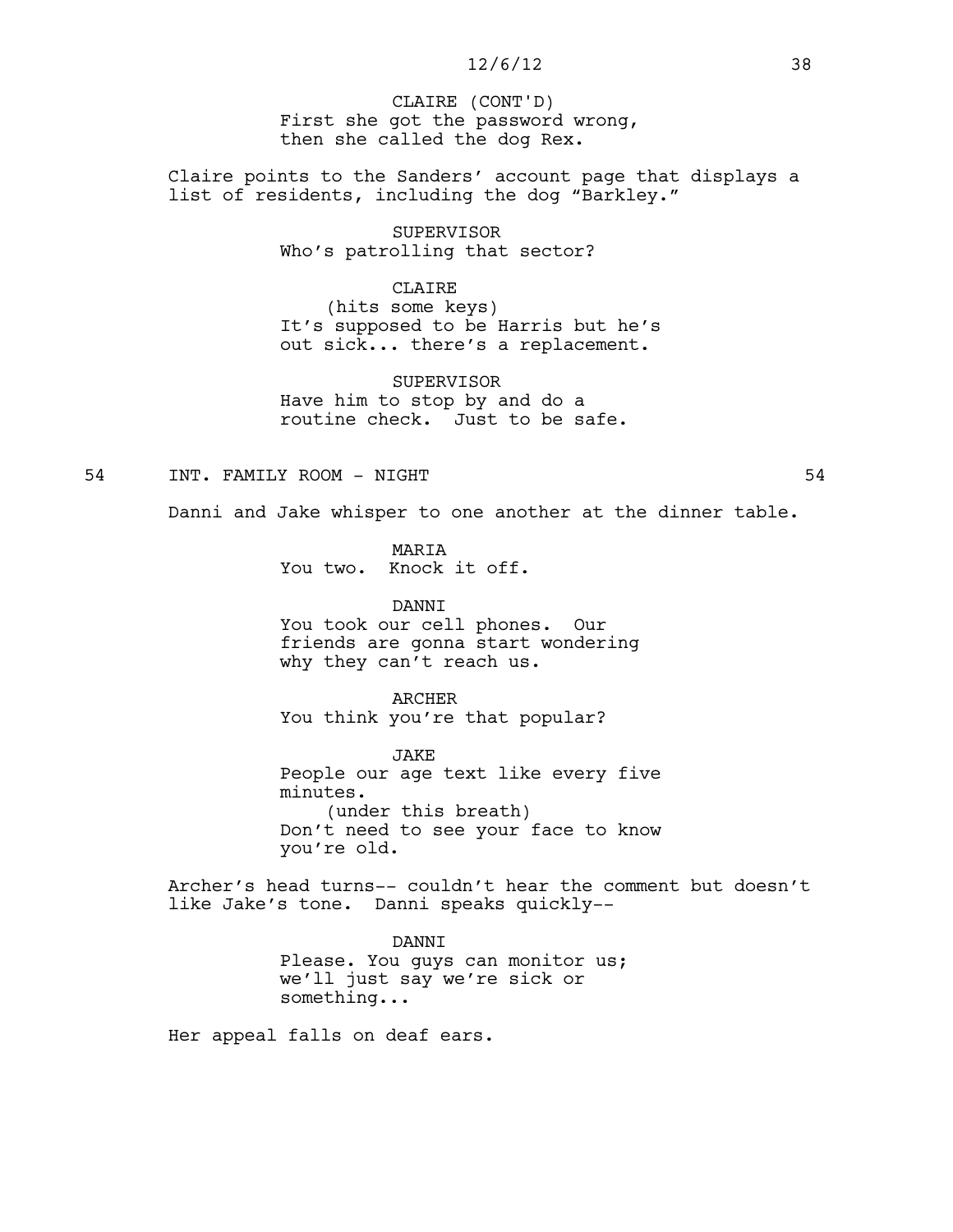CLAIRE (CONT'D)
First she got the password wrong, then she called the dog Rex.

Claire points to the Sanders' account page that displays a list of residents, including the dog "Barkley."

SUPERVISOR
Who's patrolling that sector?

CLAIRE
(hits some keys)
It's supposed to be Harris but he's out sick... there's a replacement.

SUPERVISOR
Have him to stop by and do a routine check. Just to be safe.

54 INT. FAMILY ROOM - NIGHT 54

Danni and Jake whisper to one another at the dinner table.

MARIA
You two. Knock it off.

DANNI
You took our cell phones. Our friends are gonna start wondering why they can't reach us.

ARCHER
You think you're that popular?

JAKE
People our age text like every five minutes.
(under this breath)
Don't need to see your face to know you're old.

Archer's head turns-- couldn't hear the comment but doesn't like Jake's tone. Danni speaks quickly--

DANNI
Please. You guys can monitor us; we'll just say we're sick or something...

Her appeal falls on deaf ears.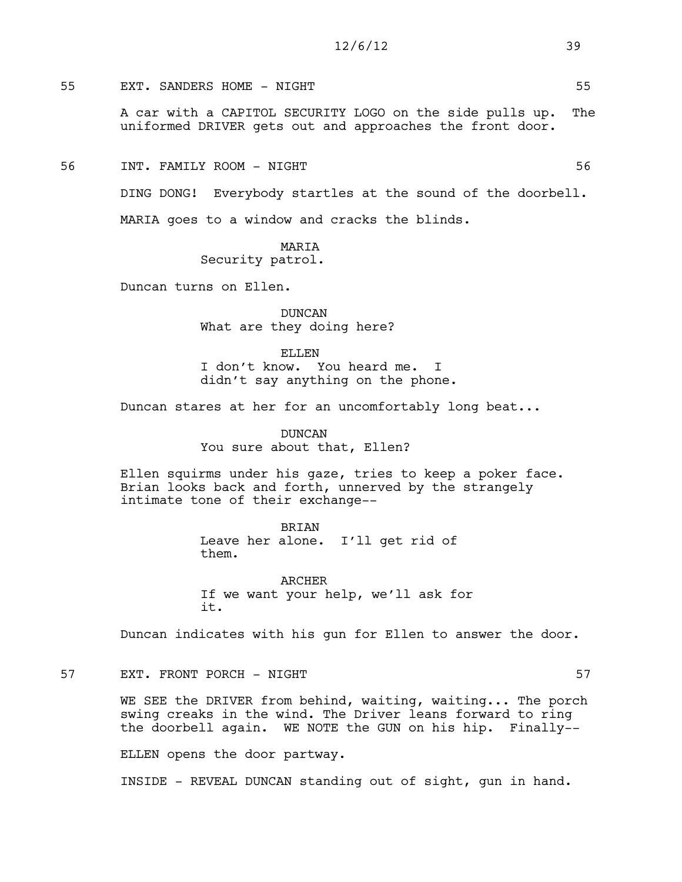55 EXT. SANDERS HOME - NIGHT 55

A car with a CAPITOL SECURITY LOGO on the side pulls up. The uniformed DRIVER gets out and approaches the front door.

56 INT. FAMILY ROOM - NIGHT 56

DING DONG! Everybody startles at the sound of the doorbell.

MARIA goes to a window and cracks the blinds.

MARIA
Security patrol.

Duncan turns on Ellen.

DUNCAN
What are they doing here?

ELLEN
I don't know. You heard me. I didn't say anything on the phone.

Duncan stares at her for an uncomfortably long beat...

DUNCAN
You sure about that, Ellen?

Ellen squirms under his gaze, tries to keep a poker face. Brian looks back and forth, unnerved by the strangely intimate tone of their exchange--

BRIAN
Leave her alone. I'll get rid of them.

ARCHER
If we want your help, we'll ask for it.

Duncan indicates with his gun for Ellen to answer the door.

57 EXT. FRONT PORCH - NIGHT 57

WE SEE the DRIVER from behind, waiting, waiting... The porch swing creaks in the wind. The Driver leans forward to ring the doorbell again. WE NOTE the GUN on his hip. Finally--

ELLEN opens the door partway.

INSIDE - REVEAL DUNCAN standing out of sight, gun in hand.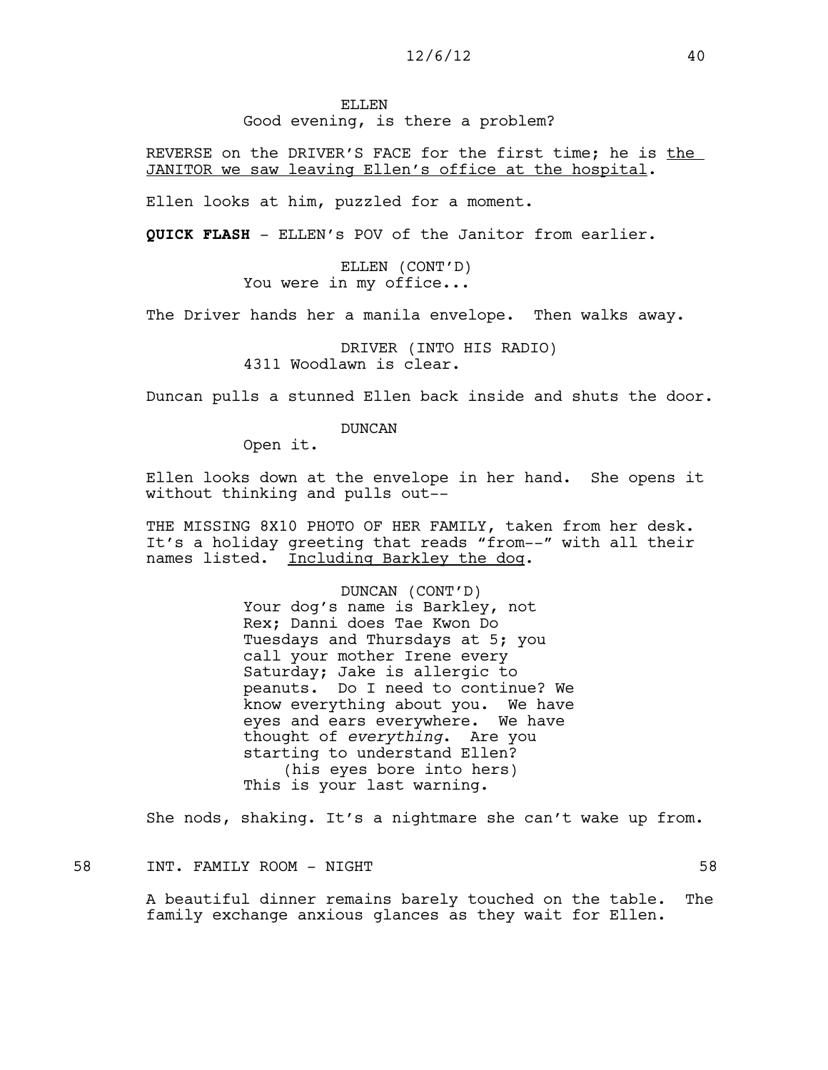ELLEN
Good evening, is there a problem?

REVERSE on the DRIVER'S FACE for the first time; he is <u>the JANITOR we saw leaving Ellen's office at the hospital</u>.

Ellen looks at him, puzzled for a moment.

**QUICK FLASH** - ELLEN's POV of the Janitor from earlier.

ELLEN (CONT'D)
You were in my office...

The Driver hands her a manila envelope. Then walks away.

DRIVER (INTO HIS RADIO)
4311 Woodlawn is clear.

Duncan pulls a stunned Ellen back inside and shuts the door.

DUNCAN
Open it.

Ellen looks down at the envelope in her hand. She opens it without thinking and pulls out--

THE MISSING 8X10 PHOTO OF HER FAMILY, taken from her desk. It's a holiday greeting that reads "from--" with all their names listed. <u>Including Barkley the dog</u>.

DUNCAN (CONT'D)
Your dog's name is Barkley, not Rex; Danni does Tae Kwon Do Tuesdays and Thursdays at 5; you call your mother Irene every Saturday; Jake is allergic to peanuts. Do I need to continue? We know everything about you. We have eyes and ears everywhere. We have thought of *everything*. Are you starting to understand Ellen?
(his eyes bore into hers)
This is your last warning.

She nods, shaking. It's a nightmare she can't wake up from.

58 INT. FAMILY ROOM - NIGHT 58

A beautiful dinner remains barely touched on the table. The family exchange anxious glances as they wait for Ellen.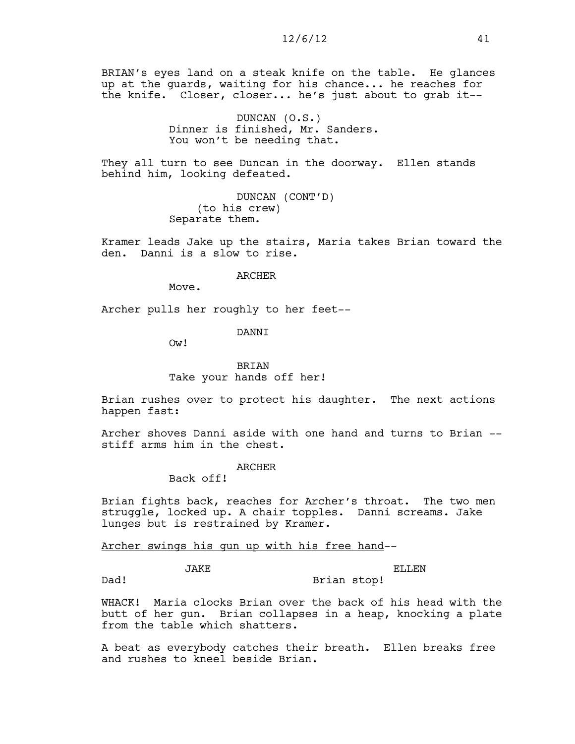BRIAN's eyes land on a steak knife on the table. He glances up at the guards, waiting for his chance... he reaches for the knife. Closer, closer... he's just about to grab it--

DUNCAN (O.S.)
Dinner is finished, Mr. Sanders. You won't be needing that.

They all turn to see Duncan in the doorway. Ellen stands behind him, looking defeated.

DUNCAN (CONT'D)
(to his crew)
Separate them.

Kramer leads Jake up the stairs, Maria takes Brian toward the den. Danni is a slow to rise.

ARCHER
Move.

Archer pulls her roughly to her feet--

DANNI
Ow!

BRIAN
Take your hands off her!

Brian rushes over to protect his daughter. The next actions happen fast:

Archer shoves Danni aside with one hand and turns to Brian -- stiff arms him in the chest.

ARCHER
Back off!

Brian fights back, reaches for Archer's throat. The two men struggle, locked up. A chair topples. Danni screams. Jake lunges but is restrained by Kramer.

<u>Archer swings his gun up with his free hand</u>--

JAKE
Dad!

ELLEN
Brian stop!

WHACK! Maria clocks Brian over the back of his head with the butt of her gun. Brian collapses in a heap, knocking a plate from the table which shatters.

A beat as everybody catches their breath. Ellen breaks free and rushes to kneel beside Brian.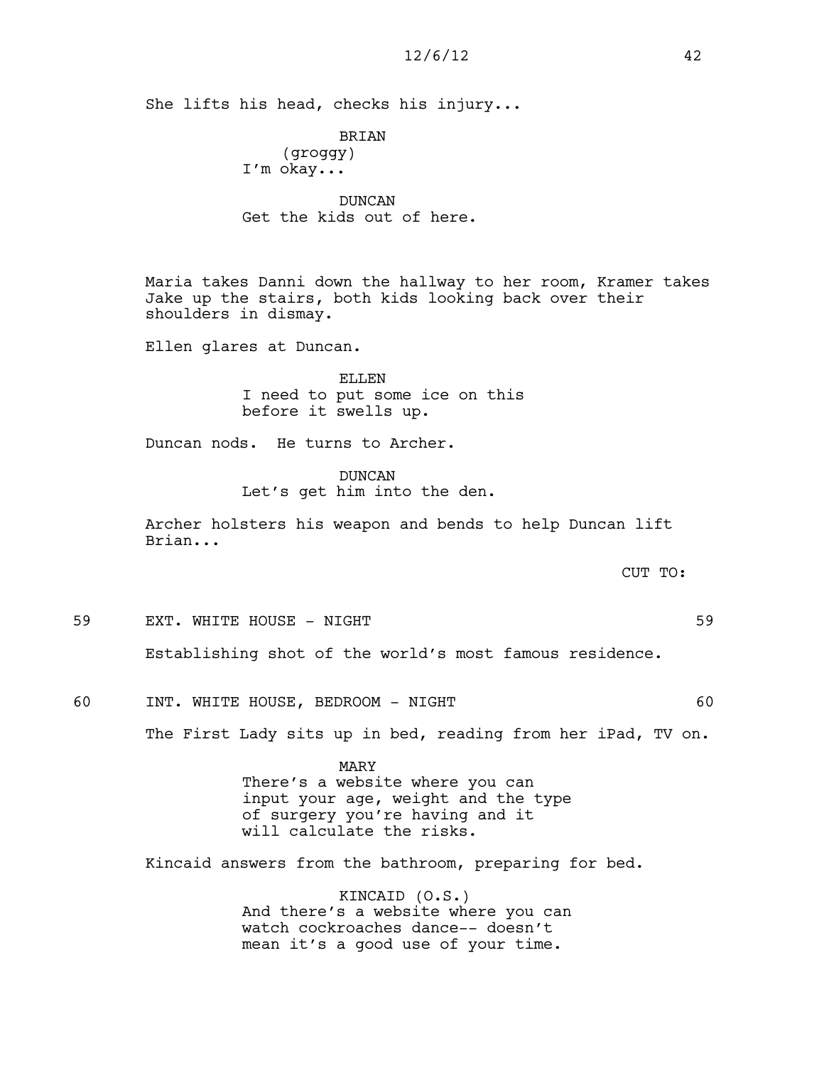She lifts his head, checks his injury...

BRIAN
(groggy)
I'm okay...

DUNCAN
Get the kids out of here.

Maria takes Danni down the hallway to her room, Kramer takes Jake up the stairs, both kids looking back over their shoulders in dismay.

Ellen glares at Duncan.

ELLEN
I need to put some ice on this before it swells up.

Duncan nods. He turns to Archer.

DUNCAN
Let's get him into the den.

Archer holsters his weapon and bends to help Duncan lift Brian...

CUT TO:

59 EXT. WHITE HOUSE - NIGHT 59

Establishing shot of the world's most famous residence.

60 INT. WHITE HOUSE, BEDROOM - NIGHT 60

The First Lady sits up in bed, reading from her iPad, TV on.

MARY
There's a website where you can input your age, weight and the type of surgery you're having and it will calculate the risks.

Kincaid answers from the bathroom, preparing for bed.

KINCAID (O.S.)
And there's a website where you can watch cockroaches dance-- doesn't mean it's a good use of your time.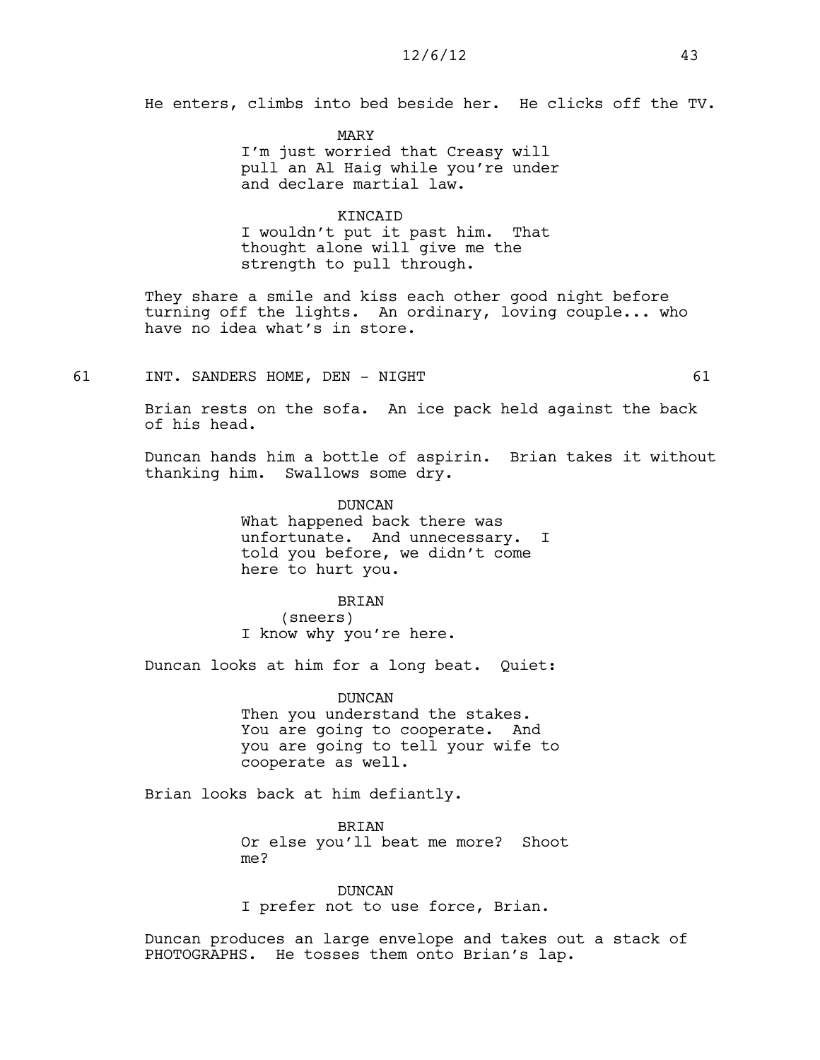He enters, climbs into bed beside her. He clicks off the TV.

MARY
I'm just worried that Creasy will pull an Al Haig while you're under and declare martial law.

KINCAID
I wouldn't put it past him. That thought alone will give me the strength to pull through.

They share a smile and kiss each other good night before turning off the lights. An ordinary, loving couple... who have no idea what's in store.

61 INT. SANDERS HOME, DEN - NIGHT 61

Brian rests on the sofa. An ice pack held against the back of his head.

Duncan hands him a bottle of aspirin. Brian takes it without thanking him. Swallows some dry.

DUNCAN
What happened back there was unfortunate. And unnecessary. I told you before, we didn't come here to hurt you.

BRIAN
(sneers)
I know why you're here.

Duncan looks at him for a long beat. Quiet:

DUNCAN
Then you understand the stakes. You are going to cooperate. And you are going to tell your wife to cooperate as well.

Brian looks back at him defiantly.

BRIAN
Or else you'll beat me more? Shoot me?

DUNCAN
I prefer not to use force, Brian.

Duncan produces an large envelope and takes out a stack of PHOTOGRAPHS. He tosses them onto Brian's lap.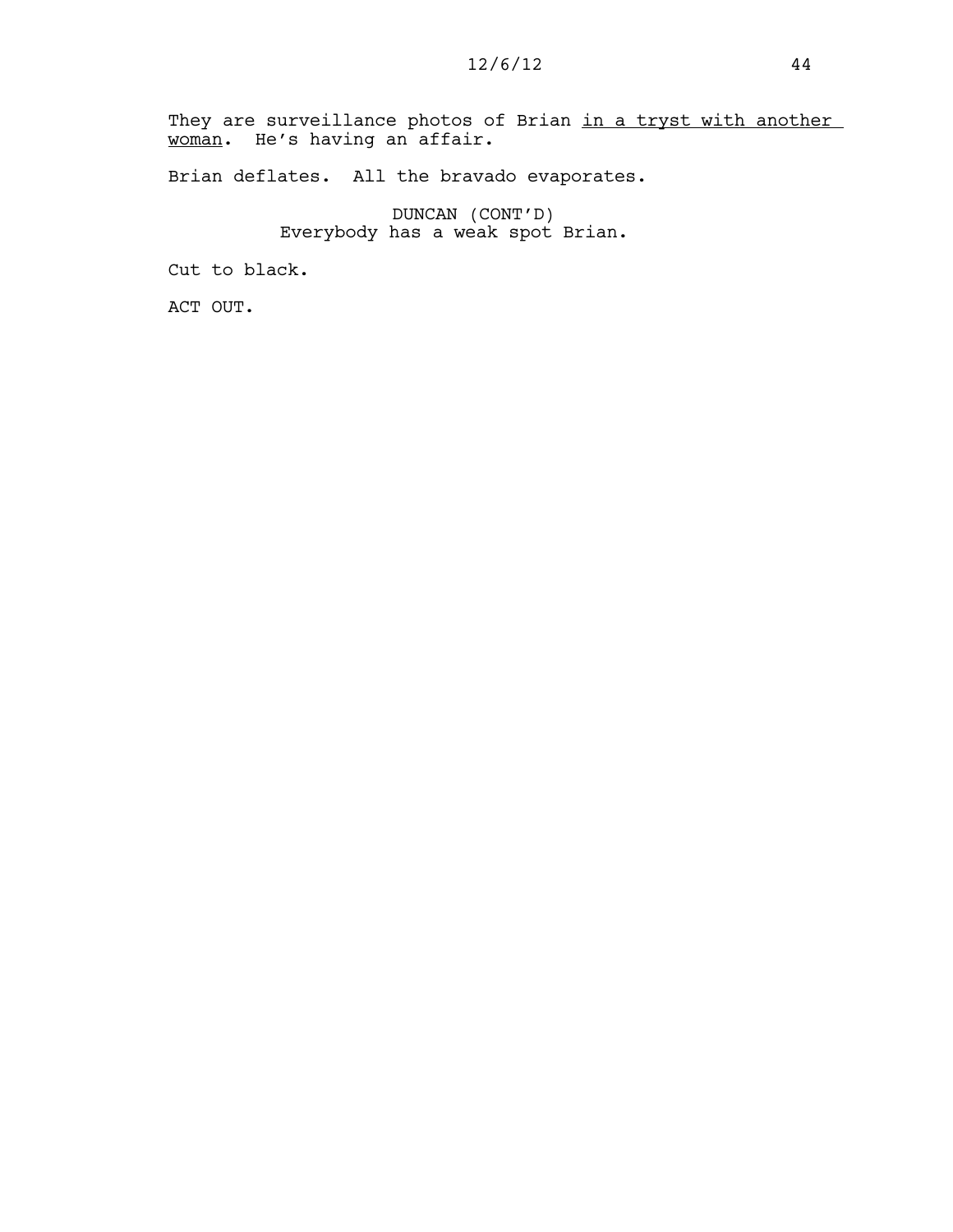They are surveillance photos of Brian <u>in a tryst with another woman</u>. He's having an affair.

Brian deflates. All the bravado evaporates.

DUNCAN (CONT'D)
Everybody has a weak spot Brian.

Cut to black.

ACT OUT.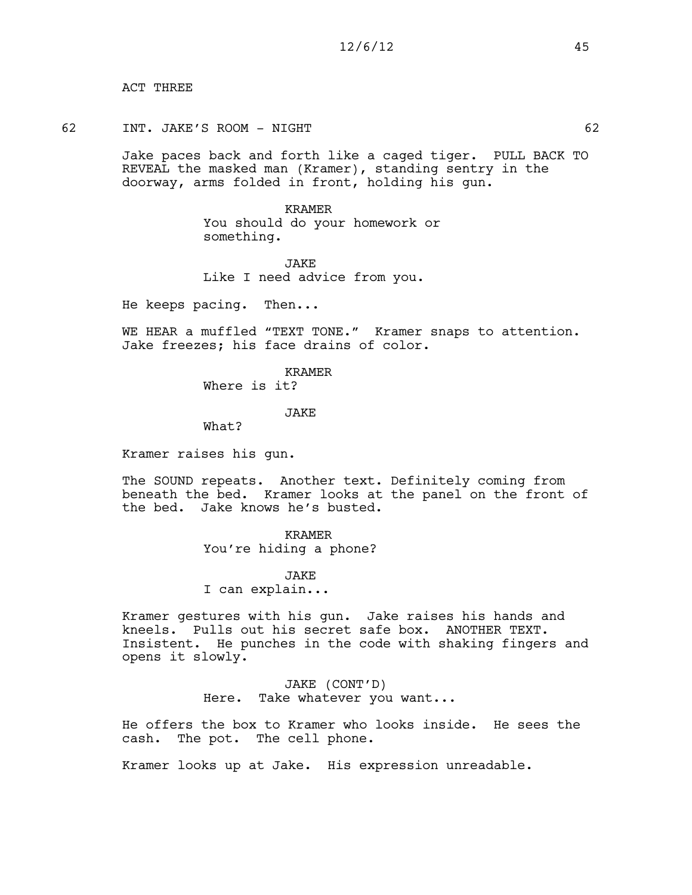ACT THREE

62 INT. JAKE'S ROOM - NIGHT 62

Jake paces back and forth like a caged tiger. PULL BACK TO REVEAL the masked man (Kramer), standing sentry in the doorway, arms folded in front, holding his gun.

KRAMER
You should do your homework or something.

JAKE
Like I need advice from you.

He keeps pacing. Then...

WE HEAR a muffled "TEXT TONE." Kramer snaps to attention. Jake freezes; his face drains of color.

KRAMER
Where is it?

JAKE
What?

Kramer raises his gun.

The SOUND repeats. Another text. Definitely coming from beneath the bed. Kramer looks at the panel on the front of the bed. Jake knows he's busted.

KRAMER
You're hiding a phone?

JAKE
I can explain...

Kramer gestures with his gun. Jake raises his hands and kneels. Pulls out his secret safe box. ANOTHER TEXT. Insistent. He punches in the code with shaking fingers and opens it slowly.

JAKE (CONT'D)
Here. Take whatever you want...

He offers the box to Kramer who looks inside. He sees the cash. The pot. The cell phone.

Kramer looks up at Jake. His expression unreadable.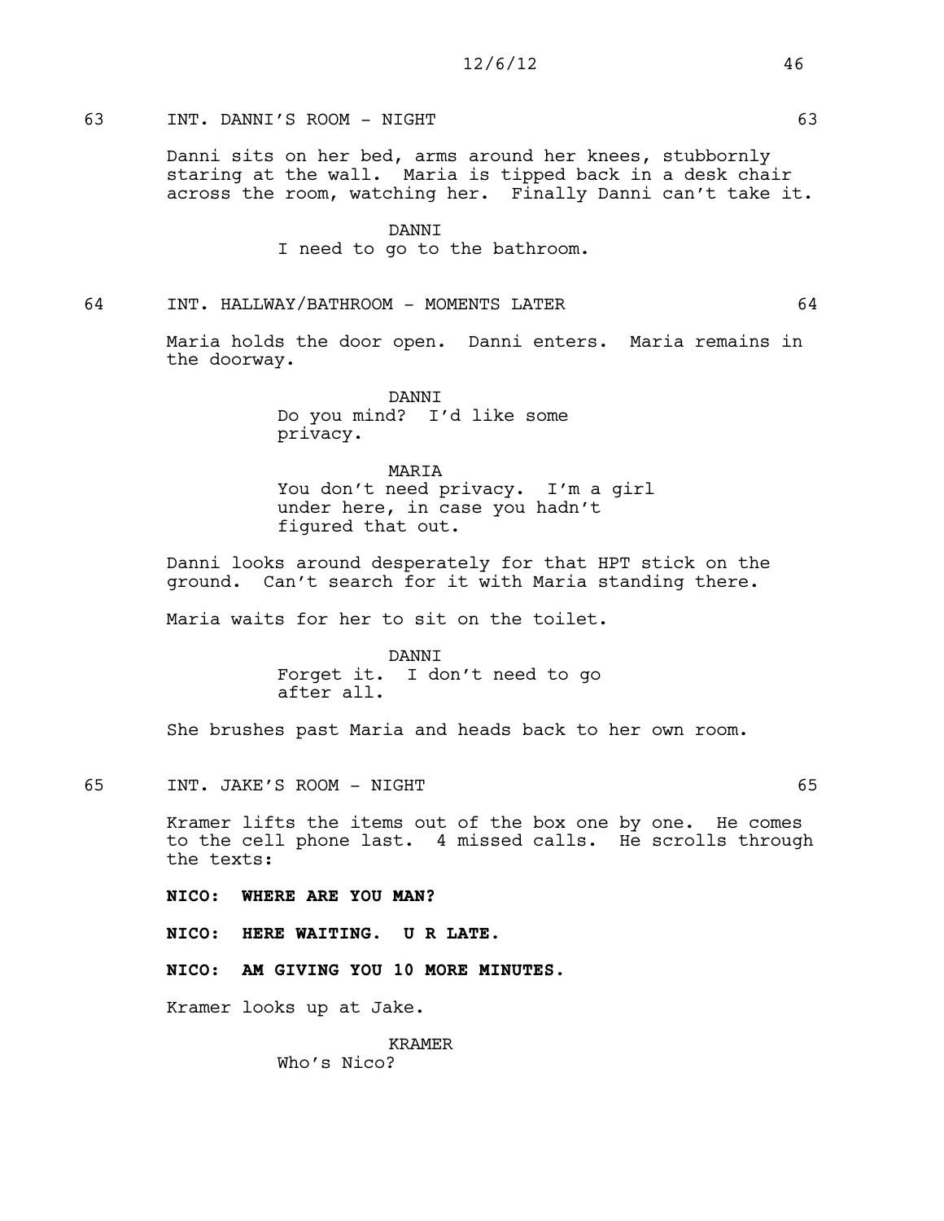63 INT. DANNI'S ROOM - NIGHT 63

Danni sits on her bed, arms around her knees, stubbornly staring at the wall. Maria is tipped back in a desk chair across the room, watching her. Finally Danni can't take it.

DANNI
I need to go to the bathroom.

64 INT. HALLWAY/BATHROOM - MOMENTS LATER 64

Maria holds the door open. Danni enters. Maria remains in the doorway.

DANNI
Do you mind? I'd like some privacy.

MARIA
You don't need privacy. I'm a girl under here, in case you hadn't figured that out.

Danni looks around desperately for that HPT stick on the ground. Can't search for it with Maria standing there.

Maria waits for her to sit on the toilet.

DANNI
Forget it. I don't need to go after all.

She brushes past Maria and heads back to her own room.

65 INT. JAKE'S ROOM - NIGHT 65

Kramer lifts the items out of the box one by one. He comes to the cell phone last. 4 missed calls. He scrolls through the texts:

**NICO: WHERE ARE YOU MAN?**

**NICO: HERE WAITING. U R LATE.**

**NICO: AM GIVING YOU 10 MORE MINUTES.**

Kramer looks up at Jake.

KRAMER
Who's Nico?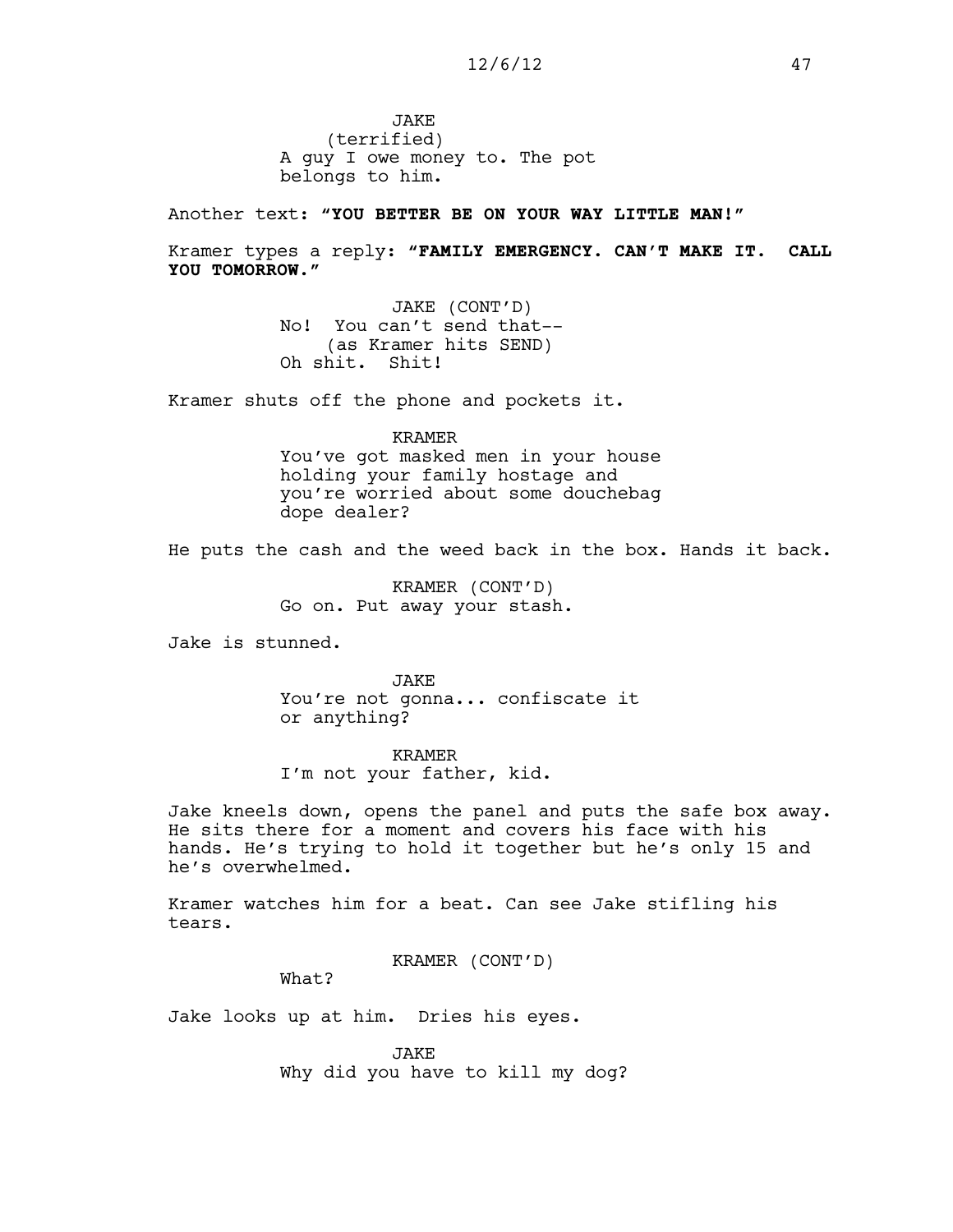JAKE
(terrified)
A guy I owe money to. The pot belongs to him.

Another text: **"YOU BETTER BE ON YOUR WAY LITTLE MAN!"**

Kramer types a reply: **"FAMILY EMERGENCY. CAN'T MAKE IT. CALL YOU TOMORROW."**

JAKE (CONT'D)
No! You can't send that--
(as Kramer hits SEND)
Oh shit. Shit!

Kramer shuts off the phone and pockets it.

KRAMER
You've got masked men in your house holding your family hostage and you're worried about some douchebag dope dealer?

He puts the cash and the weed back in the box. Hands it back.

KRAMER (CONT'D)
Go on. Put away your stash.

Jake is stunned.

JAKE
You're not gonna... confiscate it or anything?

KRAMER
I'm not your father, kid.

Jake kneels down, opens the panel and puts the safe box away. He sits there for a moment and covers his face with his hands. He's trying to hold it together but he's only 15 and he's overwhelmed.

Kramer watches him for a beat. Can see Jake stifling his tears.

KRAMER (CONT'D)
What?

Jake looks up at him. Dries his eyes.

JAKE
Why did you have to kill my dog?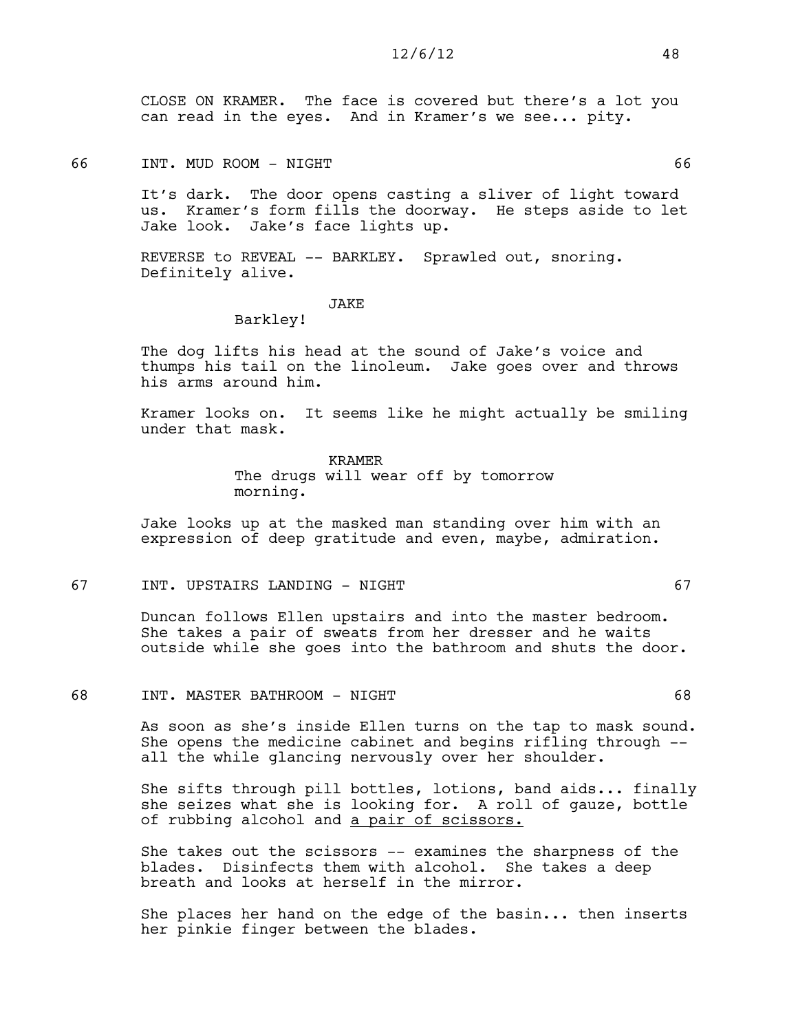CLOSE ON KRAMER. The face is covered but there's a lot you can read in the eyes. And in Kramer's we see... pity.

66 INT. MUD ROOM - NIGHT 66

It's dark. The door opens casting a sliver of light toward us. Kramer's form fills the doorway. He steps aside to let Jake look. Jake's face lights up.

REVERSE to REVEAL -- BARKLEY. Sprawled out, snoring. Definitely alive.

JAKE
Barkley!

The dog lifts his head at the sound of Jake's voice and thumps his tail on the linoleum. Jake goes over and throws his arms around him.

Kramer looks on. It seems like he might actually be smiling under that mask.

KRAMER
The drugs will wear off by tomorrow morning.

Jake looks up at the masked man standing over him with an expression of deep gratitude and even, maybe, admiration.

67 INT. UPSTAIRS LANDING - NIGHT 67

Duncan follows Ellen upstairs and into the master bedroom. She takes a pair of sweats from her dresser and he waits outside while she goes into the bathroom and shuts the door.

68 INT. MASTER BATHROOM - NIGHT 68

As soon as she's inside Ellen turns on the tap to mask sound. She opens the medicine cabinet and begins rifling through -- all the while glancing nervously over her shoulder.

She sifts through pill bottles, lotions, band aids... finally she seizes what she is looking for. A roll of gauze, bottle of rubbing alcohol and <u>a pair of scissors.</u>

She takes out the scissors -- examines the sharpness of the blades. Disinfects them with alcohol. She takes a deep breath and looks at herself in the mirror.

She places her hand on the edge of the basin... then inserts her pinkie finger between the blades.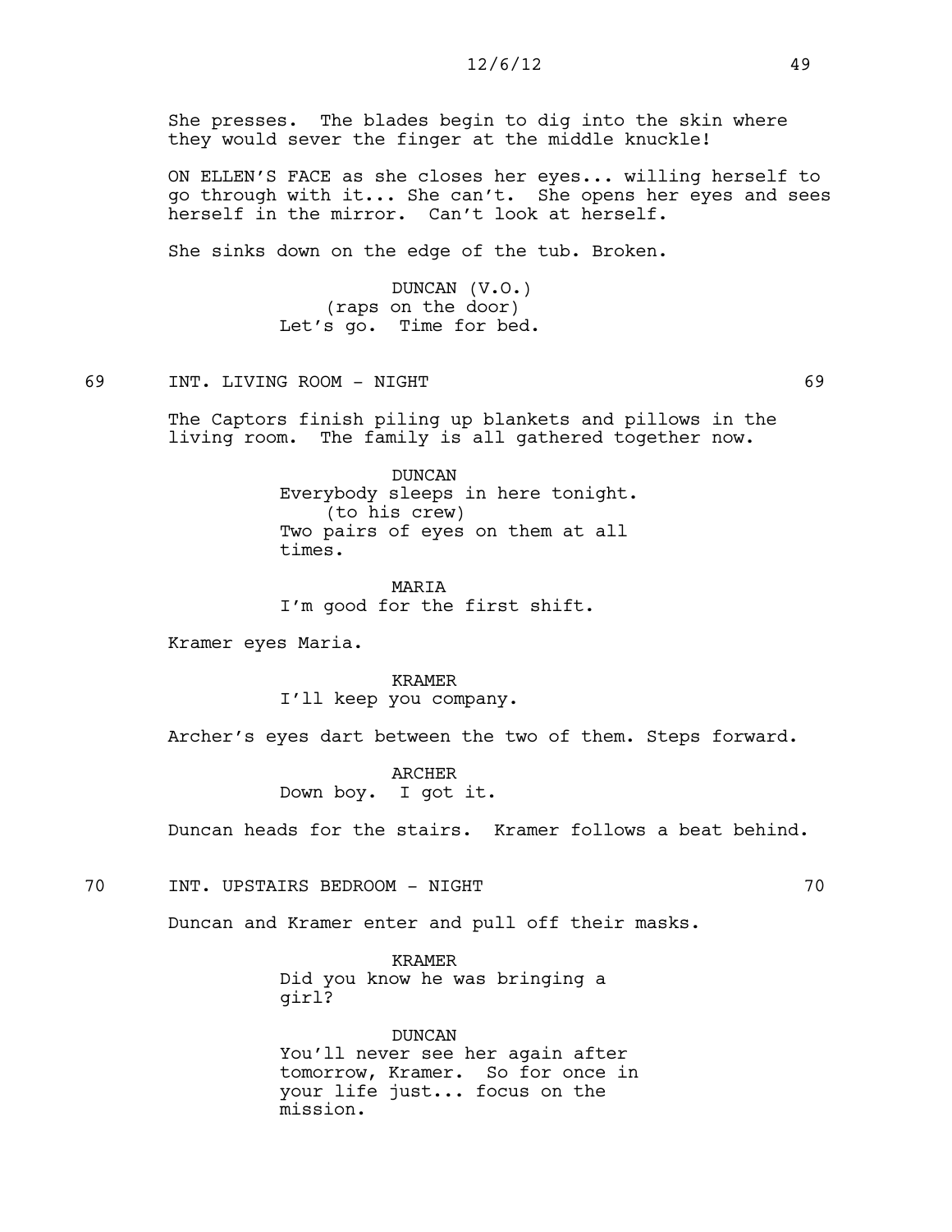She presses. The blades begin to dig into the skin where they would sever the finger at the middle knuckle!

ON ELLEN'S FACE as she closes her eyes... willing herself to go through with it... She can't. She opens her eyes and sees herself in the mirror. Can't look at herself.

She sinks down on the edge of the tub. Broken.

DUNCAN (V.O.)
(raps on the door)
Let's go. Time for bed.

69 INT. LIVING ROOM - NIGHT 69

The Captors finish piling up blankets and pillows in the living room. The family is all gathered together now.

DUNCAN
Everybody sleeps in here tonight.
(to his crew)
Two pairs of eyes on them at all times.

MARIA
I'm good for the first shift.

Kramer eyes Maria.

KRAMER
I'll keep you company.

Archer's eyes dart between the two of them. Steps forward.

ARCHER
Down boy. I got it.

Duncan heads for the stairs. Kramer follows a beat behind.

70 INT. UPSTAIRS BEDROOM - NIGHT 70

Duncan and Kramer enter and pull off their masks.

KRAMER
Did you know he was bringing a girl?

DUNCAN
You'll never see her again after tomorrow, Kramer. So for once in your life just... focus on the mission.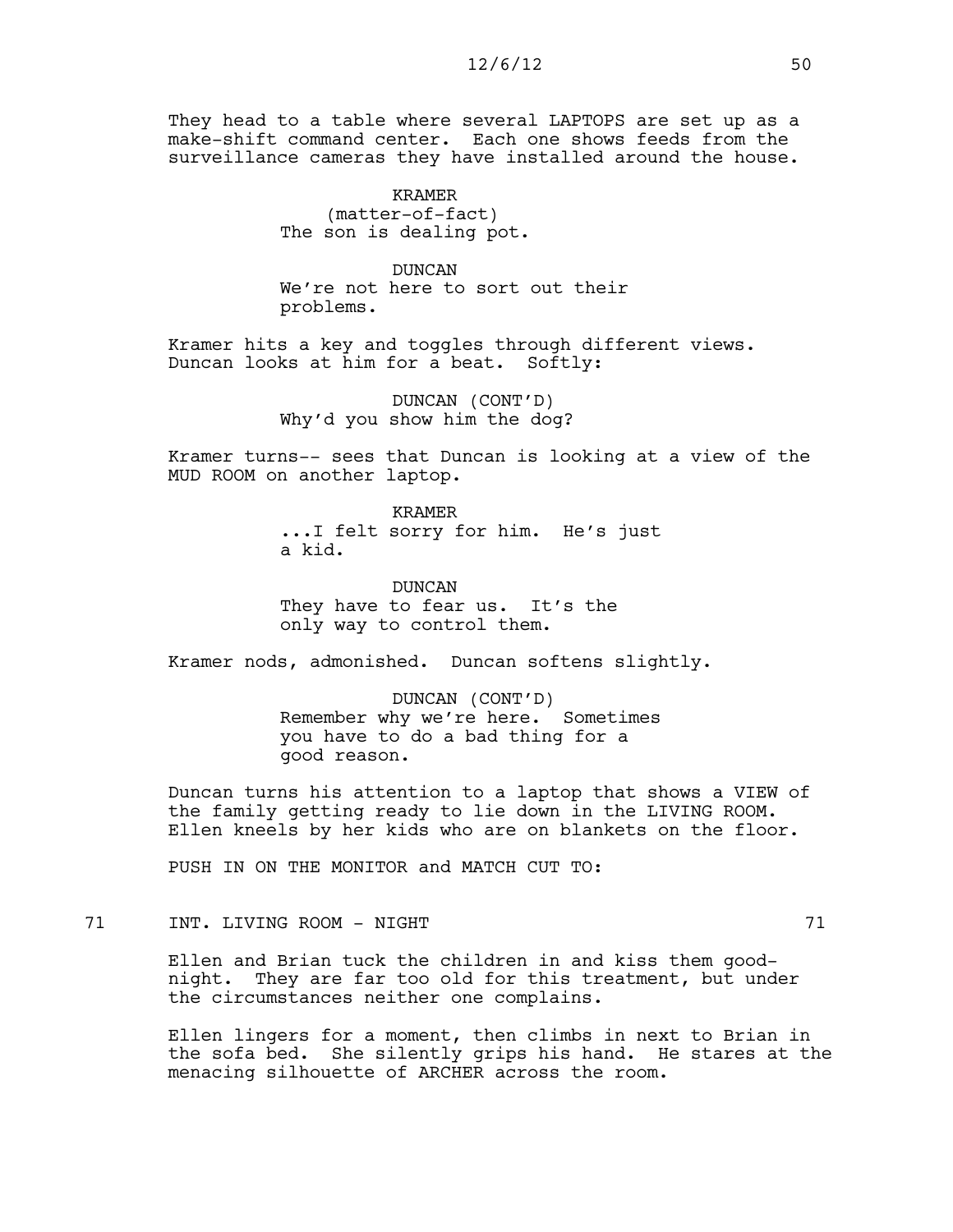They head to a table where several LAPTOPS are set up as a make-shift command center. Each one shows feeds from the surveillance cameras they have installed around the house.

KRAMER
(matter-of-fact)
The son is dealing pot.

DUNCAN
We're not here to sort out their problems.

Kramer hits a key and toggles through different views. Duncan looks at him for a beat. Softly:

DUNCAN (CONT'D)
Why'd you show him the dog?

Kramer turns-- sees that Duncan is looking at a view of the MUD ROOM on another laptop.

KRAMER
...I felt sorry for him. He's just a kid.

DUNCAN
They have to fear us. It's the only way to control them.

Kramer nods, admonished. Duncan softens slightly.

DUNCAN (CONT'D)
Remember why we're here. Sometimes you have to do a bad thing for a good reason.

Duncan turns his attention to a laptop that shows a VIEW of the family getting ready to lie down in the LIVING ROOM. Ellen kneels by her kids who are on blankets on the floor.

PUSH IN ON THE MONITOR and MATCH CUT TO:

71 INT. LIVING ROOM - NIGHT 71

Ellen and Brian tuck the children in and kiss them good-night. They are far too old for this treatment, but under the circumstances neither one complains.

Ellen lingers for a moment, then climbs in next to Brian in the sofa bed. She silently grips his hand. He stares at the menacing silhouette of ARCHER across the room.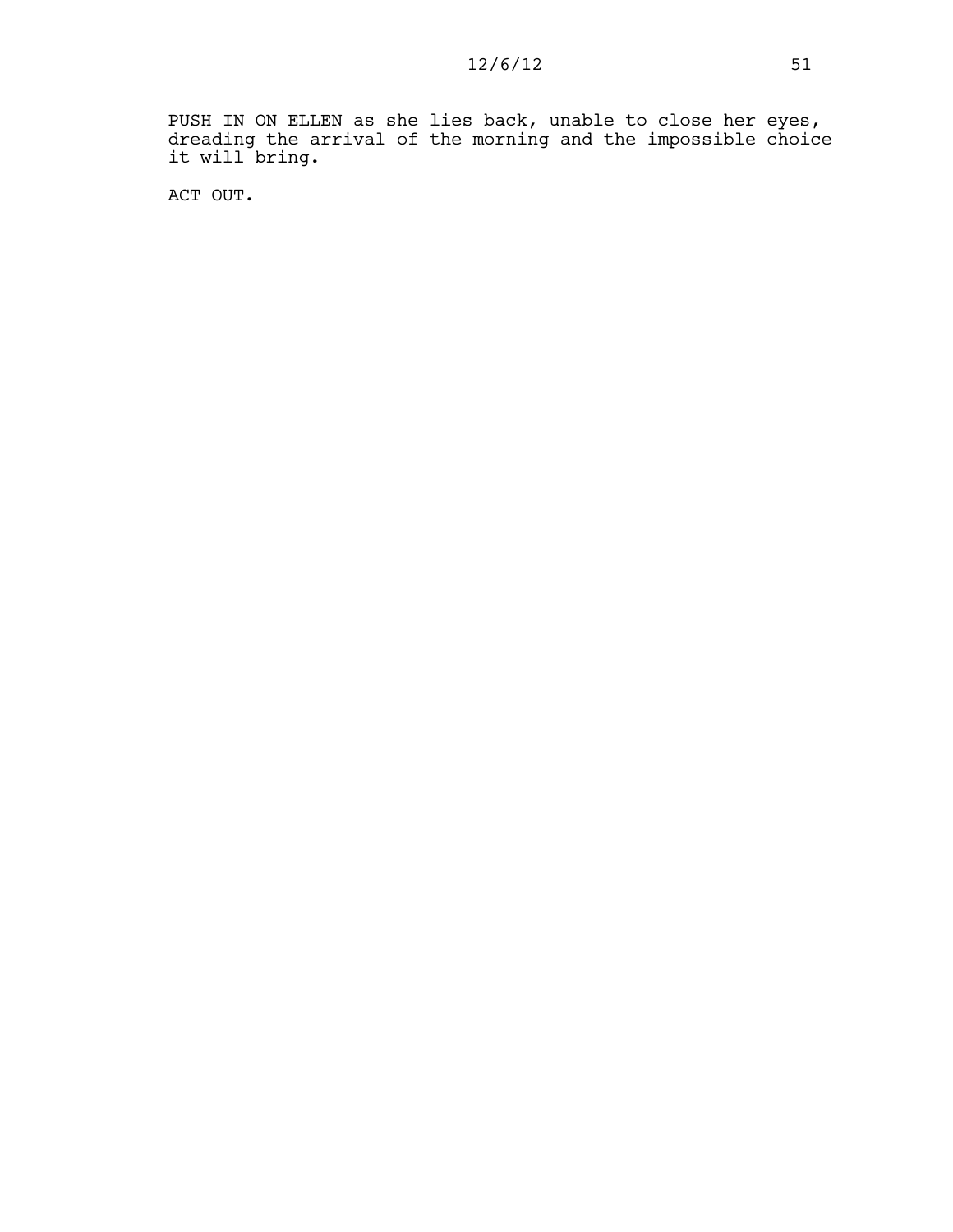PUSH IN ON ELLEN as she lies back, unable to close her eyes, dreading the arrival of the morning and the impossible choice it will bring.

ACT OUT.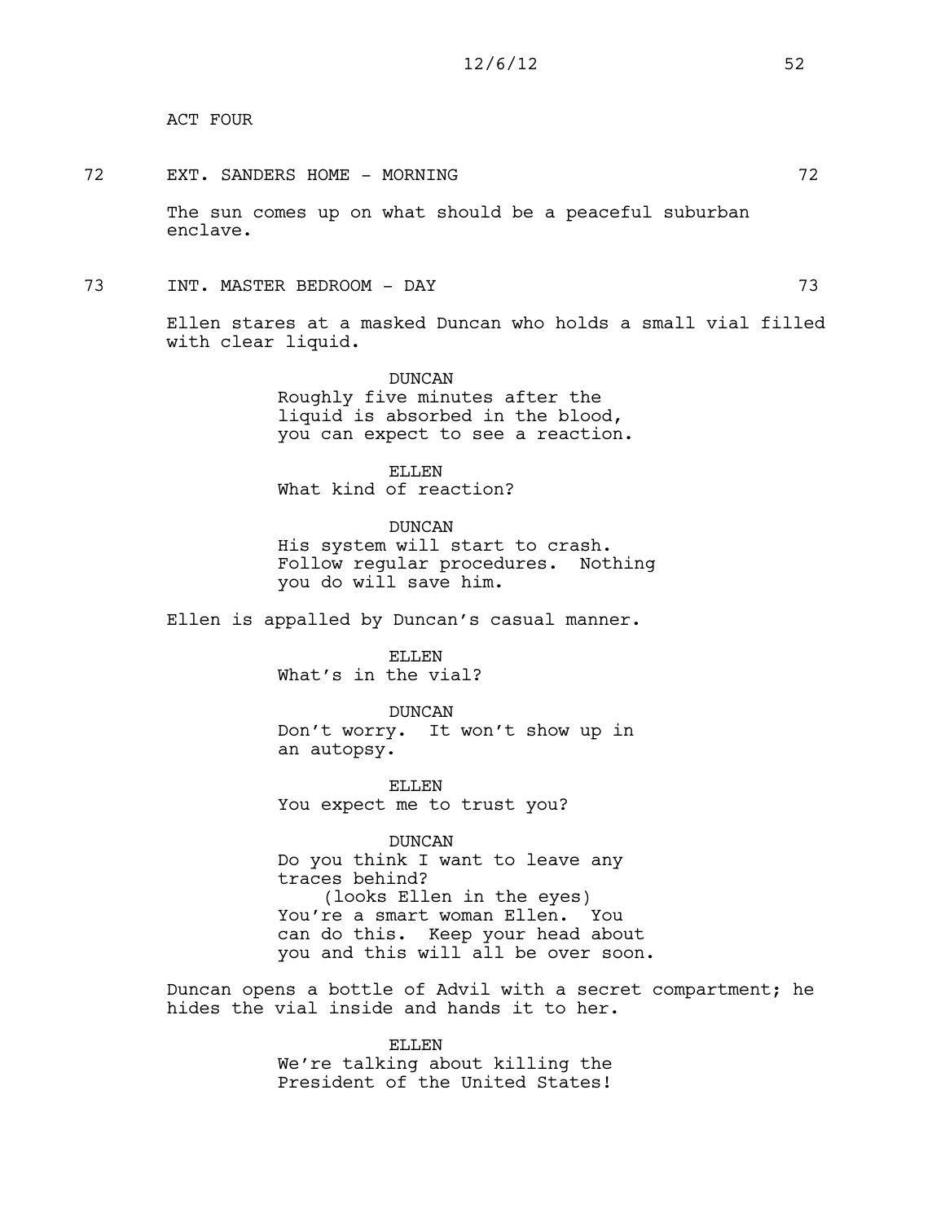ACT FOUR

72 EXT. SANDERS HOME - MORNING 72

The sun comes up on what should be a peaceful suburban enclave.

73 INT. MASTER BEDROOM - DAY 73

Ellen stares at a masked Duncan who holds a small vial filled with clear liquid.

DUNCAN
Roughly five minutes after the liquid is absorbed in the blood, you can expect to see a reaction.

ELLEN
What kind of reaction?

DUNCAN
His system will start to crash. Follow regular procedures. Nothing you do will save him.

Ellen is appalled by Duncan's casual manner.

ELLEN
What's in the vial?

DUNCAN
Don't worry. It won't show up in an autopsy.

ELLEN
You expect me to trust you?

DUNCAN
Do you think I want to leave any traces behind?
(looks Ellen in the eyes)
You're a smart woman Ellen. You can do this. Keep your head about you and this will all be over soon.

Duncan opens a bottle of Advil with a secret compartment; he hides the vial inside and hands it to her.

ELLEN
We're talking about killing the President of the United States!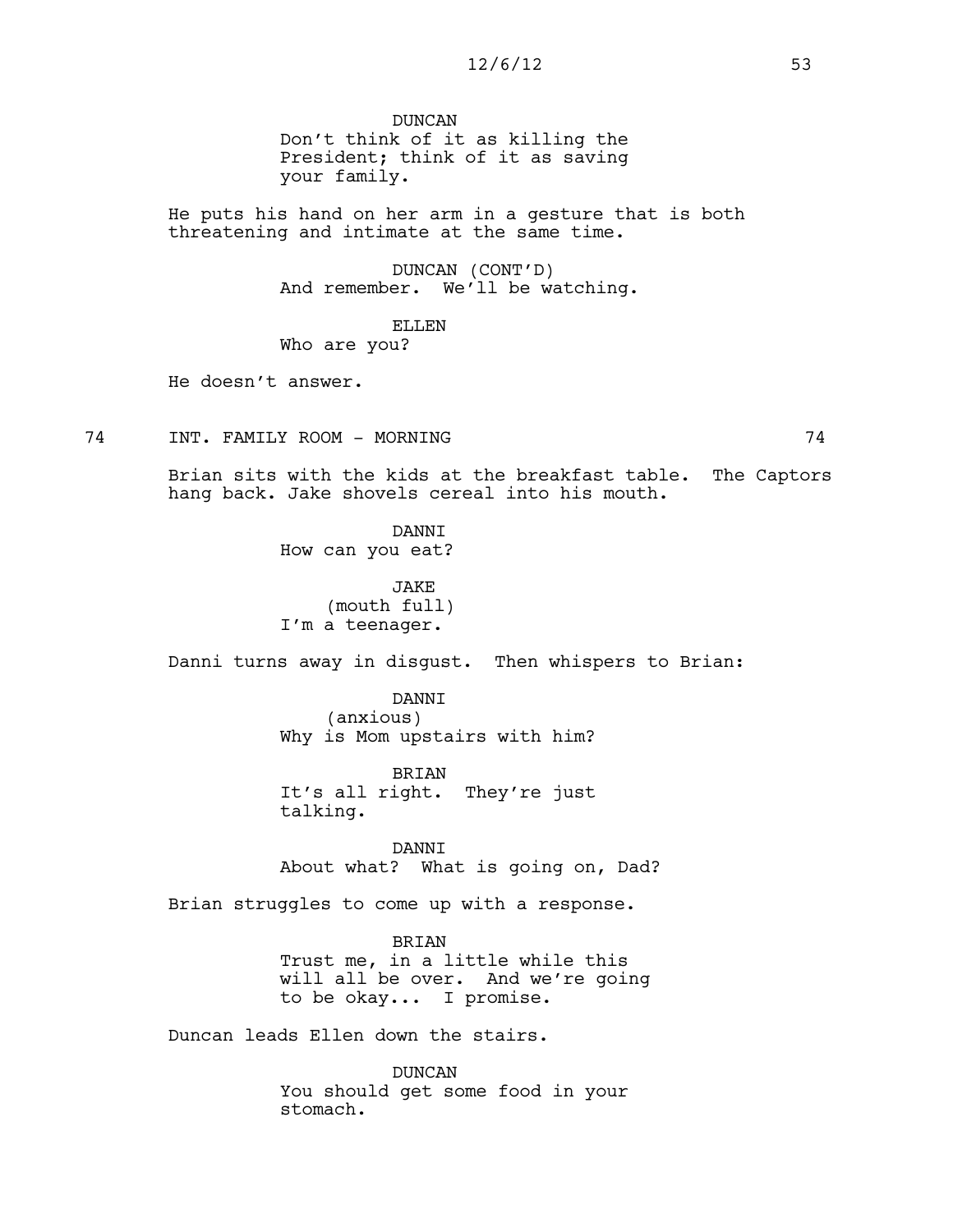DUNCAN
Don't think of it as killing the President; think of it as saving your family.

He puts his hand on her arm in a gesture that is both threatening and intimate at the same time.

DUNCAN (CONT'D)
And remember. We'll be watching.

ELLEN
Who are you?

He doesn't answer.

74 INT. FAMILY ROOM - MORNING 74

Brian sits with the kids at the breakfast table. The Captors hang back. Jake shovels cereal into his mouth.

DANNI
How can you eat?

JAKE
(mouth full)
I'm a teenager.

Danni turns away in disgust. Then whispers to Brian:

DANNI
(anxious)
Why is Mom upstairs with him?

BRIAN
It's all right. They're just talking.

DANNI
About what? What is going on, Dad?

Brian struggles to come up with a response.

BRIAN
Trust me, in a little while this will all be over. And we're going to be okay... I promise.

Duncan leads Ellen down the stairs.

DUNCAN
You should get some food in your stomach.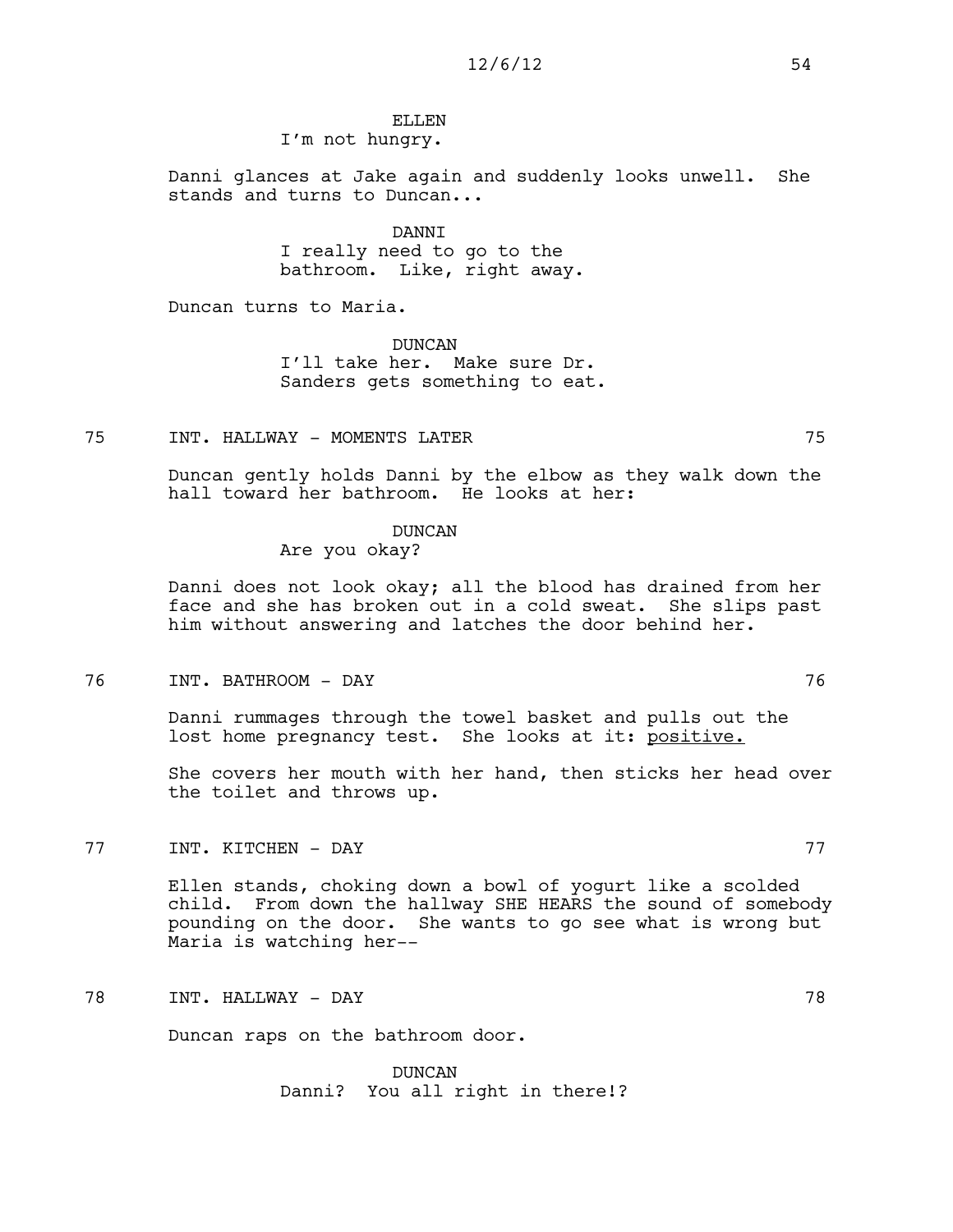ELLEN
I'm not hungry.

Danni glances at Jake again and suddenly looks unwell. She stands and turns to Duncan...

DANNI
I really need to go to the bathroom. Like, right away.

Duncan turns to Maria.

DUNCAN
I'll take her. Make sure Dr. Sanders gets something to eat.

75 INT. HALLWAY - MOMENTS LATER 75

Duncan gently holds Danni by the elbow as they walk down the hall toward her bathroom. He looks at her:

DUNCAN
Are you okay?

Danni does not look okay; all the blood has drained from her face and she has broken out in a cold sweat. She slips past him without answering and latches the door behind her.

76 INT. BATHROOM - DAY 76

Danni rummages through the towel basket and pulls out the lost home pregnancy test. She looks at it: <u>positive.</u>

She covers her mouth with her hand, then sticks her head over the toilet and throws up.

77 INT. KITCHEN - DAY 77

Ellen stands, choking down a bowl of yogurt like a scolded child. From down the hallway SHE HEARS the sound of somebody pounding on the door. She wants to go see what is wrong but Maria is watching her--

78 INT. HALLWAY - DAY 78

Duncan raps on the bathroom door.

DUNCAN
Danni? You all right in there!?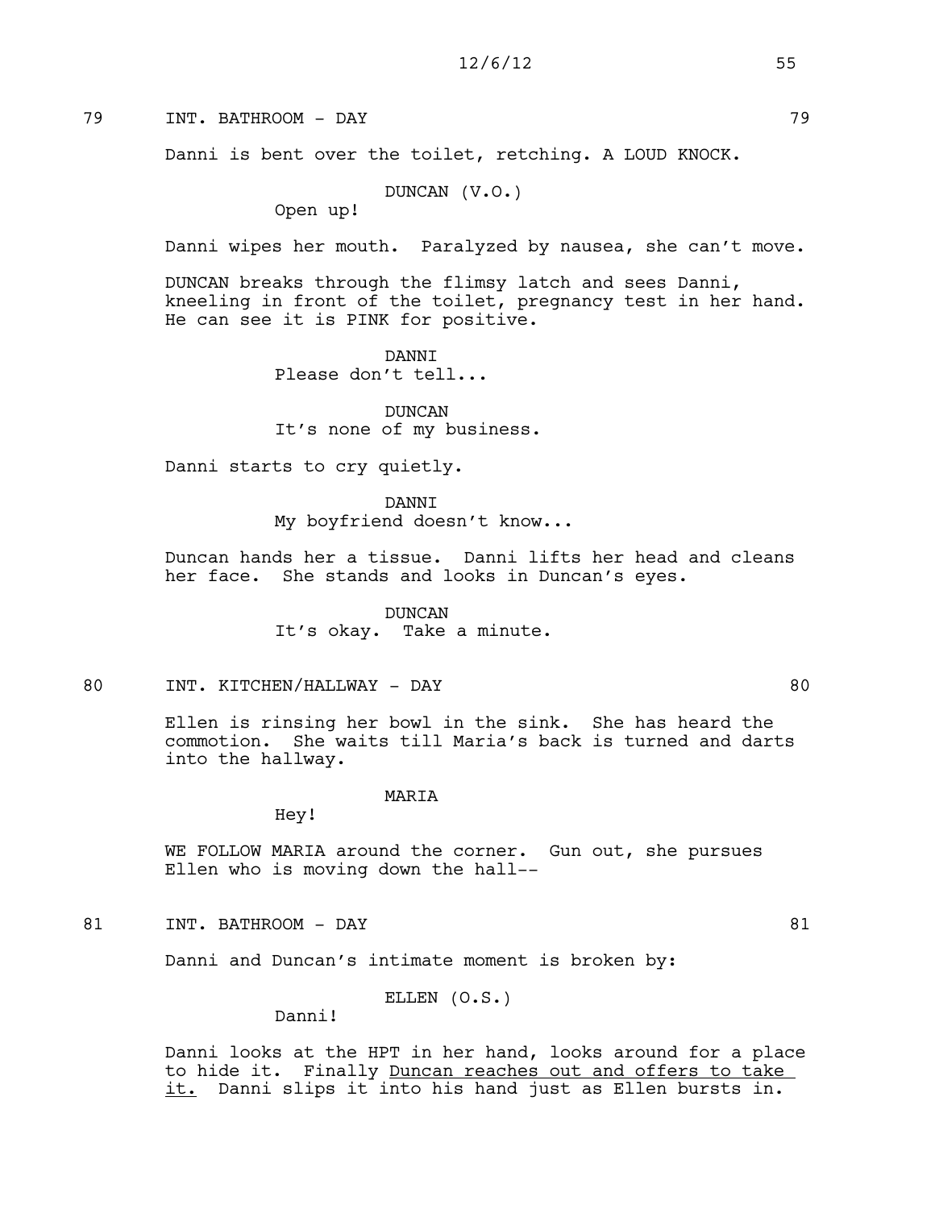79 INT. BATHROOM - DAY 79

Danni is bent over the toilet, retching. A LOUD KNOCK.

DUNCAN (V.O.)
Open up!

Danni wipes her mouth. Paralyzed by nausea, she can't move.

DUNCAN breaks through the flimsy latch and sees Danni, kneeling in front of the toilet, pregnancy test in her hand. He can see it is PINK for positive.

DANNI
Please don't tell...

DUNCAN
It's none of my business.

Danni starts to cry quietly.

DANNI
My boyfriend doesn't know...

Duncan hands her a tissue. Danni lifts her head and cleans her face. She stands and looks in Duncan's eyes.

DUNCAN
It's okay. Take a minute.

80 INT. KITCHEN/HALLWAY - DAY 80

Ellen is rinsing her bowl in the sink. She has heard the commotion. She waits till Maria's back is turned and darts into the hallway.

MARIA
Hey!

WE FOLLOW MARIA around the corner. Gun out, she pursues Ellen who is moving down the hall--

81 INT. BATHROOM - DAY 81

Danni and Duncan's intimate moment is broken by:

ELLEN (O.S.)
Danni!

Danni looks at the HPT in her hand, looks around for a place to hide it. Finally <u>Duncan reaches out and offers to take it.</u> Danni slips it into his hand just as Ellen bursts in.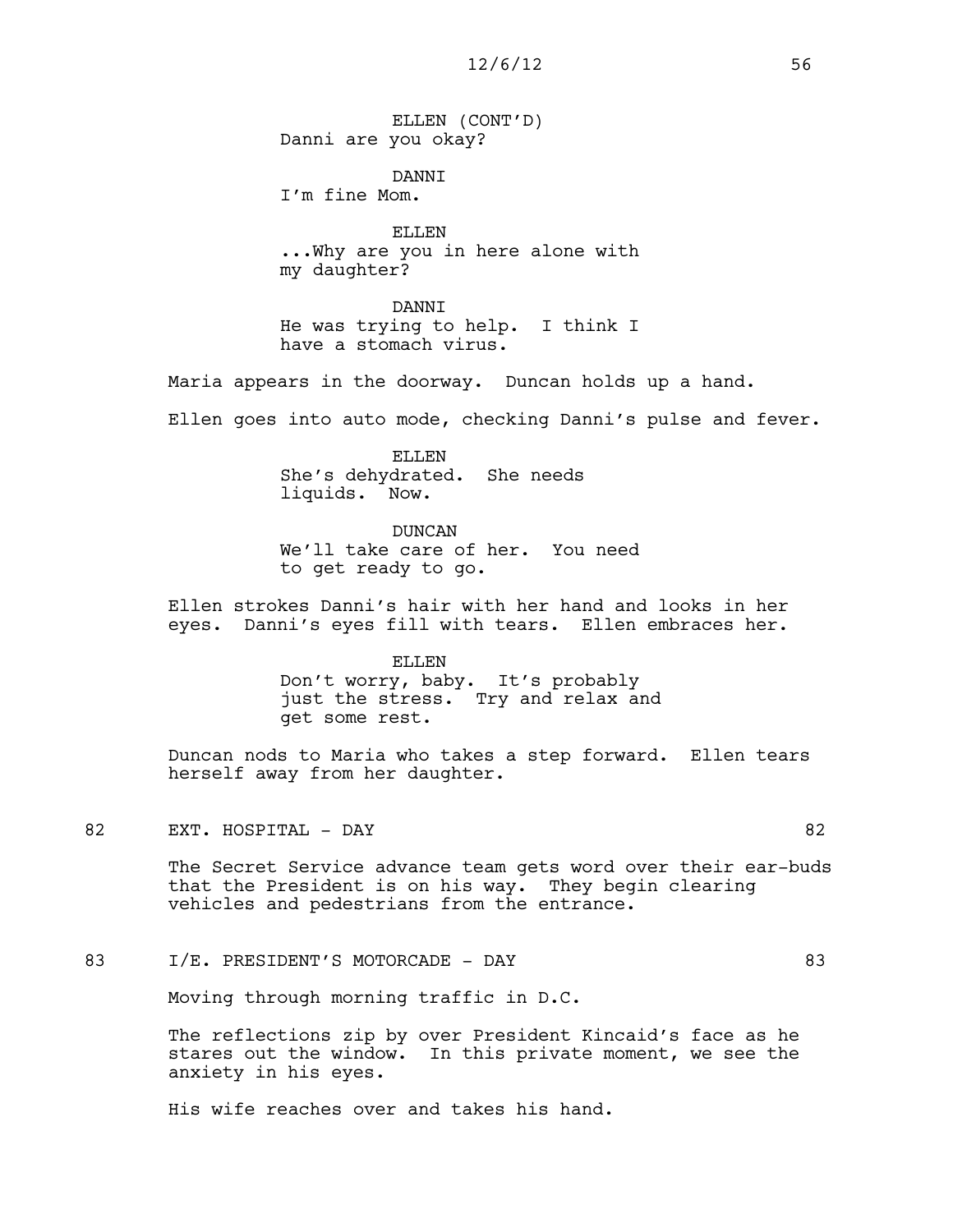ELLEN (CONT'D)
Danni are you okay?

DANNI
I'm fine Mom.

ELLEN
...Why are you in here alone with my daughter?

DANNI
He was trying to help. I think I have a stomach virus.

Maria appears in the doorway. Duncan holds up a hand.

Ellen goes into auto mode, checking Danni's pulse and fever.

ELLEN
She's dehydrated. She needs liquids. Now.

DUNCAN
We'll take care of her. You need to get ready to go.

Ellen strokes Danni's hair with her hand and looks in her eyes. Danni's eyes fill with tears. Ellen embraces her.

ELLEN
Don't worry, baby. It's probably just the stress. Try and relax and get some rest.

Duncan nods to Maria who takes a step forward. Ellen tears herself away from her daughter.

82 EXT. HOSPITAL - DAY 82

The Secret Service advance team gets word over their ear-buds that the President is on his way. They begin clearing vehicles and pedestrians from the entrance.

83 I/E. PRESIDENT'S MOTORCADE - DAY 83

Moving through morning traffic in D.C.

The reflections zip by over President Kincaid's face as he stares out the window. In this private moment, we see the anxiety in his eyes.

His wife reaches over and takes his hand.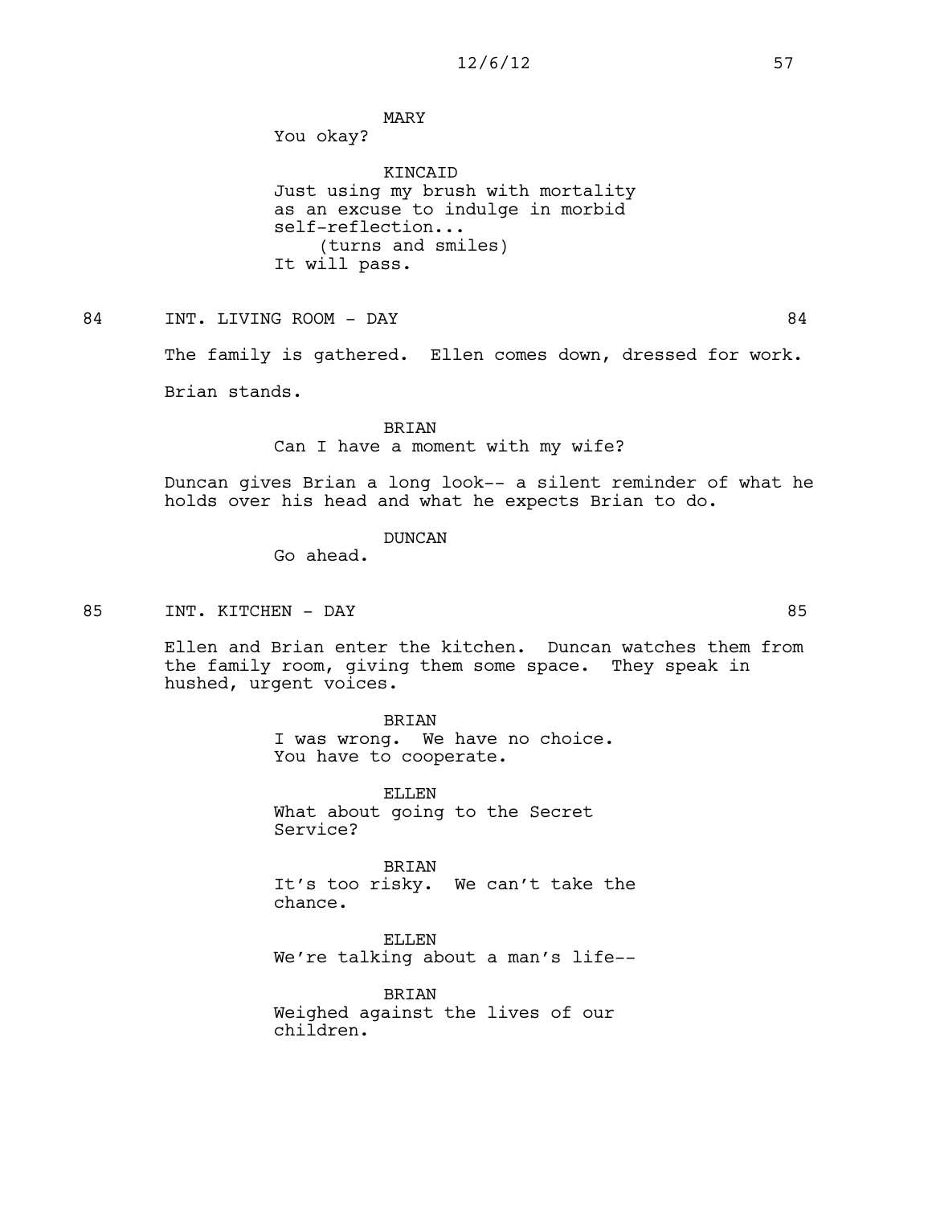MARY

You okay?

KINCAID

Just using my brush with mortality as an excuse to indulge in morbid self-reflection...

(turns and smiles)

It will pass.

84 INT. LIVING ROOM - DAY 84

The family is gathered. Ellen comes down, dressed for work.

Brian stands.

BRIAN

Can I have a moment with my wife?

Duncan gives Brian a long look-- a silent reminder of what he holds over his head and what he expects Brian to do.

DUNCAN

Go ahead.

85 INT. KITCHEN - DAY 85

Ellen and Brian enter the kitchen. Duncan watches them from the family room, giving them some space. They speak in hushed, urgent voices.

BRIAN

I was wrong. We have no choice. You have to cooperate.

ELLEN

What about going to the Secret Service?

BRIAN

It's too risky. We can't take the chance.

ELLEN

We're talking about a man's life--

BRIAN

Weighed against the lives of our children.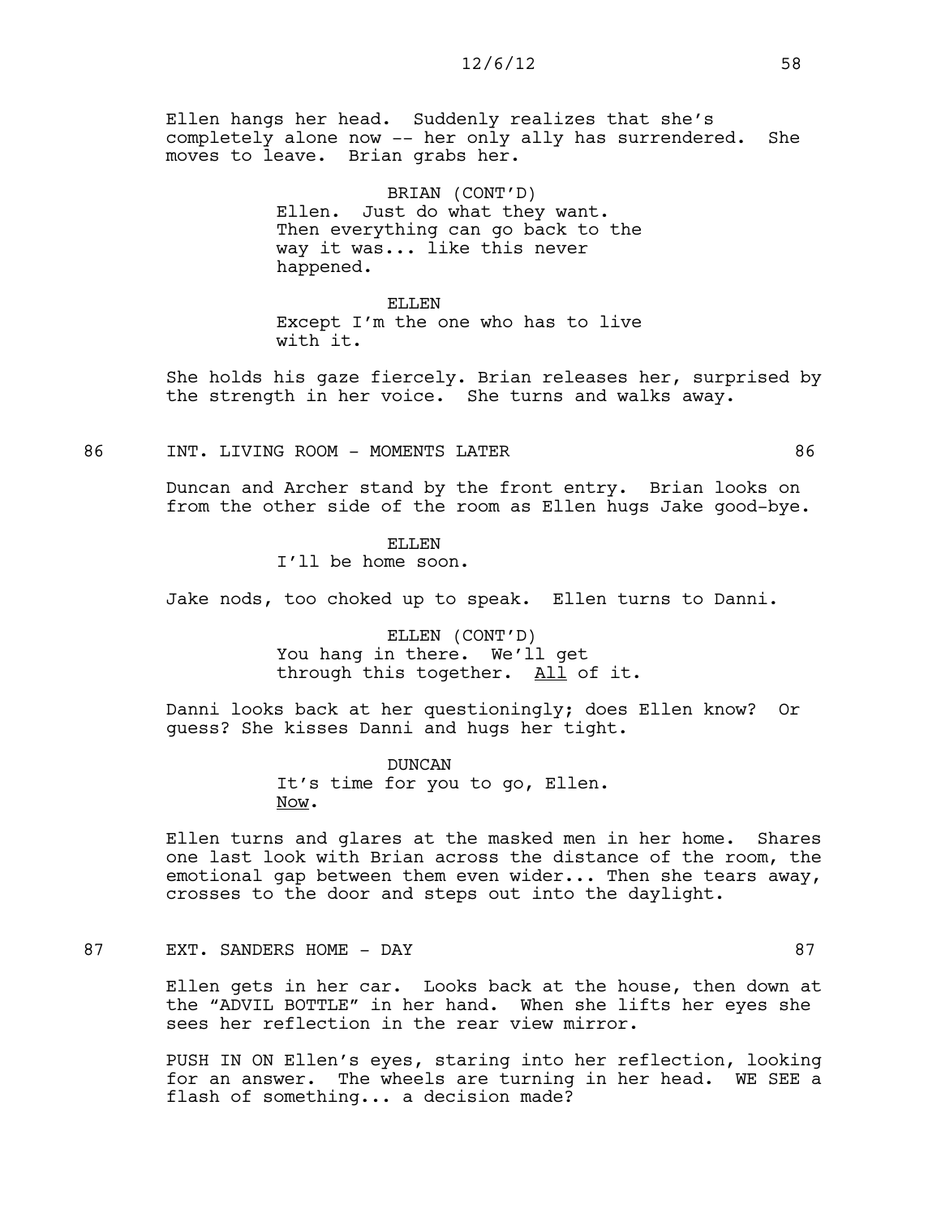Ellen hangs her head. Suddenly realizes that she's completely alone now -- her only ally has surrendered. She moves to leave. Brian grabs her.

BRIAN (CONT'D)
Ellen. Just do what they want. Then everything can go back to the way it was... like this never happened.

ELLEN
Except I'm the one who has to live with it.

She holds his gaze fiercely. Brian releases her, surprised by the strength in her voice. She turns and walks away.

86 INT. LIVING ROOM - MOMENTS LATER 86

Duncan and Archer stand by the front entry. Brian looks on from the other side of the room as Ellen hugs Jake good-bye.

ELLEN
I'll be home soon.

Jake nods, too choked up to speak. Ellen turns to Danni.

ELLEN (CONT'D)
You hang in there. We'll get through this together. <u>All</u> of it.

Danni looks back at her questioningly; does Ellen know? Or guess? She kisses Danni and hugs her tight.

DUNCAN
It's time for you to go, Ellen. <u>Now</u>.

Ellen turns and glares at the masked men in her home. Shares one last look with Brian across the distance of the room, the emotional gap between them even wider... Then she tears away, crosses to the door and steps out into the daylight.

87 EXT. SANDERS HOME - DAY 87

Ellen gets in her car. Looks back at the house, then down at the "ADVIL BOTTLE" in her hand. When she lifts her eyes she sees her reflection in the rear view mirror.

PUSH IN ON Ellen's eyes, staring into her reflection, looking for an answer. The wheels are turning in her head. WE SEE a flash of something... a decision made?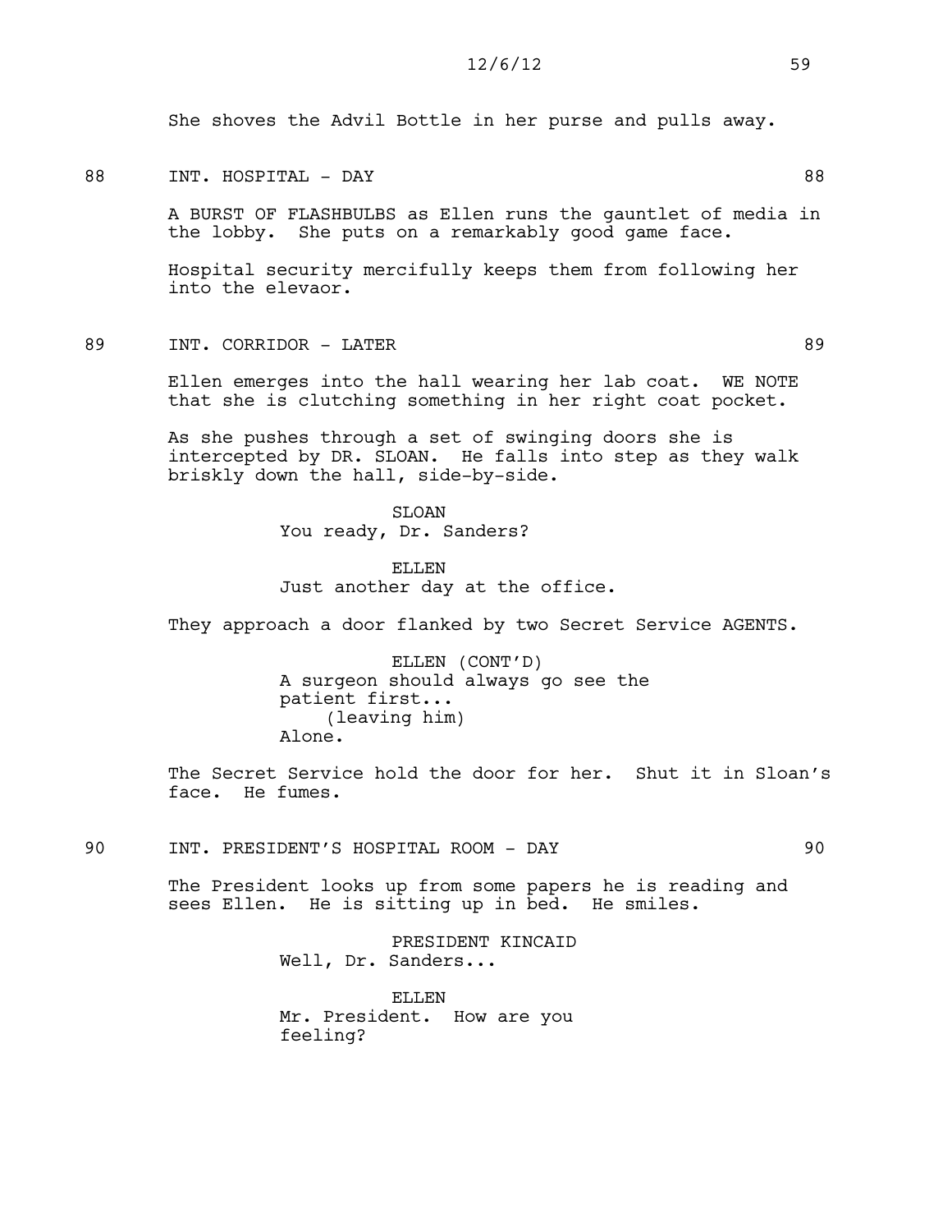She shoves the Advil Bottle in her purse and pulls away.

88 INT. HOSPITAL - DAY 88

A BURST OF FLASHBULBS as Ellen runs the gauntlet of media in the lobby. She puts on a remarkably good game face.

Hospital security mercifully keeps them from following her into the elevaor.

89 INT. CORRIDOR - LATER 89

Ellen emerges into the hall wearing her lab coat. WE NOTE that she is clutching something in her right coat pocket.

As she pushes through a set of swinging doors she is intercepted by DR. SLOAN. He falls into step as they walk briskly down the hall, side-by-side.

SLOAN
You ready, Dr. Sanders?

ELLEN
Just another day at the office.

They approach a door flanked by two Secret Service AGENTS.

ELLEN (CONT'D)
A surgeon should always go see the patient first...
(leaving him)
Alone.

The Secret Service hold the door for her. Shut it in Sloan's face. He fumes.

90 INT. PRESIDENT'S HOSPITAL ROOM - DAY 90

The President looks up from some papers he is reading and sees Ellen. He is sitting up in bed. He smiles.

PRESIDENT KINCAID
Well, Dr. Sanders...

ELLEN
Mr. President. How are you feeling?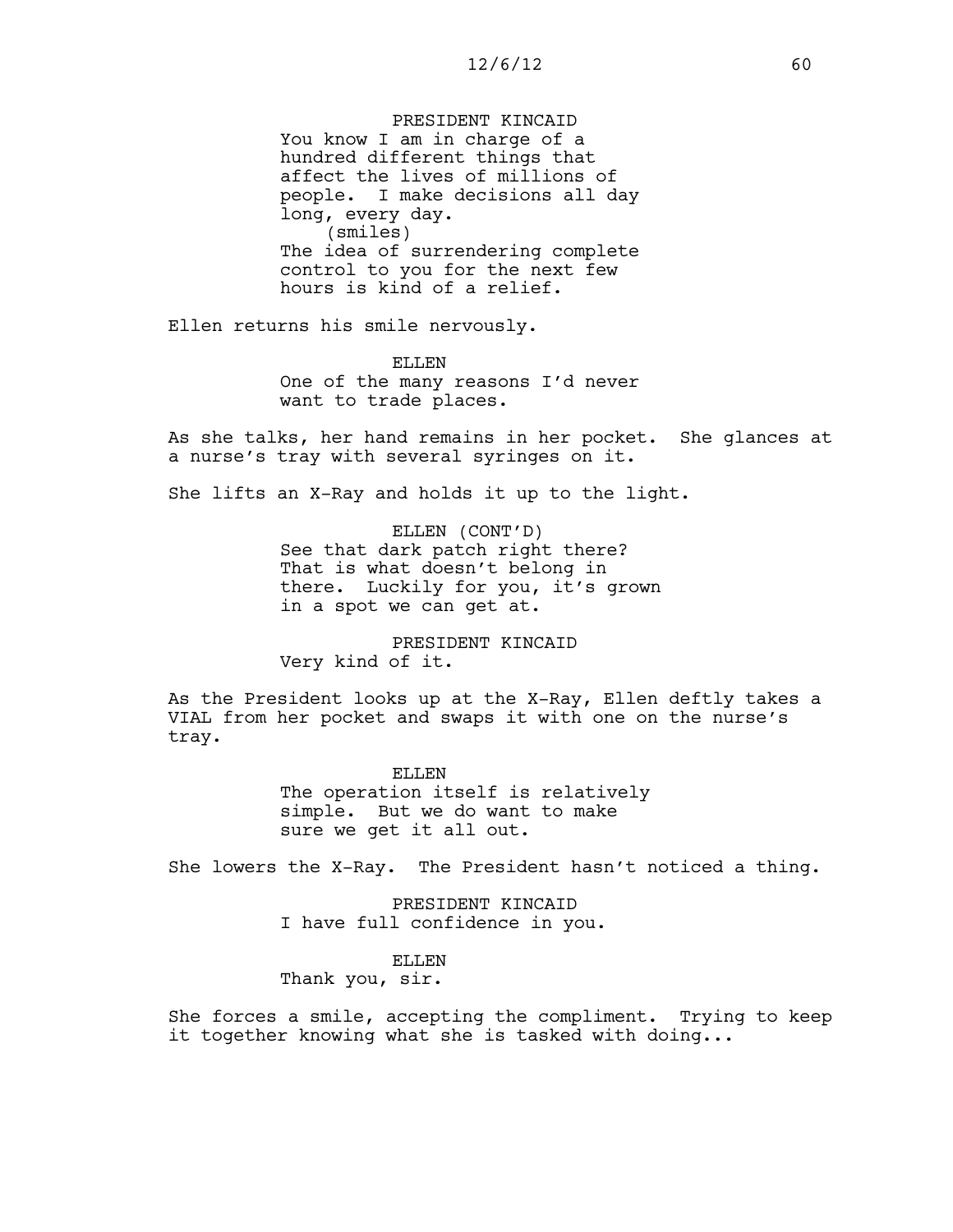PRESIDENT KINCAID

You know I am in charge of a hundred different things that affect the lives of millions of people. I make decisions all day long, every day.

(smiles)

The idea of surrendering complete control to you for the next few hours is kind of a relief.

Ellen returns his smile nervously.

ELLEN

One of the many reasons I'd never want to trade places.

As she talks, her hand remains in her pocket. She glances at a nurse's tray with several syringes on it.

She lifts an X-Ray and holds it up to the light.

ELLEN (CONT'D)

See that dark patch right there? That is what doesn't belong in there. Luckily for you, it's grown in a spot we can get at.

PRESIDENT KINCAID

Very kind of it.

As the President looks up at the X-Ray, Ellen deftly takes a VIAL from her pocket and swaps it with one on the nurse's tray.

ELLEN

The operation itself is relatively simple. But we do want to make sure we get it all out.

She lowers the X-Ray. The President hasn't noticed a thing.

PRESIDENT KINCAID

I have full confidence in you.

ELLEN

Thank you, sir.

She forces a smile, accepting the compliment. Trying to keep it together knowing what she is tasked with doing...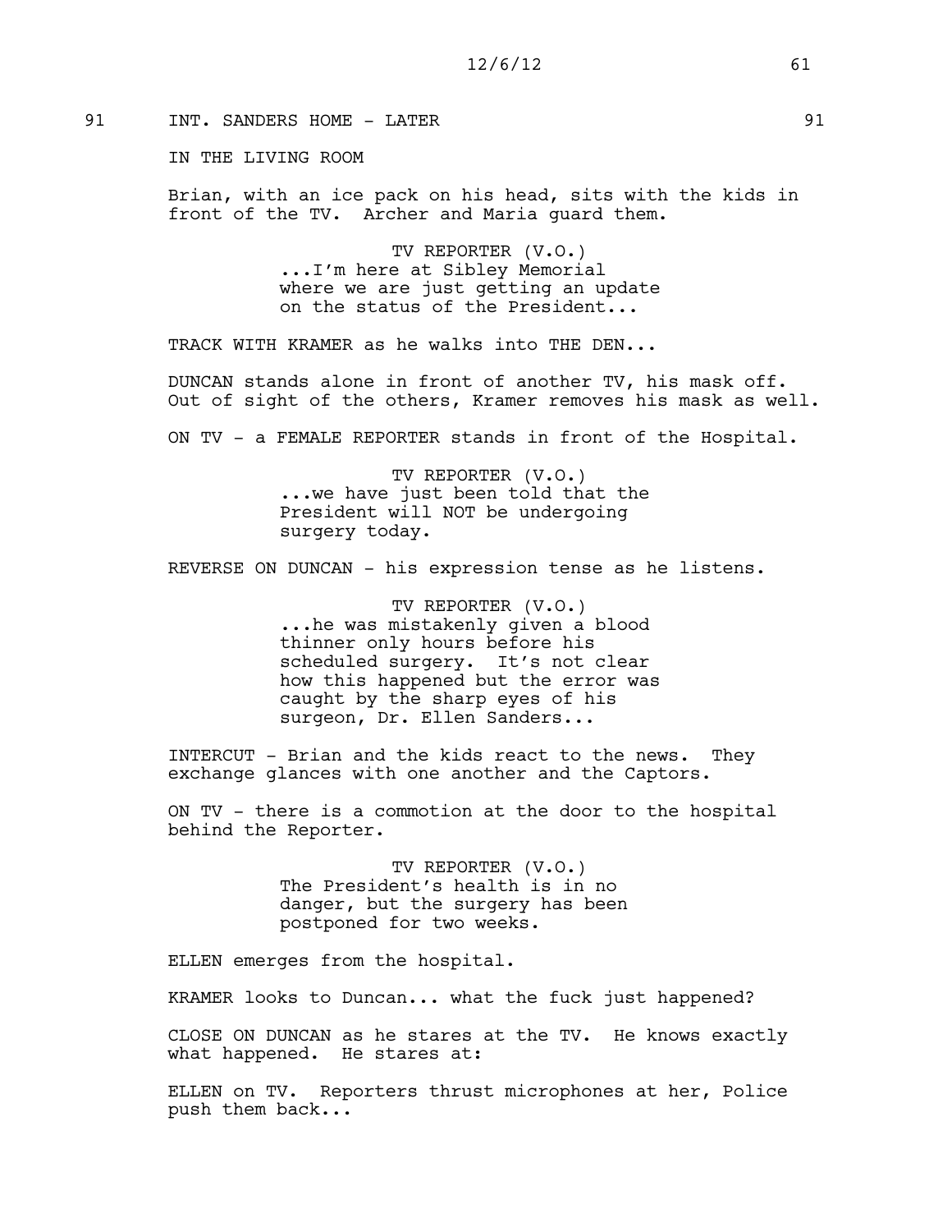91 INT. SANDERS HOME - LATER 91

IN THE LIVING ROOM

Brian, with an ice pack on his head, sits with the kids in front of the TV. Archer and Maria guard them.

TV REPORTER (V.O.)
...I'm here at Sibley Memorial where we are just getting an update on the status of the President...

TRACK WITH KRAMER as he walks into THE DEN...

DUNCAN stands alone in front of another TV, his mask off. Out of sight of the others, Kramer removes his mask as well.

ON TV - a FEMALE REPORTER stands in front of the Hospital.

TV REPORTER (V.O.)
...we have just been told that the President will NOT be undergoing surgery today.

REVERSE ON DUNCAN - his expression tense as he listens.

TV REPORTER (V.O.)
...he was mistakenly given a blood thinner only hours before his scheduled surgery. It's not clear how this happened but the error was caught by the sharp eyes of his surgeon, Dr. Ellen Sanders...

INTERCUT - Brian and the kids react to the news. They exchange glances with one another and the Captors.

ON TV - there is a commotion at the door to the hospital behind the Reporter.

TV REPORTER (V.O.)
The President's health is in no danger, but the surgery has been postponed for two weeks.

ELLEN emerges from the hospital.

KRAMER looks to Duncan... what the fuck just happened?

CLOSE ON DUNCAN as he stares at the TV. He knows exactly what happened. He stares at:

ELLEN on TV. Reporters thrust microphones at her, Police push them back...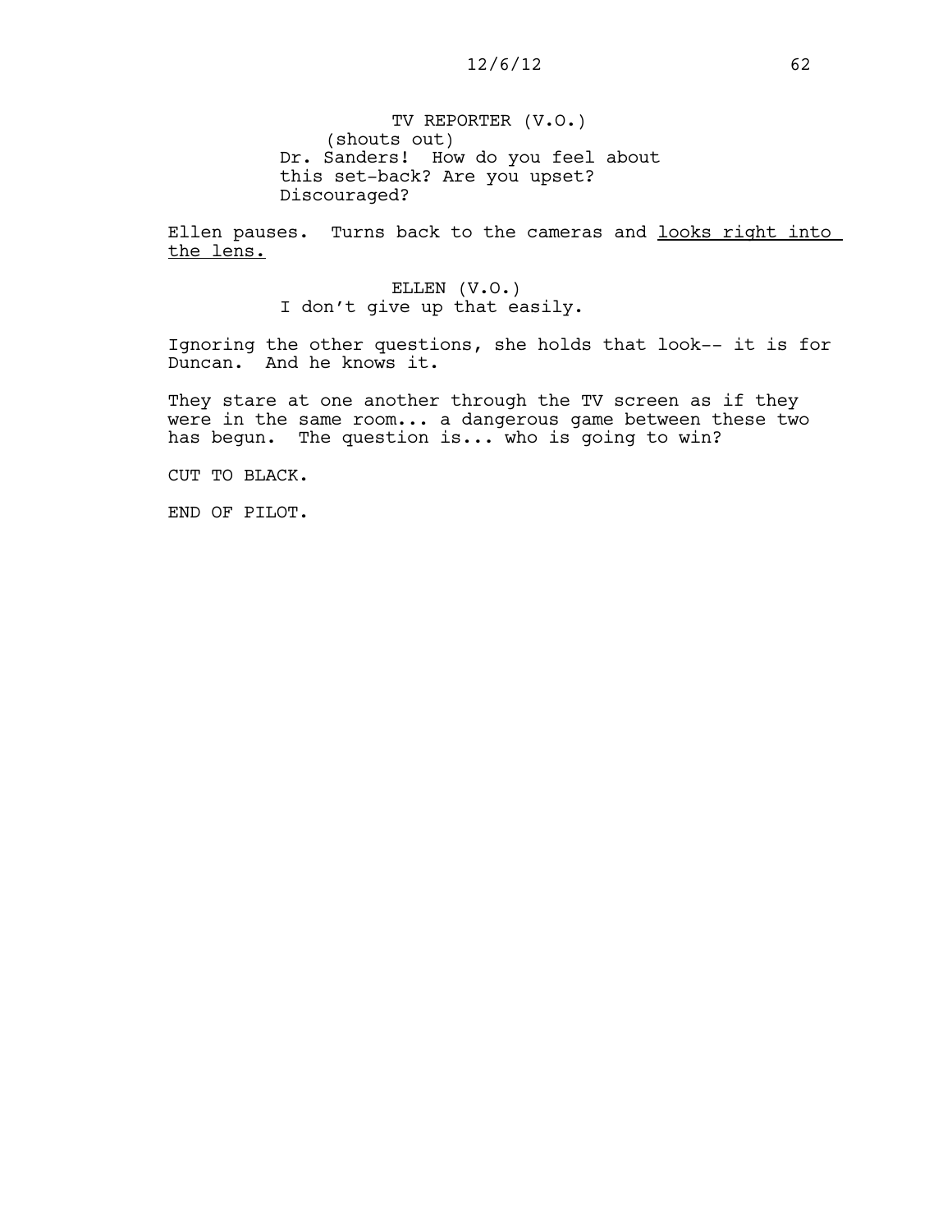TV REPORTER (V.O.)
(shouts out)
Dr. Sanders! How do you feel about this set-back? Are you upset? Discouraged?

Ellen pauses. Turns back to the cameras and <u>looks right into the lens.</u>

ELLEN (V.O.)
I don't give up that easily.

Ignoring the other questions, she holds that look-- it is for Duncan. And he knows it.

They stare at one another through the TV screen as if they were in the same room... a dangerous game between these two has begun. The question is... who is going to win?

CUT TO BLACK.

END OF PILOT.